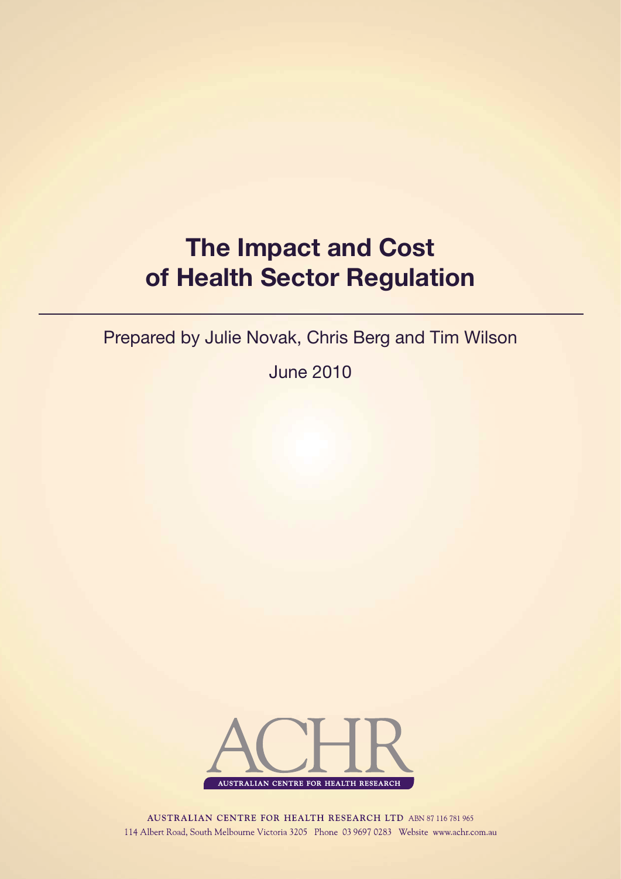# The Impact and Cost of Health Sector Regulation

Prepared by Julie Novak, Chris Berg and Tim Wilson

June 2010

ACHR

AUSTRALIAN CENTRE FOR HEALTH RESEARCH

AUSTRALIAN CENTRE FOR HEALTH RESEARCH LTD ABN 87 116 781 965
114 Albert Road, South Melbourne Victoria 3205 Phone 03 9697 0283 Website www.achr.com.au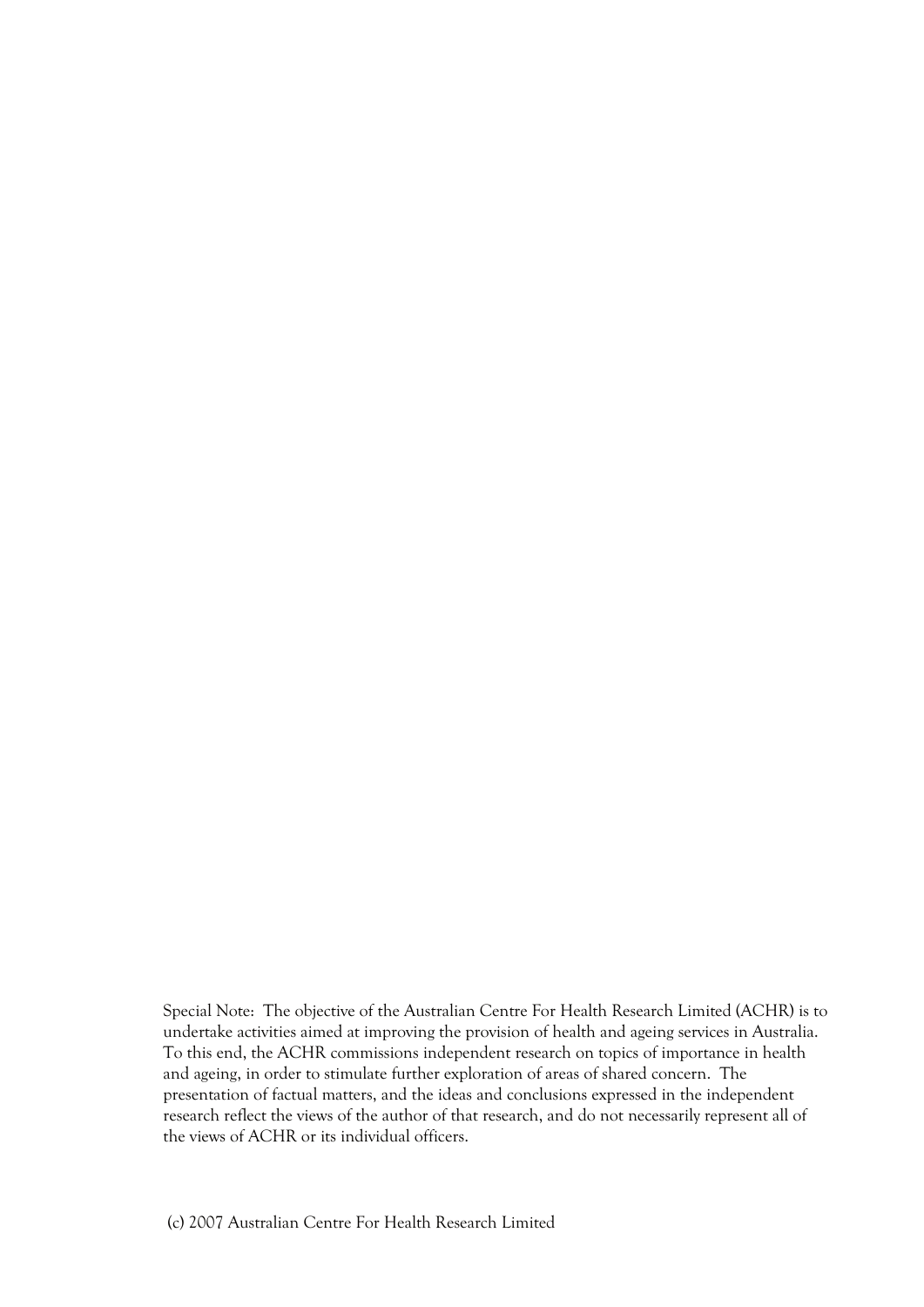Special Note: The objective of the Australian Centre For Health Research Limited (ACHR) is to undertake activities aimed at improving the provision of health and ageing services in Australia. To this end, the ACHR commissions independent research on topics of importance in health and ageing, in order to stimulate further exploration of areas of shared concern. The presentation of factual matters, and the ideas and conclusions expressed in the independent research reflect the views of the author of that research, and do not necessarily represent all of the views of ACHR or its individual officers.

(c) 2007 Australian Centre For Health Research Limited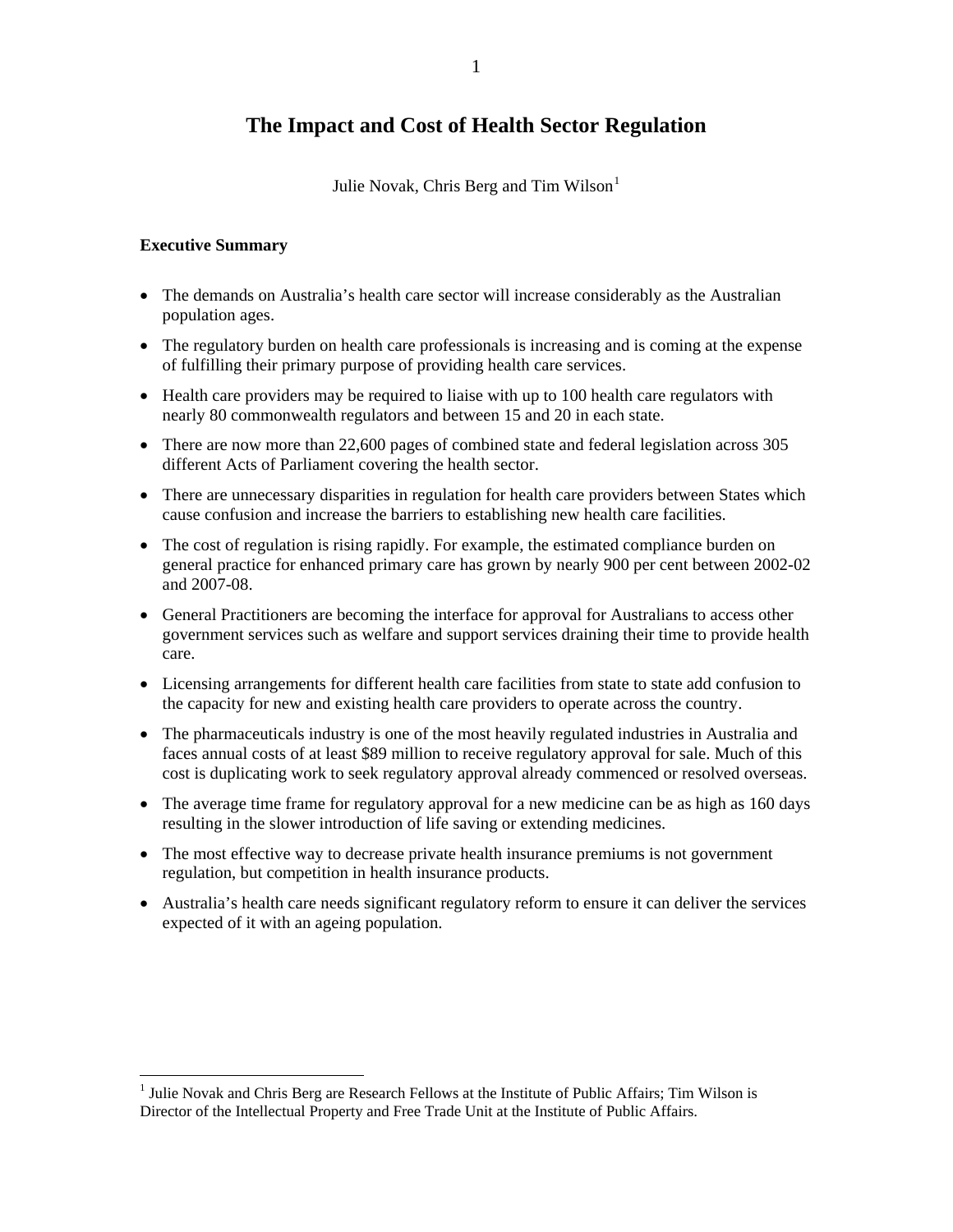# The Impact and Cost of Health Sector Regulation

Julie Novak, Chris Berg and Tim Wilson[1]

**Executive Summary**

- The demands on Australia's health care sector will increase considerably as the Australian population ages.
- The regulatory burden on health care professionals is increasing and is coming at the expense of fulfilling their primary purpose of providing health care services.
- Health care providers may be required to liaise with up to 100 health care regulators with nearly 80 commonwealth regulators and between 15 and 20 in each state.
- There are now more than 22,600 pages of combined state and federal legislation across 305 different Acts of Parliament covering the health sector.
- There are unnecessary disparities in regulation for health care providers between States which cause confusion and increase the barriers to establishing new health care facilities.
- The cost of regulation is rising rapidly. For example, the estimated compliance burden on general practice for enhanced primary care has grown by nearly 900 per cent between 2002-02 and 2007-08.
- General Practitioners are becoming the interface for approval for Australians to access other government services such as welfare and support services draining their time to provide health care.
- Licensing arrangements for different health care facilities from state to state add confusion to the capacity for new and existing health care providers to operate across the country.
- The pharmaceuticals industry is one of the most heavily regulated industries in Australia and faces annual costs of at least $89 million to receive regulatory approval for sale. Much of this cost is duplicating work to seek regulatory approval already commenced or resolved overseas.
- The average time frame for regulatory approval for a new medicine can be as high as 160 days resulting in the slower introduction of life saving or extending medicines.
- The most effective way to decrease private health insurance premiums is not government regulation, but competition in health insurance products.
- Australia's health care needs significant regulatory reform to ensure it can deliver the services expected of it with an ageing population.

[1] Julie Novak and Chris Berg are Research Fellows at the Institute of Public Affairs; Tim Wilson is Director of the Intellectual Property and Free Trade Unit at the Institute of Public Affairs.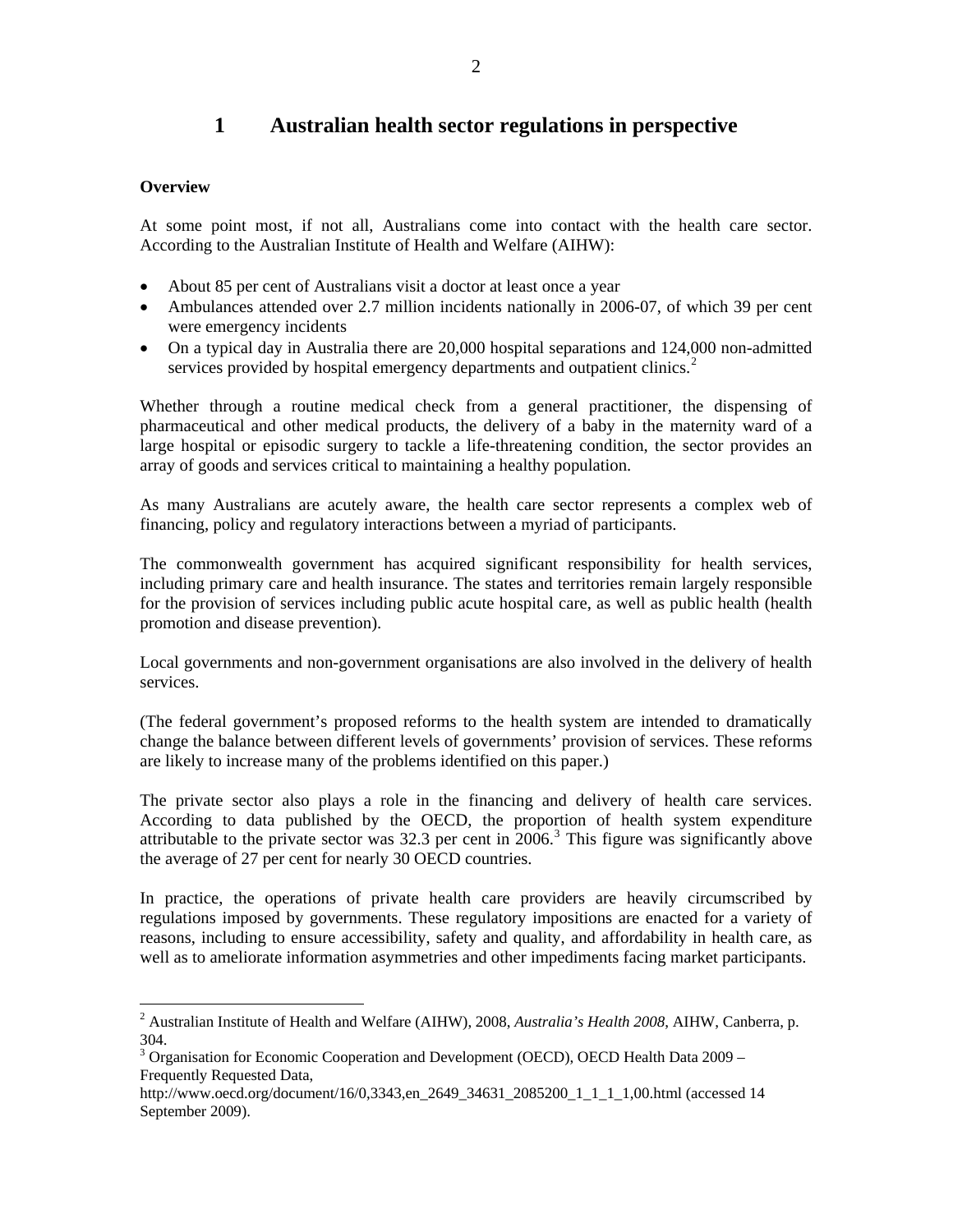# 1 Australian health sector regulations in perspective

**Overview**

At some point most, if not all, Australians come into contact with the health care sector. According to the Australian Institute of Health and Welfare (AIHW):

- About 85 per cent of Australians visit a doctor at least once a year
- Ambulances attended over 2.7 million incidents nationally in 2006-07, of which 39 per cent were emergency incidents
- On a typical day in Australia there are 20,000 hospital separations and 124,000 non-admitted services provided by hospital emergency departments and outpatient clinics.[2]

Whether through a routine medical check from a general practitioner, the dispensing of pharmaceutical and other medical products, the delivery of a baby in the maternity ward of a large hospital or episodic surgery to tackle a life-threatening condition, the sector provides an array of goods and services critical to maintaining a healthy population.

As many Australians are acutely aware, the health care sector represents a complex web of financing, policy and regulatory interactions between a myriad of participants.

The commonwealth government has acquired significant responsibility for health services, including primary care and health insurance. The states and territories remain largely responsible for the provision of services including public acute hospital care, as well as public health (health promotion and disease prevention).

Local governments and non-government organisations are also involved in the delivery of health services.

(The federal government's proposed reforms to the health system are intended to dramatically change the balance between different levels of governments' provision of services. These reforms are likely to increase many of the problems identified on this paper.)

The private sector also plays a role in the financing and delivery of health care services. According to data published by the OECD, the proportion of health system expenditure attributable to the private sector was 32.3 per cent in 2006.[3] This figure was significantly above the average of 27 per cent for nearly 30 OECD countries.

In practice, the operations of private health care providers are heavily circumscribed by regulations imposed by governments. These regulatory impositions are enacted for a variety of reasons, including to ensure accessibility, safety and quality, and affordability in health care, as well as to ameliorate information asymmetries and other impediments facing market participants.

---

[2] Australian Institute of Health and Welfare (AIHW), 2008, *Australia's Health 2008*, AIHW, Canberra, p. 304.

[3] Organisation for Economic Cooperation and Development (OECD), OECD Health Data 2009 – Frequently Requested Data, http://www.oecd.org/document/16/0,3343,en_2649_34631_2085200_1_1_1_1,00.html (accessed 14 September 2009).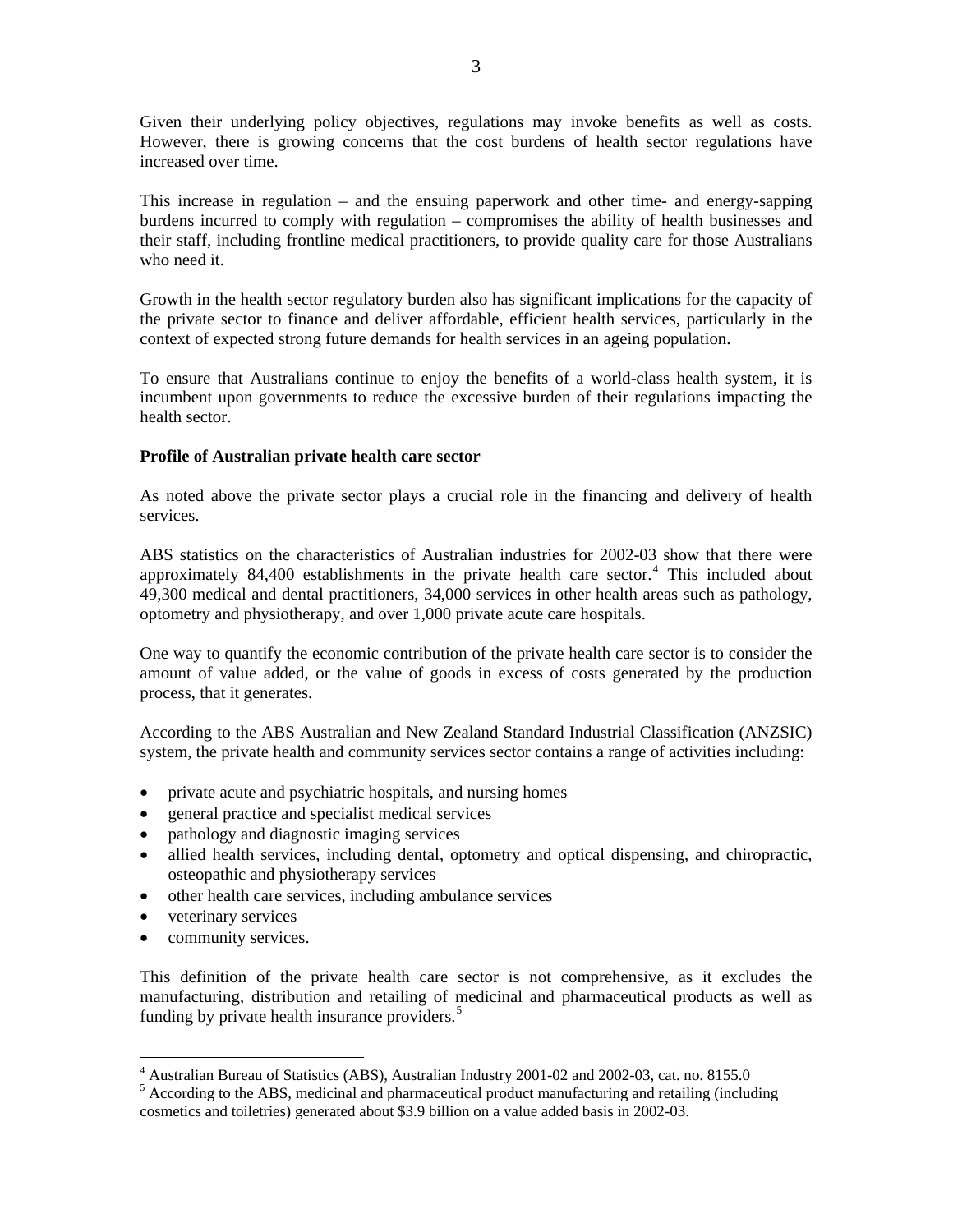Given their underlying policy objectives, regulations may invoke benefits as well as costs. However, there is growing concerns that the cost burdens of health sector regulations have increased over time.

This increase in regulation – and the ensuing paperwork and other time- and energy-sapping burdens incurred to comply with regulation – compromises the ability of health businesses and their staff, including frontline medical practitioners, to provide quality care for those Australians who need it.

Growth in the health sector regulatory burden also has significant implications for the capacity of the private sector to finance and deliver affordable, efficient health services, particularly in the context of expected strong future demands for health services in an ageing population.

To ensure that Australians continue to enjoy the benefits of a world-class health system, it is incumbent upon governments to reduce the excessive burden of their regulations impacting the health sector.

**Profile of Australian private health care sector**

As noted above the private sector plays a crucial role in the financing and delivery of health services.

ABS statistics on the characteristics of Australian industries for 2002-03 show that there were approximately 84,400 establishments in the private health care sector.[4] This included about 49,300 medical and dental practitioners, 34,000 services in other health areas such as pathology, optometry and physiotherapy, and over 1,000 private acute care hospitals.

One way to quantify the economic contribution of the private health care sector is to consider the amount of value added, or the value of goods in excess of costs generated by the production process, that it generates.

According to the ABS Australian and New Zealand Standard Industrial Classification (ANZSIC) system, the private health and community services sector contains a range of activities including:

- private acute and psychiatric hospitals, and nursing homes
- general practice and specialist medical services
- pathology and diagnostic imaging services
- allied health services, including dental, optometry and optical dispensing, and chiropractic, osteopathic and physiotherapy services
- other health care services, including ambulance services
- veterinary services
- community services.

This definition of the private health care sector is not comprehensive, as it excludes the manufacturing, distribution and retailing of medicinal and pharmaceutical products as well as funding by private health insurance providers.[5]

---

[4] Australian Bureau of Statistics (ABS), Australian Industry 2001-02 and 2002-03, cat. no. 8155.0

[5] According to the ABS, medicinal and pharmaceutical product manufacturing and retailing (including cosmetics and toiletries) generated about $3.9 billion on a value added basis in 2002-03.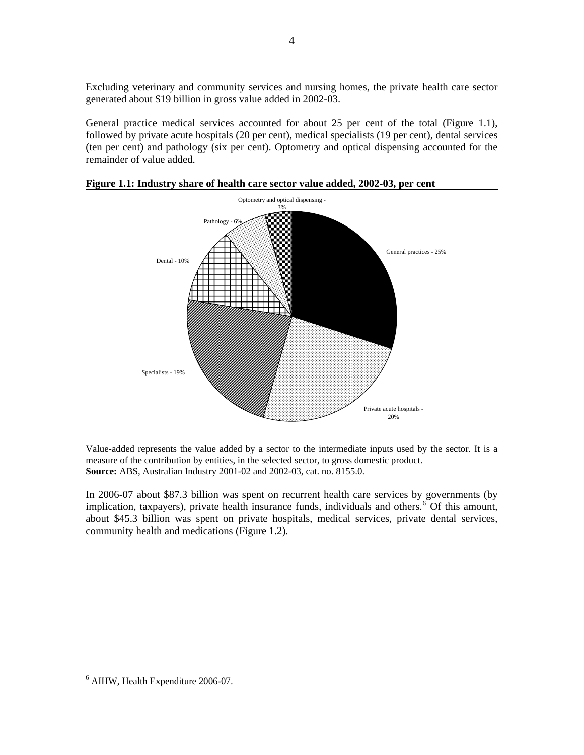Excluding veterinary and community services and nursing homes, the private health care sector generated about $19 billion in gross value added in 2002-03.

General practice medical services accounted for about 25 per cent of the total (Figure 1.1), followed by private acute hospitals (20 per cent), medical specialists (19 per cent), dental services (ten per cent) and pathology (six per cent). Optometry and optical dispensing accounted for the remainder of value added.

**Figure 1.1: Industry share of health care sector value added, 2002-03, per cent**

Optometry and optical dispensing - 3%

Pathology - 6%

Dental - 10%

General practices - 25%

Specialists - 19%

Private acute hospitals - 20%

Value-added represents the value added by a sector to the intermediate inputs used by the sector. It is a measure of the contribution by entities, in the selected sector, to gross domestic product.
**Source:** ABS, Australian Industry 2001-02 and 2002-03, cat. no. 8155.0.

In 2006-07 about $87.3 billion was spent on recurrent health care services by governments (by implication, taxpayers), private health insurance funds, individuals and others.[6] Of this amount, about $45.3 billion was spent on private hospitals, medical services, private dental services, community health and medications (Figure 1.2).

[6] AIHW, Health Expenditure 2006-07.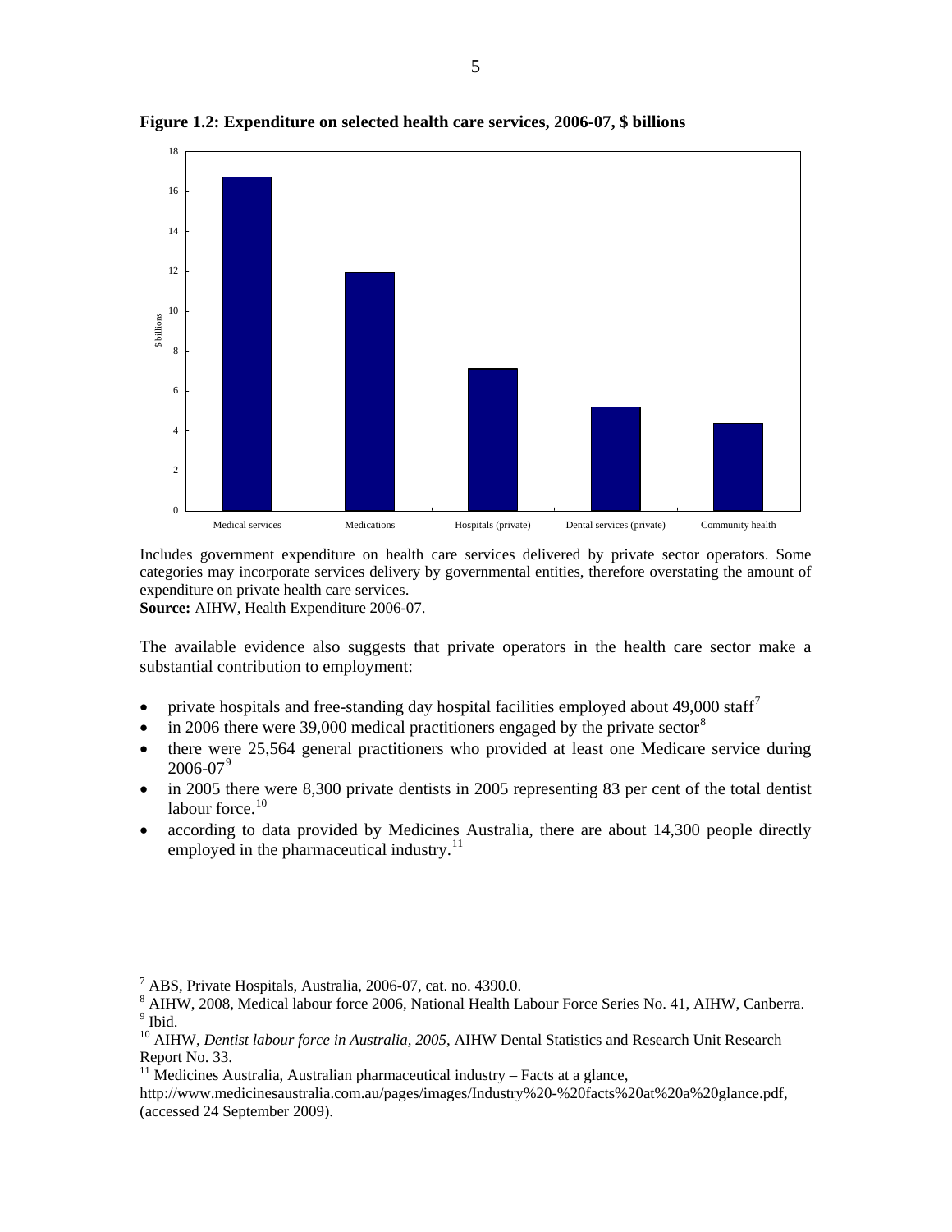**Figure 1.2: Expenditure on selected health care services, 2006-07, $ billions**

Includes government expenditure on health care services delivered by private sector operators. Some categories may incorporate services delivery by governmental entities, therefore overstating the amount of expenditure on private health care services.
**Source:** AIHW, Health Expenditure 2006-07.

The available evidence also suggests that private operators in the health care sector make a substantial contribution to employment:

- private hospitals and free-standing day hospital facilities employed about 49,000 staff[7]
- in 2006 there were 39,000 medical practitioners engaged by the private sector[8]
- there were 25,564 general practitioners who provided at least one Medicare service during 2006-07[9]
- in 2005 there were 8,300 private dentists in 2005 representing 83 per cent of the total dentist labour force.[10]
- according to data provided by Medicines Australia, there are about 14,300 people directly employed in the pharmaceutical industry.[11]

---

[7] ABS, Private Hospitals, Australia, 2006-07, cat. no. 4390.0.
[8] AIHW, 2008, Medical labour force 2006, National Health Labour Force Series No. 41, AIHW, Canberra.
[9] Ibid.
[10] AIHW, *Dentist labour force in Australia, 2005*, AIHW Dental Statistics and Research Unit Research Report No. 33.
[11] Medicines Australia, Australian pharmaceutical industry – Facts at a glance, http://www.medicinesaustralia.com.au/pages/images/Industry%20-%20facts%20at%20a%20glance.pdf, (accessed 24 September 2009).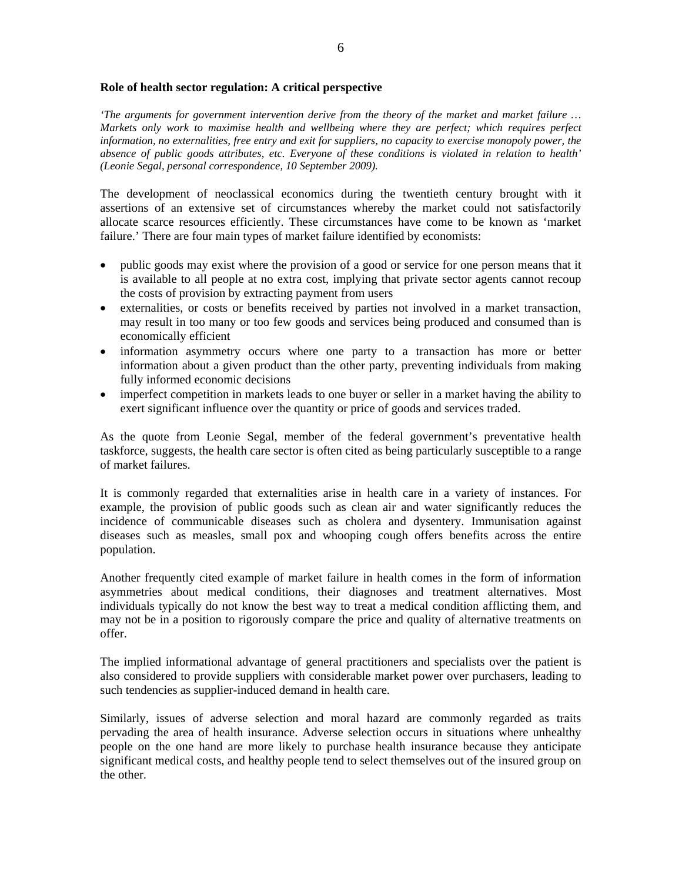**Role of health sector regulation: A critical perspective**

*'The arguments for government intervention derive from the theory of the market and market failure … Markets only work to maximise health and wellbeing where they are perfect; which requires perfect information, no externalities, free entry and exit for suppliers, no capacity to exercise monopoly power, the absence of public goods attributes, etc. Everyone of these conditions is violated in relation to health' (Leonie Segal, personal correspondence, 10 September 2009).*

The development of neoclassical economics during the twentieth century brought with it assertions of an extensive set of circumstances whereby the market could not satisfactorily allocate scarce resources efficiently. These circumstances have come to be known as 'market failure.' There are four main types of market failure identified by economists:

- public goods may exist where the provision of a good or service for one person means that it is available to all people at no extra cost, implying that private sector agents cannot recoup the costs of provision by extracting payment from users
- externalities, or costs or benefits received by parties not involved in a market transaction, may result in too many or too few goods and services being produced and consumed than is economically efficient
- information asymmetry occurs where one party to a transaction has more or better information about a given product than the other party, preventing individuals from making fully informed economic decisions
- imperfect competition in markets leads to one buyer or seller in a market having the ability to exert significant influence over the quantity or price of goods and services traded.

As the quote from Leonie Segal, member of the federal government's preventative health taskforce, suggests, the health care sector is often cited as being particularly susceptible to a range of market failures.

It is commonly regarded that externalities arise in health care in a variety of instances. For example, the provision of public goods such as clean air and water significantly reduces the incidence of communicable diseases such as cholera and dysentery. Immunisation against diseases such as measles, small pox and whooping cough offers benefits across the entire population.

Another frequently cited example of market failure in health comes in the form of information asymmetries about medical conditions, their diagnoses and treatment alternatives. Most individuals typically do not know the best way to treat a medical condition afflicting them, and may not be in a position to rigorously compare the price and quality of alternative treatments on offer.

The implied informational advantage of general practitioners and specialists over the patient is also considered to provide suppliers with considerable market power over purchasers, leading to such tendencies as supplier-induced demand in health care.

Similarly, issues of adverse selection and moral hazard are commonly regarded as traits pervading the area of health insurance. Adverse selection occurs in situations where unhealthy people on the one hand are more likely to purchase health insurance because they anticipate significant medical costs, and healthy people tend to select themselves out of the insured group on the other.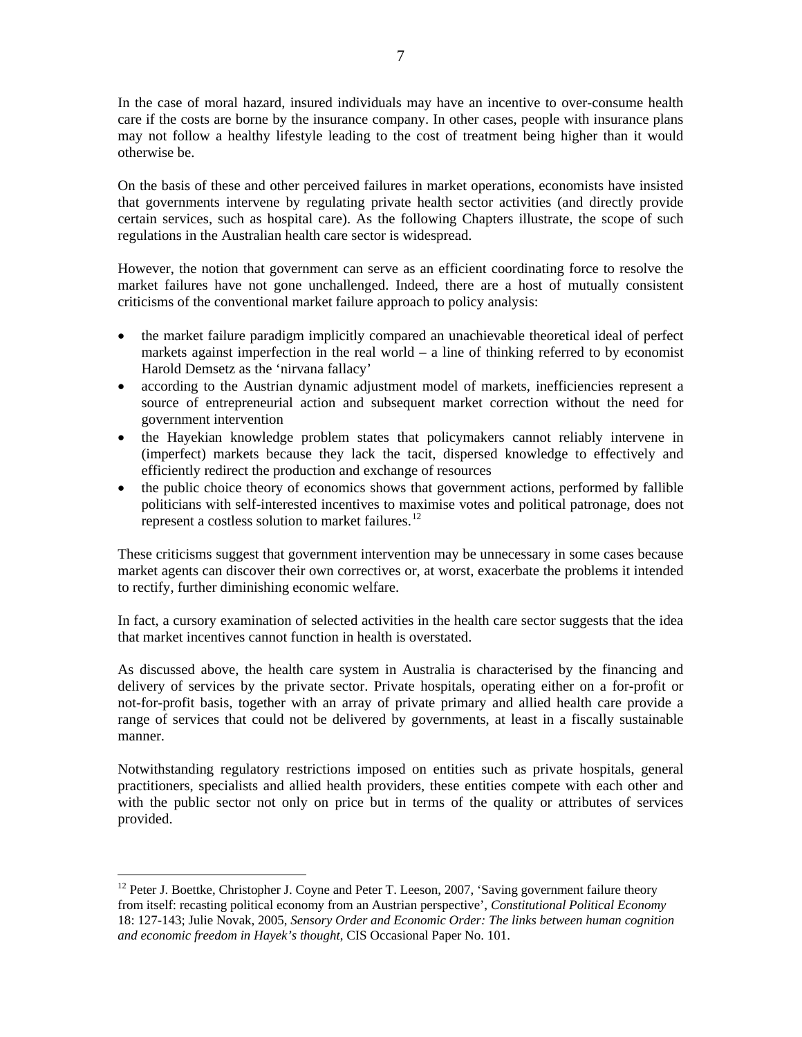In the case of moral hazard, insured individuals may have an incentive to over-consume health care if the costs are borne by the insurance company. In other cases, people with insurance plans may not follow a healthy lifestyle leading to the cost of treatment being higher than it would otherwise be.

On the basis of these and other perceived failures in market operations, economists have insisted that governments intervene by regulating private health sector activities (and directly provide certain services, such as hospital care). As the following Chapters illustrate, the scope of such regulations in the Australian health care sector is widespread.

However, the notion that government can serve as an efficient coordinating force to resolve the market failures have not gone unchallenged. Indeed, there are a host of mutually consistent criticisms of the conventional market failure approach to policy analysis:

- the market failure paradigm implicitly compared an unachievable theoretical ideal of perfect markets against imperfection in the real world – a line of thinking referred to by economist Harold Demsetz as the 'nirvana fallacy'
- according to the Austrian dynamic adjustment model of markets, inefficiencies represent a source of entrepreneurial action and subsequent market correction without the need for government intervention
- the Hayekian knowledge problem states that policymakers cannot reliably intervene in (imperfect) markets because they lack the tacit, dispersed knowledge to effectively and efficiently redirect the production and exchange of resources
- the public choice theory of economics shows that government actions, performed by fallible politicians with self-interested incentives to maximise votes and political patronage, does not represent a costless solution to market failures.[12]

These criticisms suggest that government intervention may be unnecessary in some cases because market agents can discover their own correctives or, at worst, exacerbate the problems it intended to rectify, further diminishing economic welfare.

In fact, a cursory examination of selected activities in the health care sector suggests that the idea that market incentives cannot function in health is overstated.

As discussed above, the health care system in Australia is characterised by the financing and delivery of services by the private sector. Private hospitals, operating either on a for-profit or not-for-profit basis, together with an array of private primary and allied health care provide a range of services that could not be delivered by governments, at least in a fiscally sustainable manner.

Notwithstanding regulatory restrictions imposed on entities such as private hospitals, general practitioners, specialists and allied health providers, these entities compete with each other and with the public sector not only on price but in terms of the quality or attributes of services provided.

---

[12] Peter J. Boettke, Christopher J. Coyne and Peter T. Leeson, 2007, 'Saving government failure theory from itself: recasting political economy from an Austrian perspective', *Constitutional Political Economy* 18: 127-143; Julie Novak, 2005, *Sensory Order and Economic Order: The links between human cognition and economic freedom in Hayek's thought*, CIS Occasional Paper No. 101.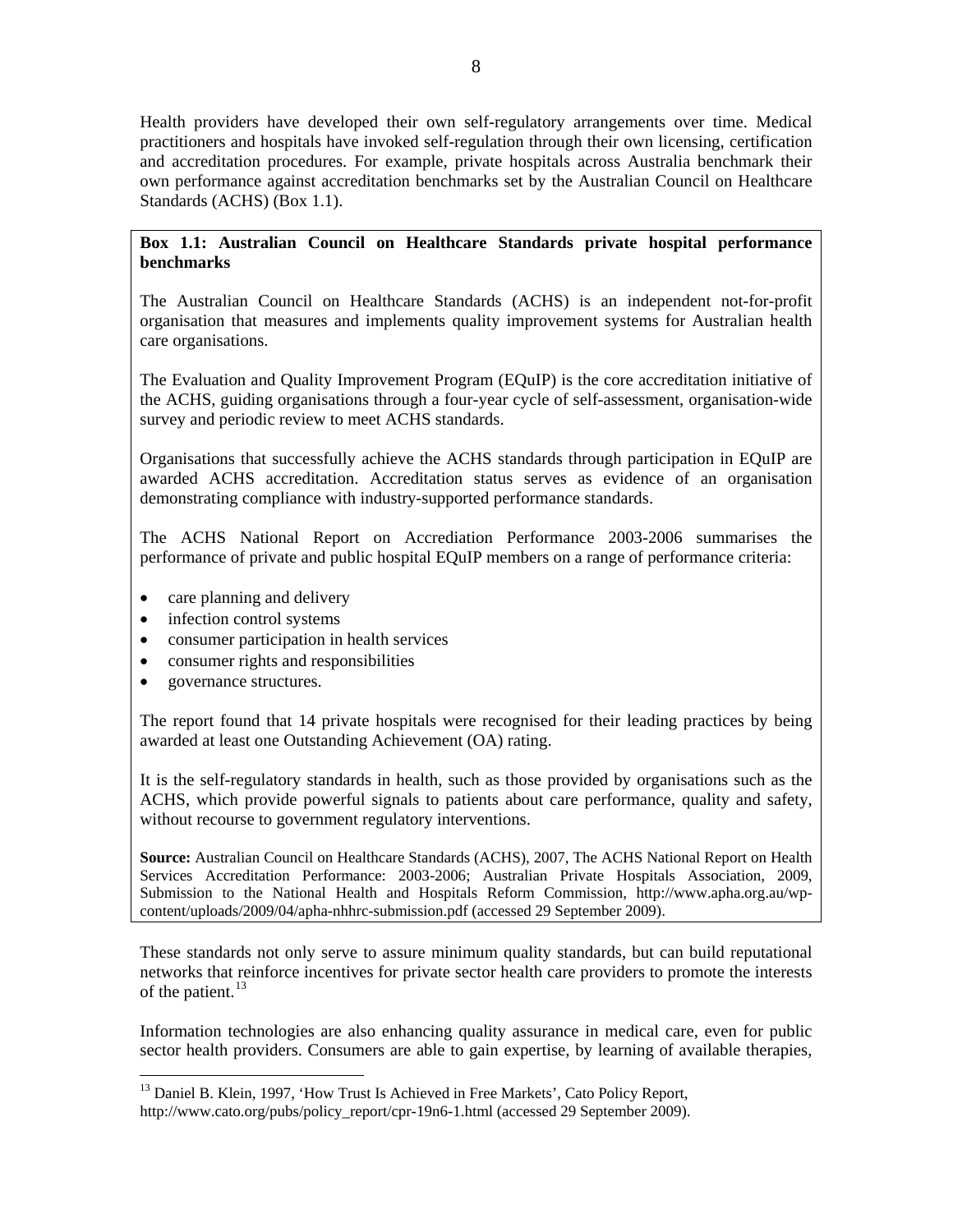Health providers have developed their own self-regulatory arrangements over time. Medical practitioners and hospitals have invoked self-regulation through their own licensing, certification and accreditation procedures. For example, private hospitals across Australia benchmark their own performance against accreditation benchmarks set by the Australian Council on Healthcare Standards (ACHS) (Box 1.1).

**Box 1.1: Australian Council on Healthcare Standards private hospital performance benchmarks**

The Australian Council on Healthcare Standards (ACHS) is an independent not-for-profit organisation that measures and implements quality improvement systems for Australian health care organisations.

The Evaluation and Quality Improvement Program (EQuIP) is the core accreditation initiative of the ACHS, guiding organisations through a four-year cycle of self-assessment, organisation-wide survey and periodic review to meet ACHS standards.

Organisations that successfully achieve the ACHS standards through participation in EQuIP are awarded ACHS accreditation. Accreditation status serves as evidence of an organisation demonstrating compliance with industry-supported performance standards.

The ACHS National Report on Accrediation Performance 2003-2006 summarises the performance of private and public hospital EQuIP members on a range of performance criteria:

- care planning and delivery
- infection control systems
- consumer participation in health services
- consumer rights and responsibilities
- governance structures.

The report found that 14 private hospitals were recognised for their leading practices by being awarded at least one Outstanding Achievement (OA) rating.

It is the self-regulatory standards in health, such as those provided by organisations such as the ACHS, which provide powerful signals to patients about care performance, quality and safety, without recourse to government regulatory interventions.

**Source:** Australian Council on Healthcare Standards (ACHS), 2007, The ACHS National Report on Health Services Accreditation Performance: 2003-2006; Australian Private Hospitals Association, 2009, Submission to the National Health and Hospitals Reform Commission, http://www.apha.org.au/wp-content/uploads/2009/04/apha-nhhrc-submission.pdf (accessed 29 September 2009).

These standards not only serve to assure minimum quality standards, but can build reputational networks that reinforce incentives for private sector health care providers to promote the interests of the patient.[13]

Information technologies are also enhancing quality assurance in medical care, even for public sector health providers. Consumers are able to gain expertise, by learning of available therapies,

[13] Daniel B. Klein, 1997, 'How Trust Is Achieved in Free Markets', Cato Policy Report, http://www.cato.org/pubs/policy_report/cpr-19n6-1.html (accessed 29 September 2009).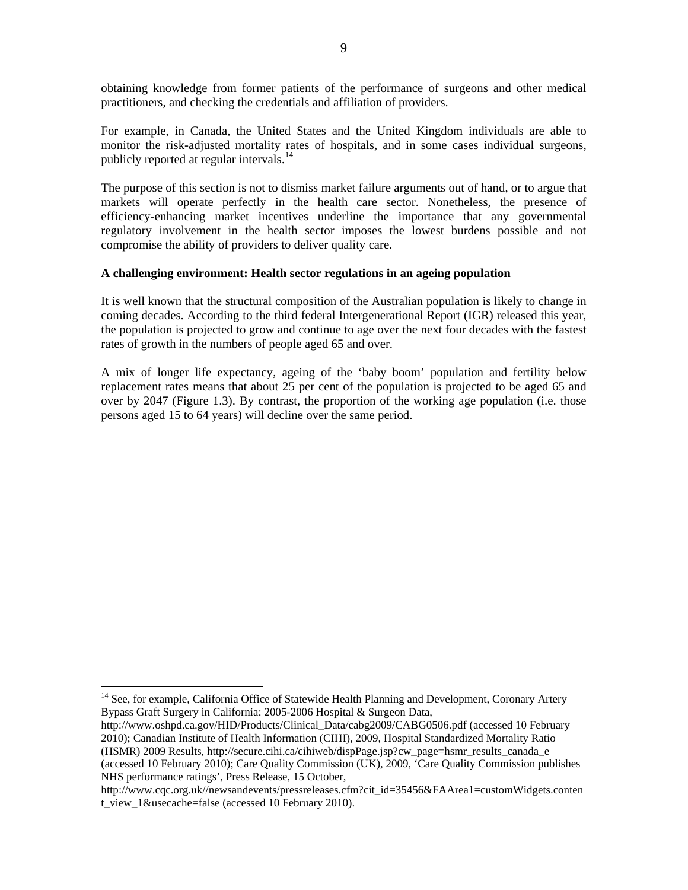obtaining knowledge from former patients of the performance of surgeons and other medical practitioners, and checking the credentials and affiliation of providers.

For example, in Canada, the United States and the United Kingdom individuals are able to monitor the risk-adjusted mortality rates of hospitals, and in some cases individual surgeons, publicly reported at regular intervals.[14]

The purpose of this section is not to dismiss market failure arguments out of hand, or to argue that markets will operate perfectly in the health care sector. Nonetheless, the presence of efficiency-enhancing market incentives underline the importance that any governmental regulatory involvement in the health sector imposes the lowest burdens possible and not compromise the ability of providers to deliver quality care.

**A challenging environment: Health sector regulations in an ageing population**

It is well known that the structural composition of the Australian population is likely to change in coming decades. According to the third federal Intergenerational Report (IGR) released this year, the population is projected to grow and continue to age over the next four decades with the fastest rates of growth in the numbers of people aged 65 and over.

A mix of longer life expectancy, ageing of the 'baby boom' population and fertility below replacement rates means that about 25 per cent of the population is projected to be aged 65 and over by 2047 (Figure 1.3). By contrast, the proportion of the working age population (i.e. those persons aged 15 to 64 years) will decline over the same period.

---

[14] See, for example, California Office of Statewide Health Planning and Development, Coronary Artery Bypass Graft Surgery in California: 2005-2006 Hospital & Surgeon Data, http://www.oshpd.ca.gov/HID/Products/Clinical_Data/cabg2009/CABG0506.pdf (accessed 10 February 2010); Canadian Institute of Health Information (CIHI), 2009, Hospital Standardized Mortality Ratio (HSMR) 2009 Results, http://secure.cihi.ca/cihiweb/dispPage.jsp?cw_page=hsmr_results_canada_e (accessed 10 February 2010); Care Quality Commission (UK), 2009, 'Care Quality Commission publishes NHS performance ratings', Press Release, 15 October, http://www.cqc.org.uk//newsandevents/pressreleases.cfm?cit_id=35456&FAArea1=customWidgets.content_view_1&usecache=false (accessed 10 February 2010).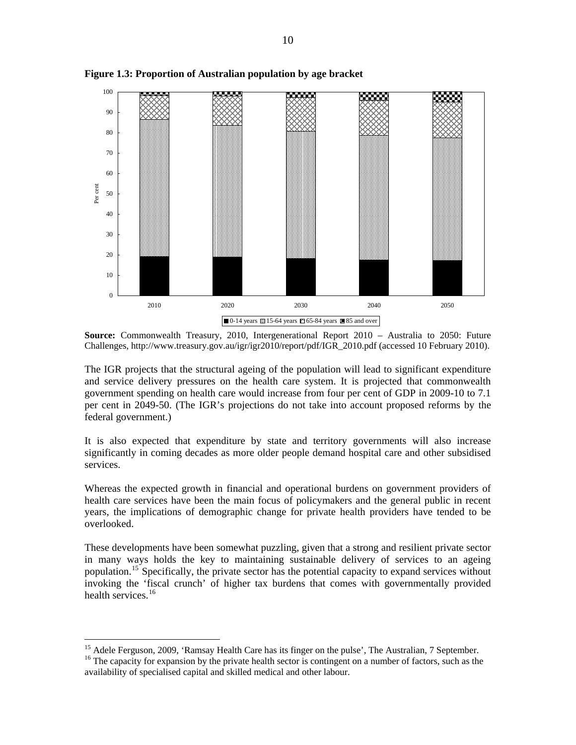**Figure 1.3: Proportion of Australian population by age bracket**

**Source:** Commonwealth Treasury, 2010, Intergenerational Report 2010 – Australia to 2050: Future Challenges, http://www.treasury.gov.au/igr/igr2010/report/pdf/IGR_2010.pdf (accessed 10 February 2010).

The IGR projects that the structural ageing of the population will lead to significant expenditure and service delivery pressures on the health care system. It is projected that commonwealth government spending on health care would increase from four per cent of GDP in 2009-10 to 7.1 per cent in 2049-50. (The IGR's projections do not take into account proposed reforms by the federal government.)

It is also expected that expenditure by state and territory governments will also increase significantly in coming decades as more older people demand hospital care and other subsidised services.

Whereas the expected growth in financial and operational burdens on government providers of health care services have been the main focus of policymakers and the general public in recent years, the implications of demographic change for private health providers have tended to be overlooked.

These developments have been somewhat puzzling, given that a strong and resilient private sector in many ways holds the key to maintaining sustainable delivery of services to an ageing population.[15] Specifically, the private sector has the potential capacity to expand services without invoking the 'fiscal crunch' of higher tax burdens that comes with governmentally provided health services.[16]

---

[15] Adele Ferguson, 2009, 'Ramsay Health Care has its finger on the pulse', The Australian, 7 September.

[16] The capacity for expansion by the private health sector is contingent on a number of factors, such as the availability of specialised capital and skilled medical and other labour.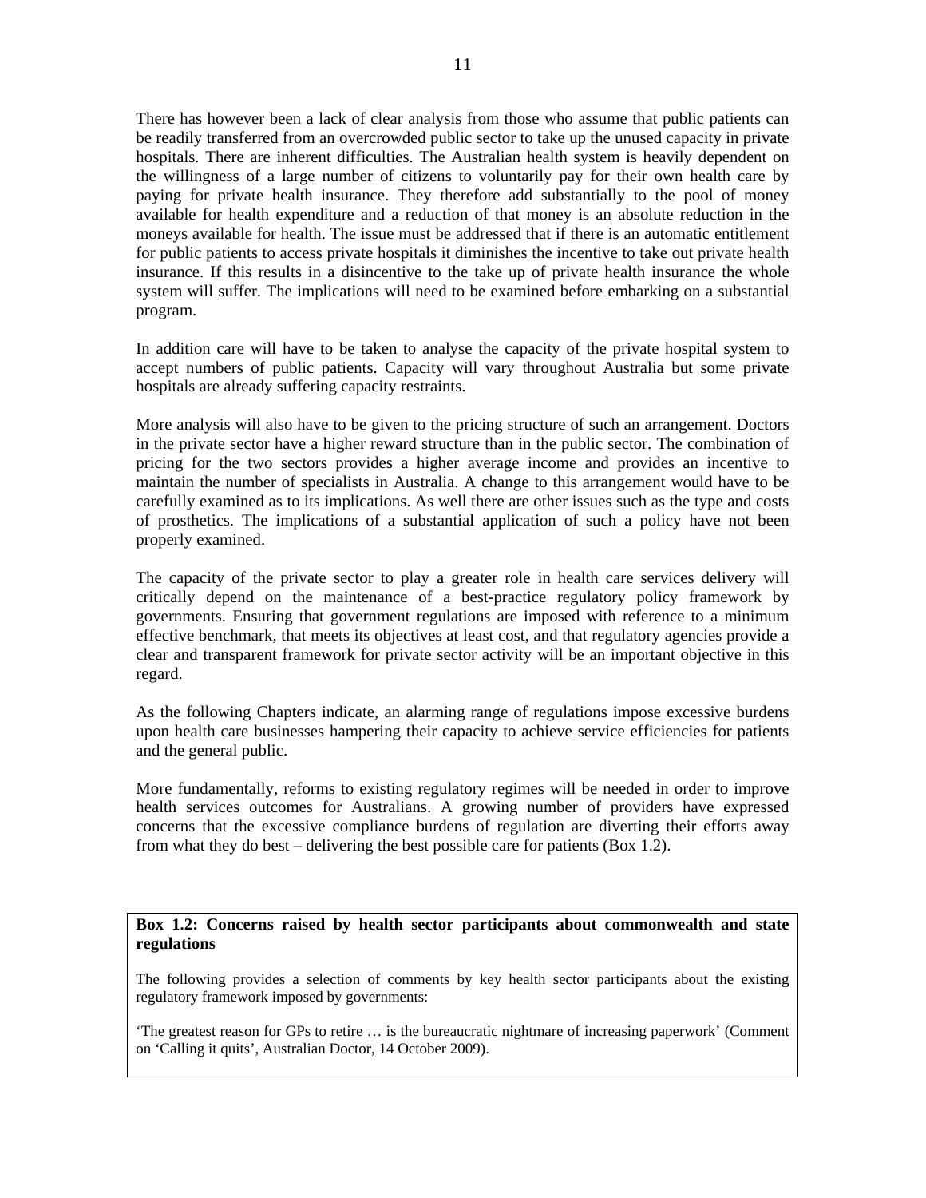There has however been a lack of clear analysis from those who assume that public patients can be readily transferred from an overcrowded public sector to take up the unused capacity in private hospitals. There are inherent difficulties. The Australian health system is heavily dependent on the willingness of a large number of citizens to voluntarily pay for their own health care by paying for private health insurance. They therefore add substantially to the pool of money available for health expenditure and a reduction of that money is an absolute reduction in the moneys available for health. The issue must be addressed that if there is an automatic entitlement for public patients to access private hospitals it diminishes the incentive to take out private health insurance. If this results in a disincentive to the take up of private health insurance the whole system will suffer. The implications will need to be examined before embarking on a substantial program.

In addition care will have to be taken to analyse the capacity of the private hospital system to accept numbers of public patients. Capacity will vary throughout Australia but some private hospitals are already suffering capacity restraints.

More analysis will also have to be given to the pricing structure of such an arrangement. Doctors in the private sector have a higher reward structure than in the public sector. The combination of pricing for the two sectors provides a higher average income and provides an incentive to maintain the number of specialists in Australia. A change to this arrangement would have to be carefully examined as to its implications. As well there are other issues such as the type and costs of prosthetics. The implications of a substantial application of such a policy have not been properly examined.

The capacity of the private sector to play a greater role in health care services delivery will critically depend on the maintenance of a best-practice regulatory policy framework by governments. Ensuring that government regulations are imposed with reference to a minimum effective benchmark, that meets its objectives at least cost, and that regulatory agencies provide a clear and transparent framework for private sector activity will be an important objective in this regard.

As the following Chapters indicate, an alarming range of regulations impose excessive burdens upon health care businesses hampering their capacity to achieve service efficiencies for patients and the general public.

More fundamentally, reforms to existing regulatory regimes will be needed in order to improve health services outcomes for Australians. A growing number of providers have expressed concerns that the excessive compliance burdens of regulation are diverting their efforts away from what they do best – delivering the best possible care for patients (Box 1.2).

**Box 1.2: Concerns raised by health sector participants about commonwealth and state regulations**

The following provides a selection of comments by key health sector participants about the existing regulatory framework imposed by governments:

'The greatest reason for GPs to retire … is the bureaucratic nightmare of increasing paperwork' (Comment on 'Calling it quits', Australian Doctor, 14 October 2009).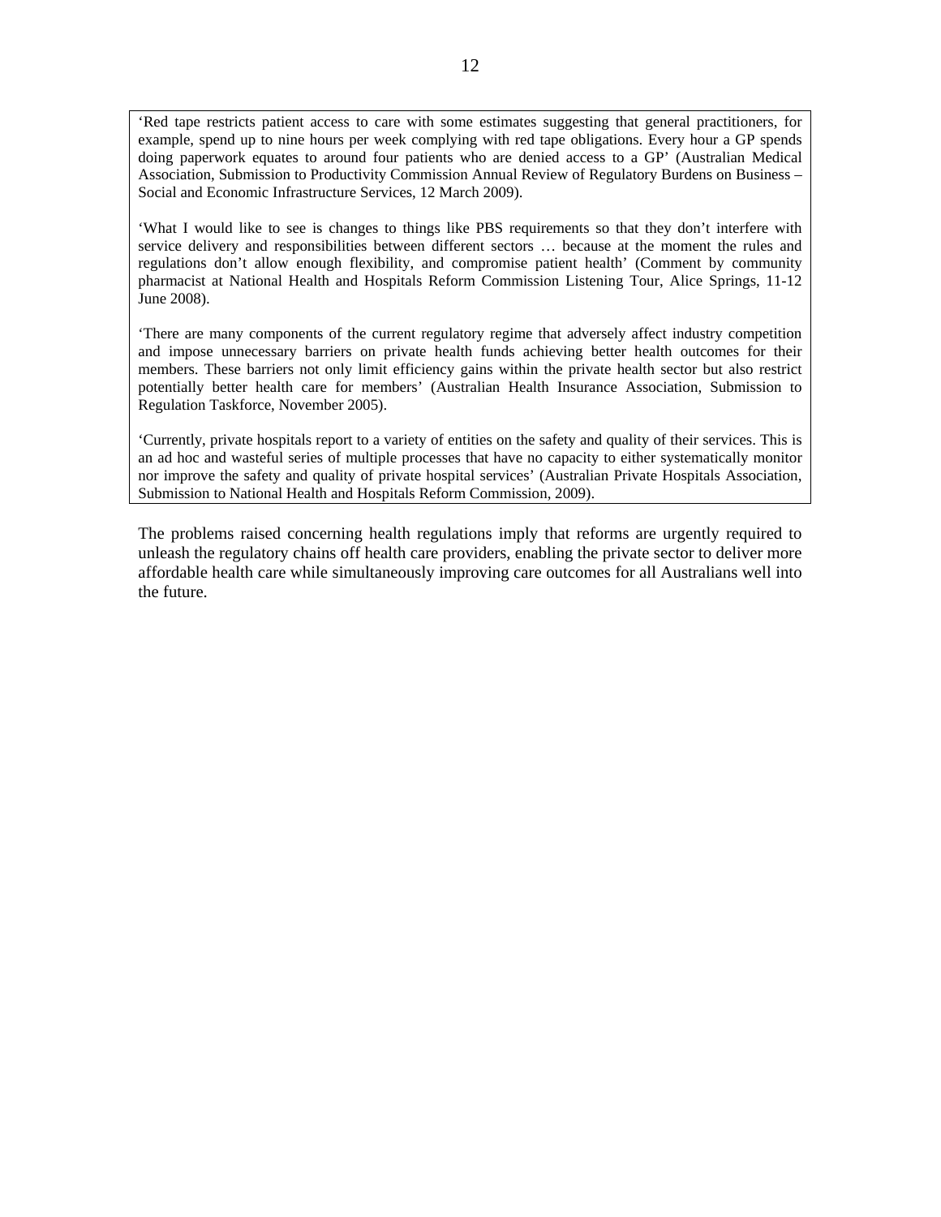> ‘Red tape restricts patient access to care with some estimates suggesting that general practitioners, for example, spend up to nine hours per week complying with red tape obligations. Every hour a GP spends doing paperwork equates to around four patients who are denied access to a GP’ (Australian Medical Association, Submission to Productivity Commission Annual Review of Regulatory Burdens on Business – Social and Economic Infrastructure Services, 12 March 2009).
>
> ‘What I would like to see is changes to things like PBS requirements so that they don’t interfere with service delivery and responsibilities between different sectors … because at the moment the rules and regulations don’t allow enough flexibility, and compromise patient health’ (Comment by community pharmacist at National Health and Hospitals Reform Commission Listening Tour, Alice Springs, 11-12 June 2008).
>
> ‘There are many components of the current regulatory regime that adversely affect industry competition and impose unnecessary barriers on private health funds achieving better health outcomes for their members. These barriers not only limit efficiency gains within the private health sector but also restrict potentially better health care for members’ (Australian Health Insurance Association, Submission to Regulation Taskforce, November 2005).
>
> ‘Currently, private hospitals report to a variety of entities on the safety and quality of their services. This is an ad hoc and wasteful series of multiple processes that have no capacity to either systematically monitor nor improve the safety and quality of private hospital services’ (Australian Private Hospitals Association, Submission to National Health and Hospitals Reform Commission, 2009).

The problems raised concerning health regulations imply that reforms are urgently required to unleash the regulatory chains off health care providers, enabling the private sector to deliver more affordable health care while simultaneously improving care outcomes for all Australians well into the future.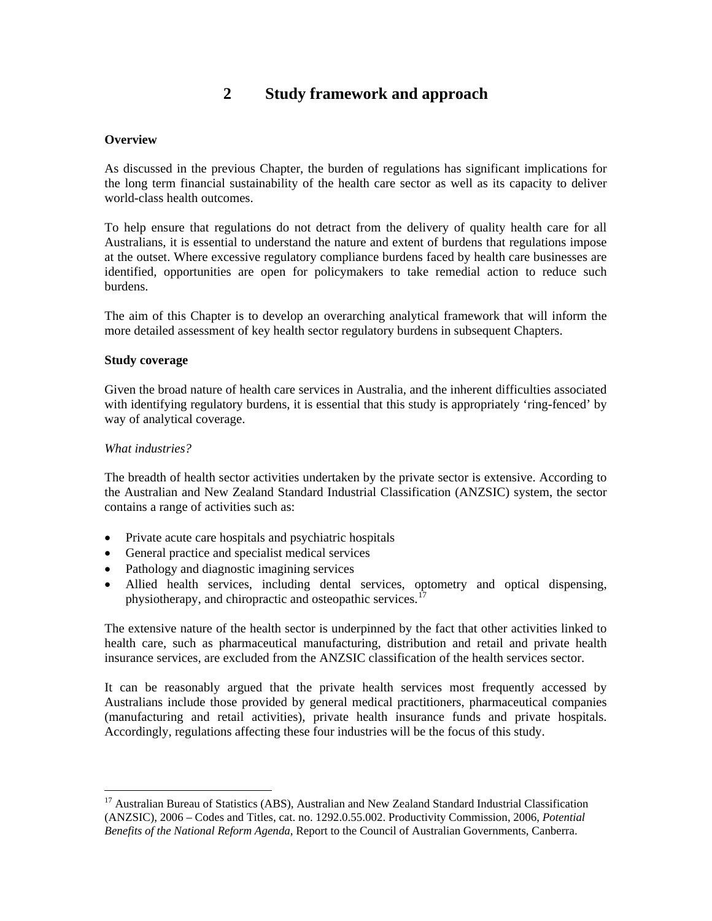# 2 Study framework and approach

**Overview**

As discussed in the previous Chapter, the burden of regulations has significant implications for the long term financial sustainability of the health care sector as well as its capacity to deliver world-class health outcomes.

To help ensure that regulations do not detract from the delivery of quality health care for all Australians, it is essential to understand the nature and extent of burdens that regulations impose at the outset. Where excessive regulatory compliance burdens faced by health care businesses are identified, opportunities are open for policymakers to take remedial action to reduce such burdens.

The aim of this Chapter is to develop an overarching analytical framework that will inform the more detailed assessment of key health sector regulatory burdens in subsequent Chapters.

**Study coverage**

Given the broad nature of health care services in Australia, and the inherent difficulties associated with identifying regulatory burdens, it is essential that this study is appropriately 'ring-fenced' by way of analytical coverage.

*What industries?*

The breadth of health sector activities undertaken by the private sector is extensive. According to the Australian and New Zealand Standard Industrial Classification (ANZSIC) system, the sector contains a range of activities such as:

- Private acute care hospitals and psychiatric hospitals
- General practice and specialist medical services
- Pathology and diagnostic imagining services
- Allied health services, including dental services, optometry and optical dispensing, physiotherapy, and chiropractic and osteopathic services.[17]

The extensive nature of the health sector is underpinned by the fact that other activities linked to health care, such as pharmaceutical manufacturing, distribution and retail and private health insurance services, are excluded from the ANZSIC classification of the health services sector.

It can be reasonably argued that the private health services most frequently accessed by Australians include those provided by general medical practitioners, pharmaceutical companies (manufacturing and retail activities), private health insurance funds and private hospitals. Accordingly, regulations affecting these four industries will be the focus of this study.

---

[17] Australian Bureau of Statistics (ABS), Australian and New Zealand Standard Industrial Classification (ANZSIC), 2006 – Codes and Titles, cat. no. 1292.0.55.002. Productivity Commission, 2006, *Potential Benefits of the National Reform Agenda*, Report to the Council of Australian Governments, Canberra.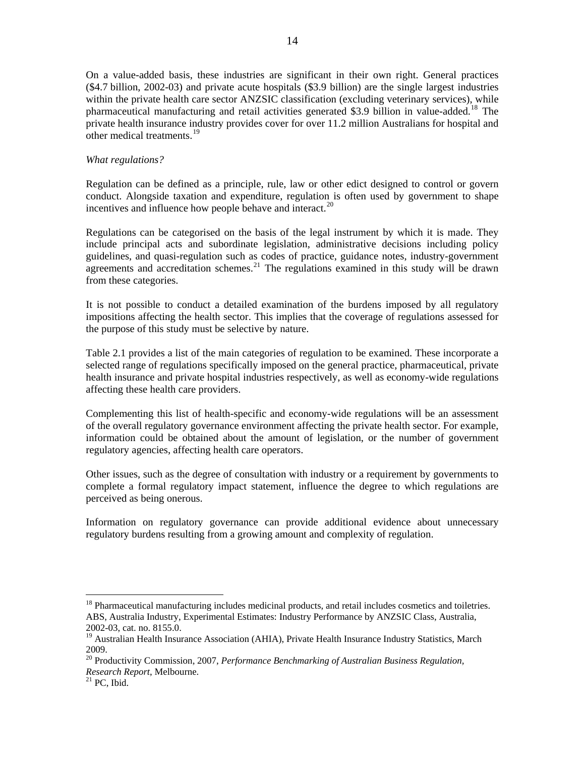On a value-added basis, these industries are significant in their own right. General practices ($4.7 billion, 2002-03) and private acute hospitals ($3.9 billion) are the single largest industries within the private health care sector ANZSIC classification (excluding veterinary services), while pharmaceutical manufacturing and retail activities generated $3.9 billion in value-added.[18] The private health insurance industry provides cover for over 11.2 million Australians for hospital and other medical treatments.[19]

*What regulations?*

Regulation can be defined as a principle, rule, law or other edict designed to control or govern conduct. Alongside taxation and expenditure, regulation is often used by government to shape incentives and influence how people behave and interact.[20]

Regulations can be categorised on the basis of the legal instrument by which it is made. They include principal acts and subordinate legislation, administrative decisions including policy guidelines, and quasi-regulation such as codes of practice, guidance notes, industry-government agreements and accreditation schemes.[21] The regulations examined in this study will be drawn from these categories.

It is not possible to conduct a detailed examination of the burdens imposed by all regulatory impositions affecting the health sector. This implies that the coverage of regulations assessed for the purpose of this study must be selective by nature.

Table 2.1 provides a list of the main categories of regulation to be examined. These incorporate a selected range of regulations specifically imposed on the general practice, pharmaceutical, private health insurance and private hospital industries respectively, as well as economy-wide regulations affecting these health care providers.

Complementing this list of health-specific and economy-wide regulations will be an assessment of the overall regulatory governance environment affecting the private health sector. For example, information could be obtained about the amount of legislation, or the number of government regulatory agencies, affecting health care operators.

Other issues, such as the degree of consultation with industry or a requirement by governments to complete a formal regulatory impact statement, influence the degree to which regulations are perceived as being onerous.

Information on regulatory governance can provide additional evidence about unnecessary regulatory burdens resulting from a growing amount and complexity of regulation.

---

[18] Pharmaceutical manufacturing includes medicinal products, and retail includes cosmetics and toiletries. ABS, Australia Industry, Experimental Estimates: Industry Performance by ANZSIC Class, Australia, 2002-03, cat. no. 8155.0.

[19] Australian Health Insurance Association (AHIA), Private Health Insurance Industry Statistics, March 2009.

[20] Productivity Commission, 2007, *Performance Benchmarking of Australian Business Regulation, Research Report*, Melbourne.

[21] PC, Ibid.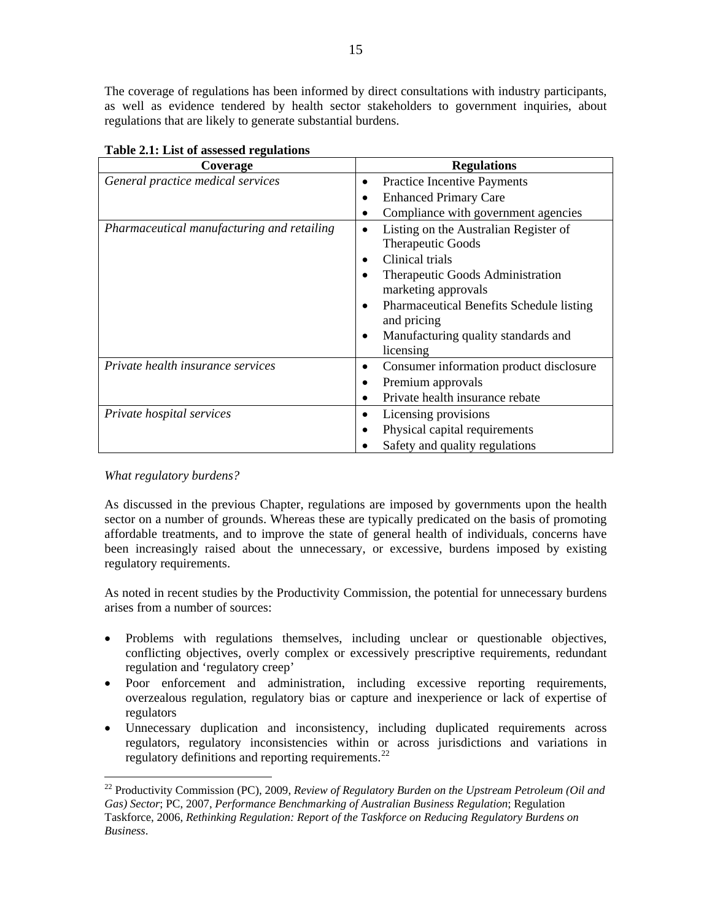The coverage of regulations has been informed by direct consultations with industry participants, as well as evidence tendered by health sector stakeholders to government inquiries, about regulations that are likely to generate substantial burdens.

**Table 2.1: List of assessed regulations**

| Coverage | Regulations |
|---|---|
| *General practice medical services* | • Practice Incentive Payments<br>• Enhanced Primary Care<br>• Compliance with government agencies |
| *Pharmaceutical manufacturing and retailing* | • Listing on the Australian Register of Therapeutic Goods<br>• Clinical trials<br>• Therapeutic Goods Administration marketing approvals<br>• Pharmaceutical Benefits Schedule listing and pricing<br>• Manufacturing quality standards and licensing |
| *Private health insurance services* | • Consumer information product disclosure<br>• Premium approvals<br>• Private health insurance rebate |
| *Private hospital services* | • Licensing provisions<br>• Physical capital requirements<br>• Safety and quality regulations |

*What regulatory burdens?*

As discussed in the previous Chapter, regulations are imposed by governments upon the health sector on a number of grounds. Whereas these are typically predicated on the basis of promoting affordable treatments, and to improve the state of general health of individuals, concerns have been increasingly raised about the unnecessary, or excessive, burdens imposed by existing regulatory requirements.

As noted in recent studies by the Productivity Commission, the potential for unnecessary burdens arises from a number of sources:

- Problems with regulations themselves, including unclear or questionable objectives, conflicting objectives, overly complex or excessively prescriptive requirements, redundant regulation and 'regulatory creep'
- Poor enforcement and administration, including excessive reporting requirements, overzealous regulation, regulatory bias or capture and inexperience or lack of expertise of regulators
- Unnecessary duplication and inconsistency, including duplicated requirements across regulators, regulatory inconsistencies within or across jurisdictions and variations in regulatory definitions and reporting requirements.[22]

---

[22] Productivity Commission (PC), 2009, *Review of Regulatory Burden on the Upstream Petroleum (Oil and Gas) Sector*; PC, 2007, *Performance Benchmarking of Australian Business Regulation*; Regulation Taskforce, 2006, *Rethinking Regulation: Report of the Taskforce on Reducing Regulatory Burdens on Business*.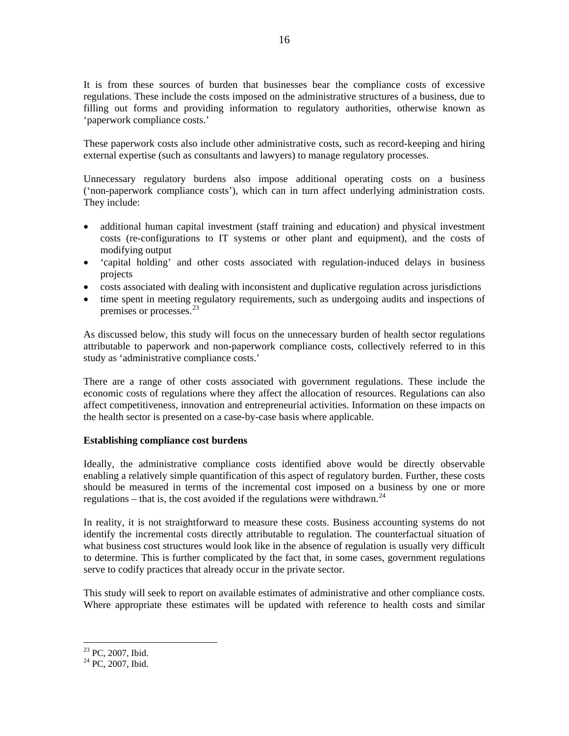It is from these sources of burden that businesses bear the compliance costs of excessive regulations. These include the costs imposed on the administrative structures of a business, due to filling out forms and providing information to regulatory authorities, otherwise known as 'paperwork compliance costs.'

These paperwork costs also include other administrative costs, such as record-keeping and hiring external expertise (such as consultants and lawyers) to manage regulatory processes.

Unnecessary regulatory burdens also impose additional operating costs on a business ('non-paperwork compliance costs'), which can in turn affect underlying administration costs. They include:

- additional human capital investment (staff training and education) and physical investment costs (re-configurations to IT systems or other plant and equipment), and the costs of modifying output
- 'capital holding' and other costs associated with regulation-induced delays in business projects
- costs associated with dealing with inconsistent and duplicative regulation across jurisdictions
- time spent in meeting regulatory requirements, such as undergoing audits and inspections of premises or processes.[23]

As discussed below, this study will focus on the unnecessary burden of health sector regulations attributable to paperwork and non-paperwork compliance costs, collectively referred to in this study as 'administrative compliance costs.'

There are a range of other costs associated with government regulations. These include the economic costs of regulations where they affect the allocation of resources. Regulations can also affect competitiveness, innovation and entrepreneurial activities. Information on these impacts on the health sector is presented on a case-by-case basis where applicable.

**Establishing compliance cost burdens**

Ideally, the administrative compliance costs identified above would be directly observable enabling a relatively simple quantification of this aspect of regulatory burden. Further, these costs should be measured in terms of the incremental cost imposed on a business by one or more regulations – that is, the cost avoided if the regulations were withdrawn.[24]

In reality, it is not straightforward to measure these costs. Business accounting systems do not identify the incremental costs directly attributable to regulation. The counterfactual situation of what business cost structures would look like in the absence of regulation is usually very difficult to determine. This is further complicated by the fact that, in some cases, government regulations serve to codify practices that already occur in the private sector.

This study will seek to report on available estimates of administrative and other compliance costs. Where appropriate these estimates will be updated with reference to health costs and similar

[23] PC, 2007, Ibid.
[24] PC, 2007, Ibid.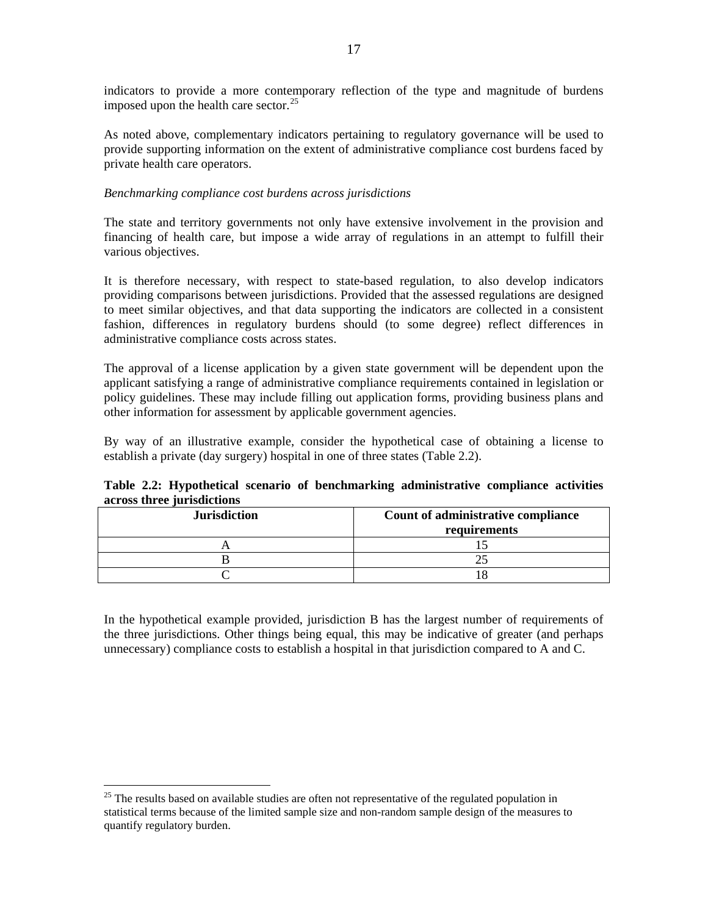indicators to provide a more contemporary reflection of the type and magnitude of burdens imposed upon the health care sector.[25]

As noted above, complementary indicators pertaining to regulatory governance will be used to provide supporting information on the extent of administrative compliance cost burdens faced by private health care operators.

*Benchmarking compliance cost burdens across jurisdictions*

The state and territory governments not only have extensive involvement in the provision and financing of health care, but impose a wide array of regulations in an attempt to fulfill their various objectives.

It is therefore necessary, with respect to state-based regulation, to also develop indicators providing comparisons between jurisdictions. Provided that the assessed regulations are designed to meet similar objectives, and that data supporting the indicators are collected in a consistent fashion, differences in regulatory burdens should (to some degree) reflect differences in administrative compliance costs across states.

The approval of a license application by a given state government will be dependent upon the applicant satisfying a range of administrative compliance requirements contained in legislation or policy guidelines. These may include filling out application forms, providing business plans and other information for assessment by applicable government agencies.

By way of an illustrative example, consider the hypothetical case of obtaining a license to establish a private (day surgery) hospital in one of three states (Table 2.2).

**Table 2.2: Hypothetical scenario of benchmarking administrative compliance activities across three jurisdictions**

| Jurisdiction | Count of administrative compliance requirements |
|---|---|
| A | 15 |
| B | 25 |
| C | 18 |

In the hypothetical example provided, jurisdiction B has the largest number of requirements of the three jurisdictions. Other things being equal, this may be indicative of greater (and perhaps unnecessary) compliance costs to establish a hospital in that jurisdiction compared to A and C.

---

[25] The results based on available studies are often not representative of the regulated population in statistical terms because of the limited sample size and non-random sample design of the measures to quantify regulatory burden.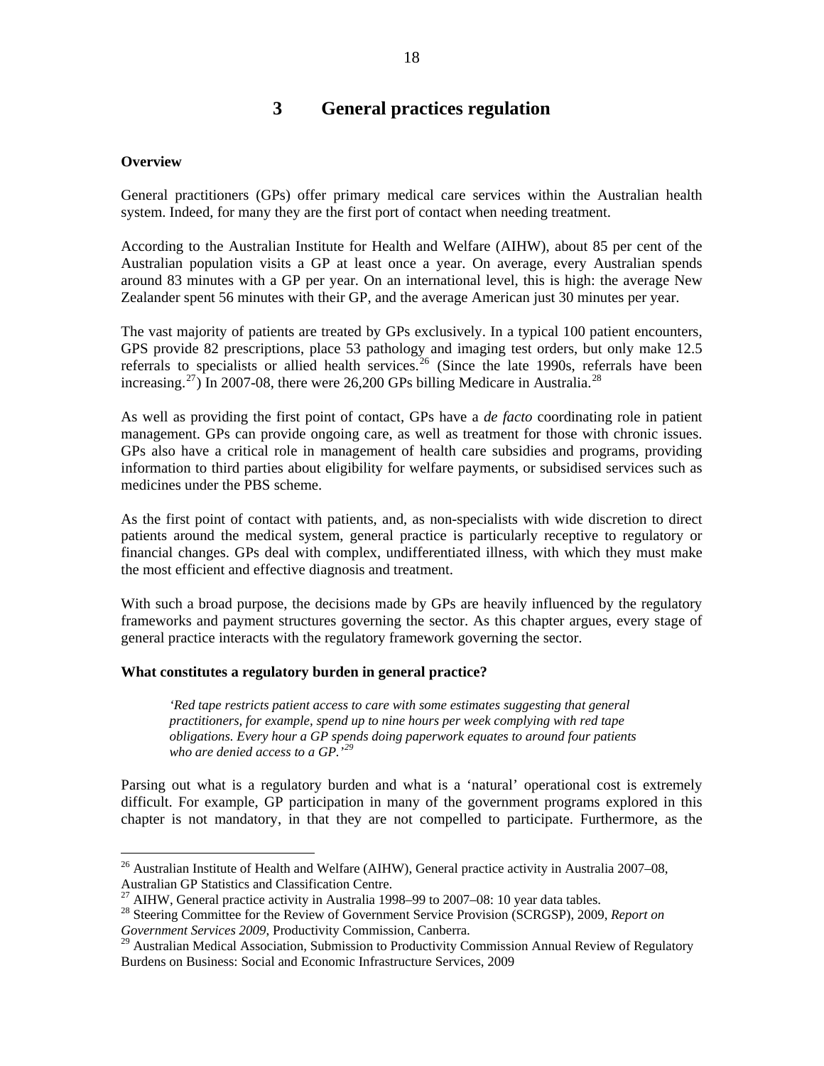# 3 General practices regulation

**Overview**

General practitioners (GPs) offer primary medical care services within the Australian health system. Indeed, for many they are the first port of contact when needing treatment.

According to the Australian Institute for Health and Welfare (AIHW), about 85 per cent of the Australian population visits a GP at least once a year. On average, every Australian spends around 83 minutes with a GP per year. On an international level, this is high: the average New Zealander spent 56 minutes with their GP, and the average American just 30 minutes per year.

The vast majority of patients are treated by GPs exclusively. In a typical 100 patient encounters, GPS provide 82 prescriptions, place 53 pathology and imaging test orders, but only make 12.5 referrals to specialists or allied health services.[26] (Since the late 1990s, referrals have been increasing.[27]) In 2007-08, there were 26,200 GPs billing Medicare in Australia.[28]

As well as providing the first point of contact, GPs have a *de facto* coordinating role in patient management. GPs can provide ongoing care, as well as treatment for those with chronic issues. GPs also have a critical role in management of health care subsidies and programs, providing information to third parties about eligibility for welfare payments, or subsidised services such as medicines under the PBS scheme.

As the first point of contact with patients, and, as non-specialists with wide discretion to direct patients around the medical system, general practice is particularly receptive to regulatory or financial changes. GPs deal with complex, undifferentiated illness, with which they must make the most efficient and effective diagnosis and treatment.

With such a broad purpose, the decisions made by GPs are heavily influenced by the regulatory frameworks and payment structures governing the sector. As this chapter argues, every stage of general practice interacts with the regulatory framework governing the sector.

**What constitutes a regulatory burden in general practice?**

> *'Red tape restricts patient access to care with some estimates suggesting that general practitioners, for example, spend up to nine hours per week complying with red tape obligations. Every hour a GP spends doing paperwork equates to around four patients who are denied access to a GP.'*[29]

Parsing out what is a regulatory burden and what is a 'natural' operational cost is extremely difficult. For example, GP participation in many of the government programs explored in this chapter is not mandatory, in that they are not compelled to participate. Furthermore, as the

---

[26] Australian Institute of Health and Welfare (AIHW), General practice activity in Australia 2007–08, Australian GP Statistics and Classification Centre.

[27] AIHW, General practice activity in Australia 1998–99 to 2007–08: 10 year data tables.

[28] Steering Committee for the Review of Government Service Provision (SCRGSP), 2009, *Report on Government Services 2009*, Productivity Commission, Canberra.

[29] Australian Medical Association, Submission to Productivity Commission Annual Review of Regulatory Burdens on Business: Social and Economic Infrastructure Services, 2009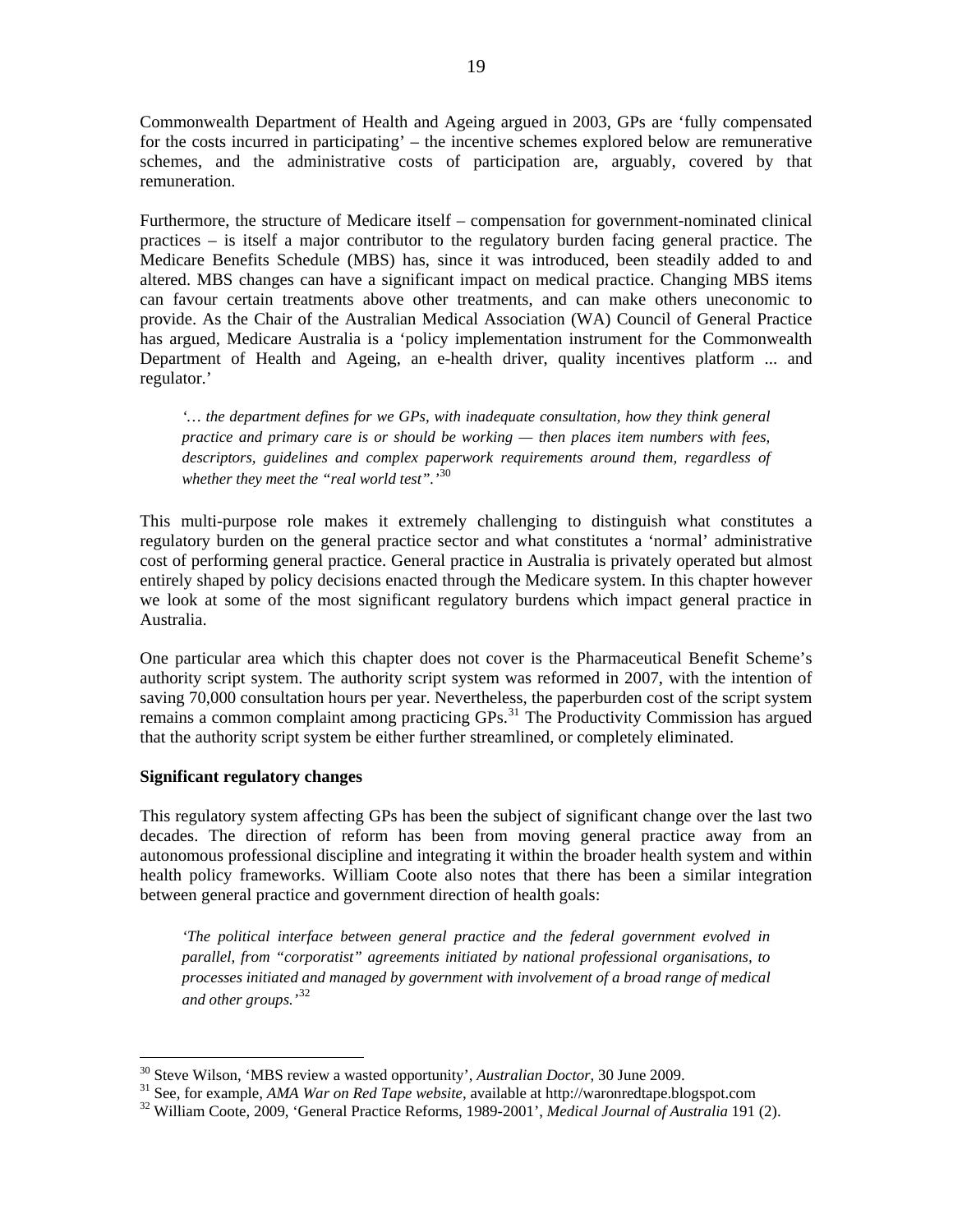Commonwealth Department of Health and Ageing argued in 2003, GPs are 'fully compensated for the costs incurred in participating' – the incentive schemes explored below are remunerative schemes, and the administrative costs of participation are, arguably, covered by that remuneration.

Furthermore, the structure of Medicare itself – compensation for government-nominated clinical practices – is itself a major contributor to the regulatory burden facing general practice. The Medicare Benefits Schedule (MBS) has, since it was introduced, been steadily added to and altered. MBS changes can have a significant impact on medical practice. Changing MBS items can favour certain treatments above other treatments, and can make others uneconomic to provide. As the Chair of the Australian Medical Association (WA) Council of General Practice has argued, Medicare Australia is a 'policy implementation instrument for the Commonwealth Department of Health and Ageing, an e-health driver, quality incentives platform ... and regulator.'

> *'… the department defines for we GPs, with inadequate consultation, how they think general practice and primary care is or should be working — then places item numbers with fees, descriptors, guidelines and complex paperwork requirements around them, regardless of whether they meet the "real world test".'*[30]

This multi-purpose role makes it extremely challenging to distinguish what constitutes a regulatory burden on the general practice sector and what constitutes a 'normal' administrative cost of performing general practice. General practice in Australia is privately operated but almost entirely shaped by policy decisions enacted through the Medicare system. In this chapter however we look at some of the most significant regulatory burdens which impact general practice in Australia.

One particular area which this chapter does not cover is the Pharmaceutical Benefit Scheme's authority script system. The authority script system was reformed in 2007, with the intention of saving 70,000 consultation hours per year. Nevertheless, the paperburden cost of the script system remains a common complaint among practicing GPs.[31] The Productivity Commission has argued that the authority script system be either further streamlined, or completely eliminated.

**Significant regulatory changes**

This regulatory system affecting GPs has been the subject of significant change over the last two decades. The direction of reform has been from moving general practice away from an autonomous professional discipline and integrating it within the broader health system and within health policy frameworks. William Coote also notes that there has been a similar integration between general practice and government direction of health goals:

> *'The political interface between general practice and the federal government evolved in parallel, from "corporatist" agreements initiated by national professional organisations, to processes initiated and managed by government with involvement of a broad range of medical and other groups.'*[32]

---

[30] Steve Wilson, 'MBS review a wasted opportunity', *Australian Doctor*, 30 June 2009.

[31] See, for example, *AMA War on Red Tape website*, available at http://waronredtape.blogspot.com

[32] William Coote, 2009, 'General Practice Reforms, 1989-2001', *Medical Journal of Australia* 191 (2).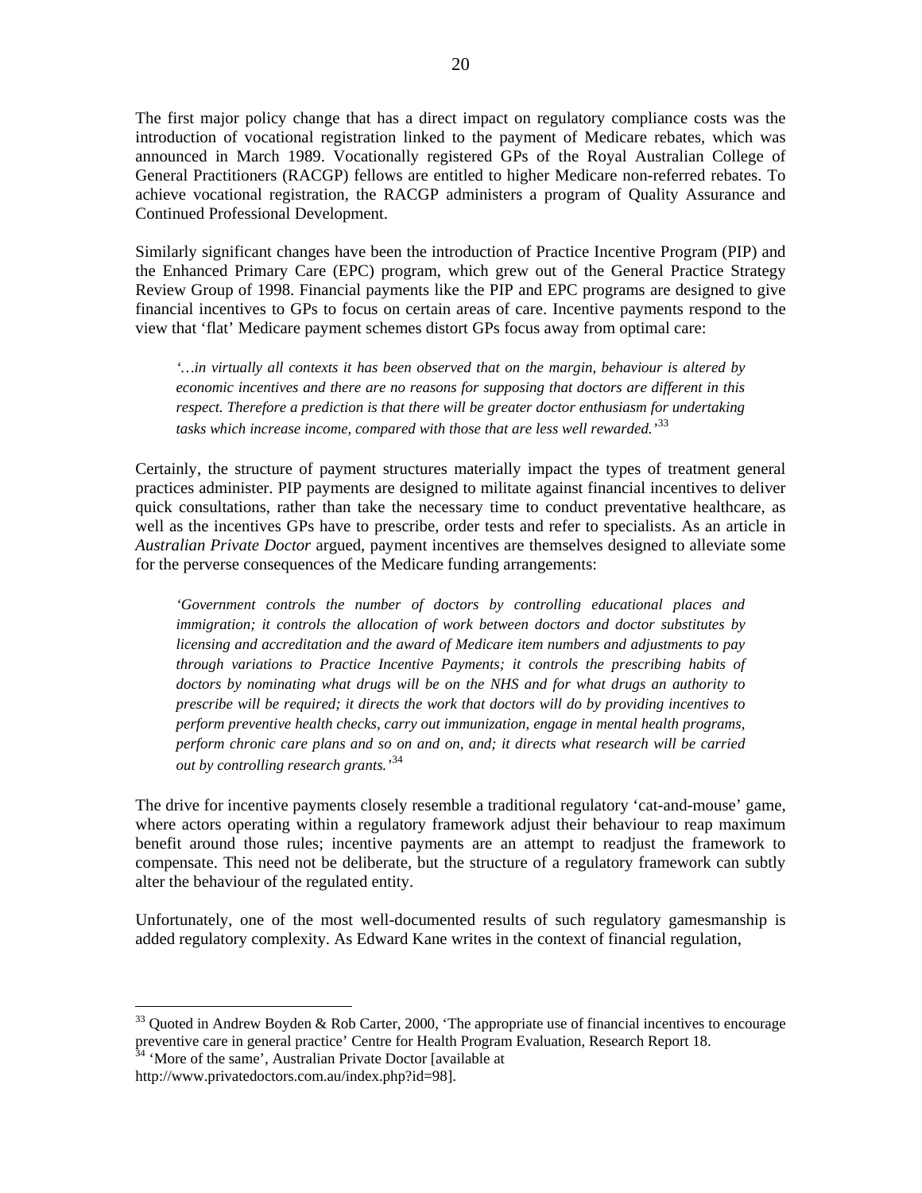The first major policy change that has a direct impact on regulatory compliance costs was the introduction of vocational registration linked to the payment of Medicare rebates, which was announced in March 1989. Vocationally registered GPs of the Royal Australian College of General Practitioners (RACGP) fellows are entitled to higher Medicare non-referred rebates. To achieve vocational registration, the RACGP administers a program of Quality Assurance and Continued Professional Development.

Similarly significant changes have been the introduction of Practice Incentive Program (PIP) and the Enhanced Primary Care (EPC) program, which grew out of the General Practice Strategy Review Group of 1998. Financial payments like the PIP and EPC programs are designed to give financial incentives to GPs to focus on certain areas of care. Incentive payments respond to the view that 'flat' Medicare payment schemes distort GPs focus away from optimal care:

> *'…in virtually all contexts it has been observed that on the margin, behaviour is altered by economic incentives and there are no reasons for supposing that doctors are different in this respect. Therefore a prediction is that there will be greater doctor enthusiasm for undertaking tasks which increase income, compared with those that are less well rewarded.'*[33]

Certainly, the structure of payment structures materially impact the types of treatment general practices administer. PIP payments are designed to militate against financial incentives to deliver quick consultations, rather than take the necessary time to conduct preventative healthcare, as well as the incentives GPs have to prescribe, order tests and refer to specialists. As an article in *Australian Private Doctor* argued, payment incentives are themselves designed to alleviate some for the perverse consequences of the Medicare funding arrangements:

> *'Government controls the number of doctors by controlling educational places and immigration; it controls the allocation of work between doctors and doctor substitutes by licensing and accreditation and the award of Medicare item numbers and adjustments to pay through variations to Practice Incentive Payments; it controls the prescribing habits of doctors by nominating what drugs will be on the NHS and for what drugs an authority to prescribe will be required; it directs the work that doctors will do by providing incentives to perform preventive health checks, carry out immunization, engage in mental health programs, perform chronic care plans and so on and on, and; it directs what research will be carried out by controlling research grants.'*[34]

The drive for incentive payments closely resemble a traditional regulatory 'cat-and-mouse' game, where actors operating within a regulatory framework adjust their behaviour to reap maximum benefit around those rules; incentive payments are an attempt to readjust the framework to compensate. This need not be deliberate, but the structure of a regulatory framework can subtly alter the behaviour of the regulated entity.

Unfortunately, one of the most well-documented results of such regulatory gamesmanship is added regulatory complexity. As Edward Kane writes in the context of financial regulation,

---

[33] Quoted in Andrew Boyden & Rob Carter, 2000, 'The appropriate use of financial incentives to encourage preventive care in general practice' Centre for Health Program Evaluation, Research Report 18.

[34] 'More of the same', Australian Private Doctor [available at http://www.privatedoctors.com.au/index.php?id=98].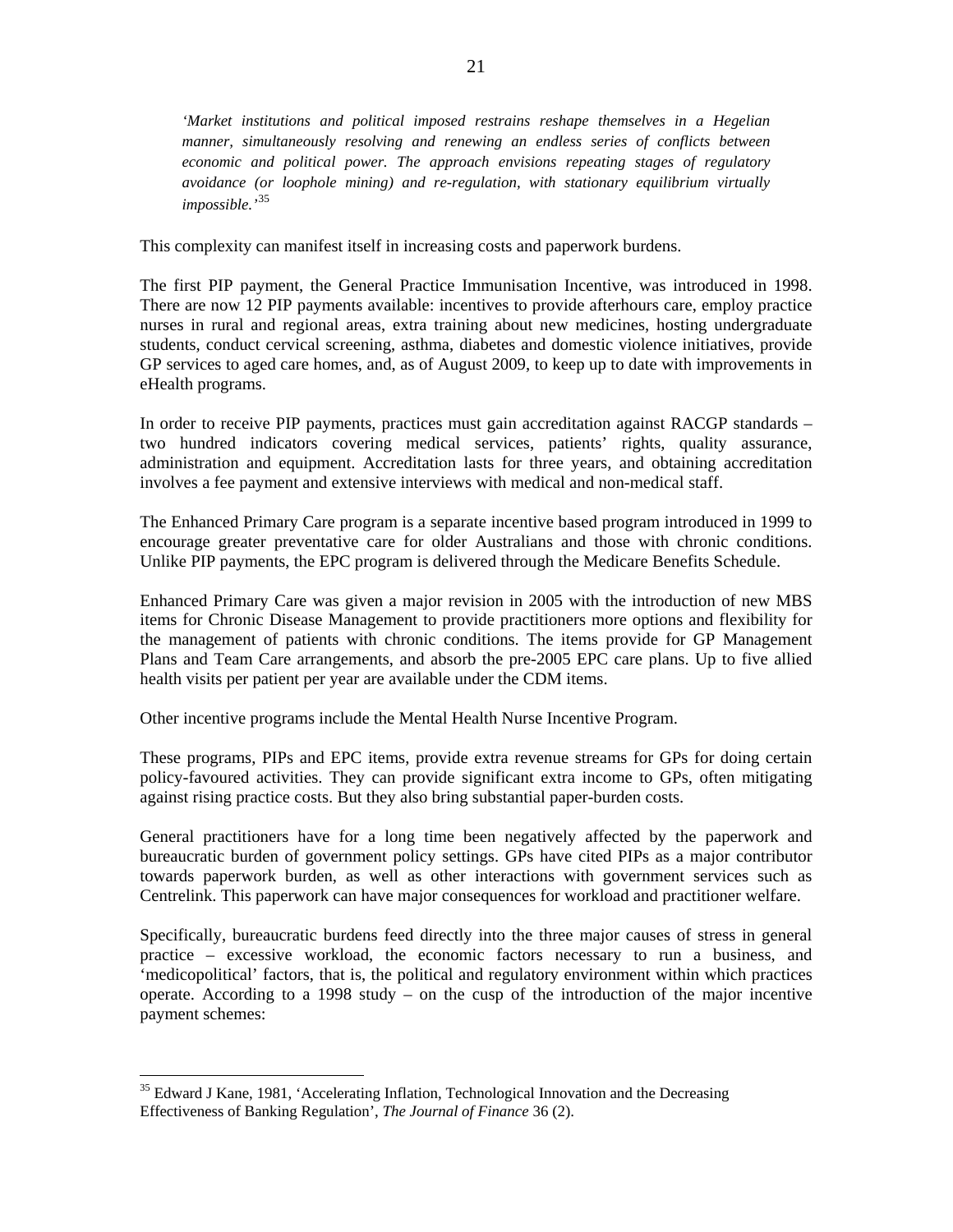> *'Market institutions and political imposed restrains reshape themselves in a Hegelian manner, simultaneously resolving and renewing an endless series of conflicts between economic and political power. The approach envisions repeating stages of regulatory avoidance (or loophole mining) and re-regulation, with stationary equilibrium virtually impossible.'*[35]

This complexity can manifest itself in increasing costs and paperwork burdens.

The first PIP payment, the General Practice Immunisation Incentive, was introduced in 1998. There are now 12 PIP payments available: incentives to provide afterhours care, employ practice nurses in rural and regional areas, extra training about new medicines, hosting undergraduate students, conduct cervical screening, asthma, diabetes and domestic violence initiatives, provide GP services to aged care homes, and, as of August 2009, to keep up to date with improvements in eHealth programs.

In order to receive PIP payments, practices must gain accreditation against RACGP standards – two hundred indicators covering medical services, patients' rights, quality assurance, administration and equipment. Accreditation lasts for three years, and obtaining accreditation involves a fee payment and extensive interviews with medical and non-medical staff.

The Enhanced Primary Care program is a separate incentive based program introduced in 1999 to encourage greater preventative care for older Australians and those with chronic conditions. Unlike PIP payments, the EPC program is delivered through the Medicare Benefits Schedule.

Enhanced Primary Care was given a major revision in 2005 with the introduction of new MBS items for Chronic Disease Management to provide practitioners more options and flexibility for the management of patients with chronic conditions. The items provide for GP Management Plans and Team Care arrangements, and absorb the pre-2005 EPC care plans. Up to five allied health visits per patient per year are available under the CDM items.

Other incentive programs include the Mental Health Nurse Incentive Program.

These programs, PIPs and EPC items, provide extra revenue streams for GPs for doing certain policy-favoured activities. They can provide significant extra income to GPs, often mitigating against rising practice costs. But they also bring substantial paper-burden costs.

General practitioners have for a long time been negatively affected by the paperwork and bureaucratic burden of government policy settings. GPs have cited PIPs as a major contributor towards paperwork burden, as well as other interactions with government services such as Centrelink. This paperwork can have major consequences for workload and practitioner welfare.

Specifically, bureaucratic burdens feed directly into the three major causes of stress in general practice – excessive workload, the economic factors necessary to run a business, and 'medicopolitical' factors, that is, the political and regulatory environment within which practices operate. According to a 1998 study – on the cusp of the introduction of the major incentive payment schemes:

[35] Edward J Kane, 1981, 'Accelerating Inflation, Technological Innovation and the Decreasing Effectiveness of Banking Regulation', *The Journal of Finance* 36 (2).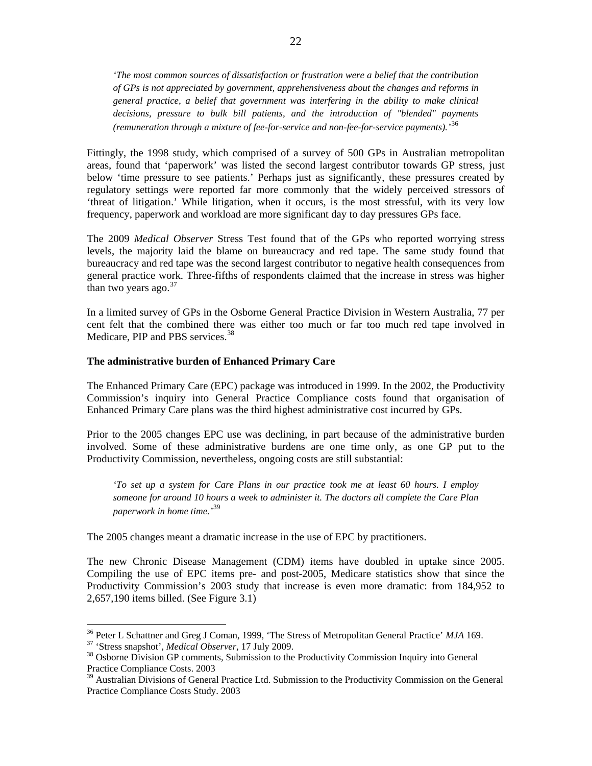*'The most common sources of dissatisfaction or frustration were a belief that the contribution of GPs is not appreciated by government, apprehensiveness about the changes and reforms in general practice, a belief that government was interfering in the ability to make clinical decisions, pressure to bulk bill patients, and the introduction of "blended" payments (remuneration through a mixture of fee-for-service and non-fee-for-service payments).'*[36]

Fittingly, the 1998 study, which comprised of a survey of 500 GPs in Australian metropolitan areas, found that 'paperwork' was listed the second largest contributor towards GP stress, just below 'time pressure to see patients.' Perhaps just as significantly, these pressures created by regulatory settings were reported far more commonly that the widely perceived stressors of 'threat of litigation.' While litigation, when it occurs, is the most stressful, with its very low frequency, paperwork and workload are more significant day to day pressures GPs face.

The 2009 *Medical Observer* Stress Test found that of the GPs who reported worrying stress levels, the majority laid the blame on bureaucracy and red tape. The same study found that bureaucracy and red tape was the second largest contributor to negative health consequences from general practice work. Three-fifths of respondents claimed that the increase in stress was higher than two years ago.[37]

In a limited survey of GPs in the Osborne General Practice Division in Western Australia, 77 per cent felt that the combined there was either too much or far too much red tape involved in Medicare, PIP and PBS services.[38]

**The administrative burden of Enhanced Primary Care**

The Enhanced Primary Care (EPC) package was introduced in 1999. In the 2002, the Productivity Commission's inquiry into General Practice Compliance costs found that organisation of Enhanced Primary Care plans was the third highest administrative cost incurred by GPs.

Prior to the 2005 changes EPC use was declining, in part because of the administrative burden involved. Some of these administrative burdens are one time only, as one GP put to the Productivity Commission, nevertheless, ongoing costs are still substantial:

*'To set up a system for Care Plans in our practice took me at least 60 hours. I employ someone for around 10 hours a week to administer it. The doctors all complete the Care Plan paperwork in home time.'*[39]

The 2005 changes meant a dramatic increase in the use of EPC by practitioners.

The new Chronic Disease Management (CDM) items have doubled in uptake since 2005. Compiling the use of EPC items pre- and post-2005, Medicare statistics show that since the Productivity Commission's 2003 study that increase is even more dramatic: from 184,952 to 2,657,190 items billed. (See Figure 3.1)

---

[36] Peter L Schattner and Greg J Coman, 1999, 'The Stress of Metropolitan General Practice' *MJA* 169.
[37] 'Stress snapshot', *Medical Observer*, 17 July 2009.
[38] Osborne Division GP comments, Submission to the Productivity Commission Inquiry into General Practice Compliance Costs. 2003
[39] Australian Divisions of General Practice Ltd. Submission to the Productivity Commission on the General Practice Compliance Costs Study. 2003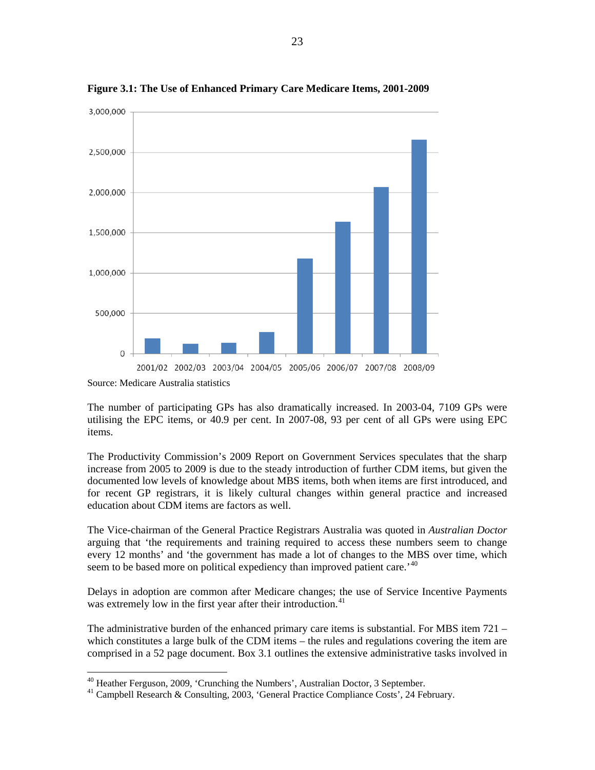**Figure 3.1: The Use of Enhanced Primary Care Medicare Items, 2001-2009**

Source: Medicare Australia statistics

The number of participating GPs has also dramatically increased. In 2003-04, 7109 GPs were utilising the EPC items, or 40.9 per cent. In 2007-08, 93 per cent of all GPs were using EPC items.

The Productivity Commission's 2009 Report on Government Services speculates that the sharp increase from 2005 to 2009 is due to the steady introduction of further CDM items, but given the documented low levels of knowledge about MBS items, both when items are first introduced, and for recent GP registrars, it is likely cultural changes within general practice and increased education about CDM items are factors as well.

The Vice-chairman of the General Practice Registrars Australia was quoted in *Australian Doctor* arguing that 'the requirements and training required to access these numbers seem to change every 12 months' and 'the government has made a lot of changes to the MBS over time, which seem to be based more on political expediency than improved patient care.'[40]

Delays in adoption are common after Medicare changes; the use of Service Incentive Payments was extremely low in the first year after their introduction.[41]

The administrative burden of the enhanced primary care items is substantial. For MBS item 721 – which constitutes a large bulk of the CDM items – the rules and regulations covering the item are comprised in a 52 page document. Box 3.1 outlines the extensive administrative tasks involved in

[40] Heather Ferguson, 2009, 'Crunching the Numbers', Australian Doctor, 3 September.

[41] Campbell Research & Consulting, 2003, 'General Practice Compliance Costs', 24 February.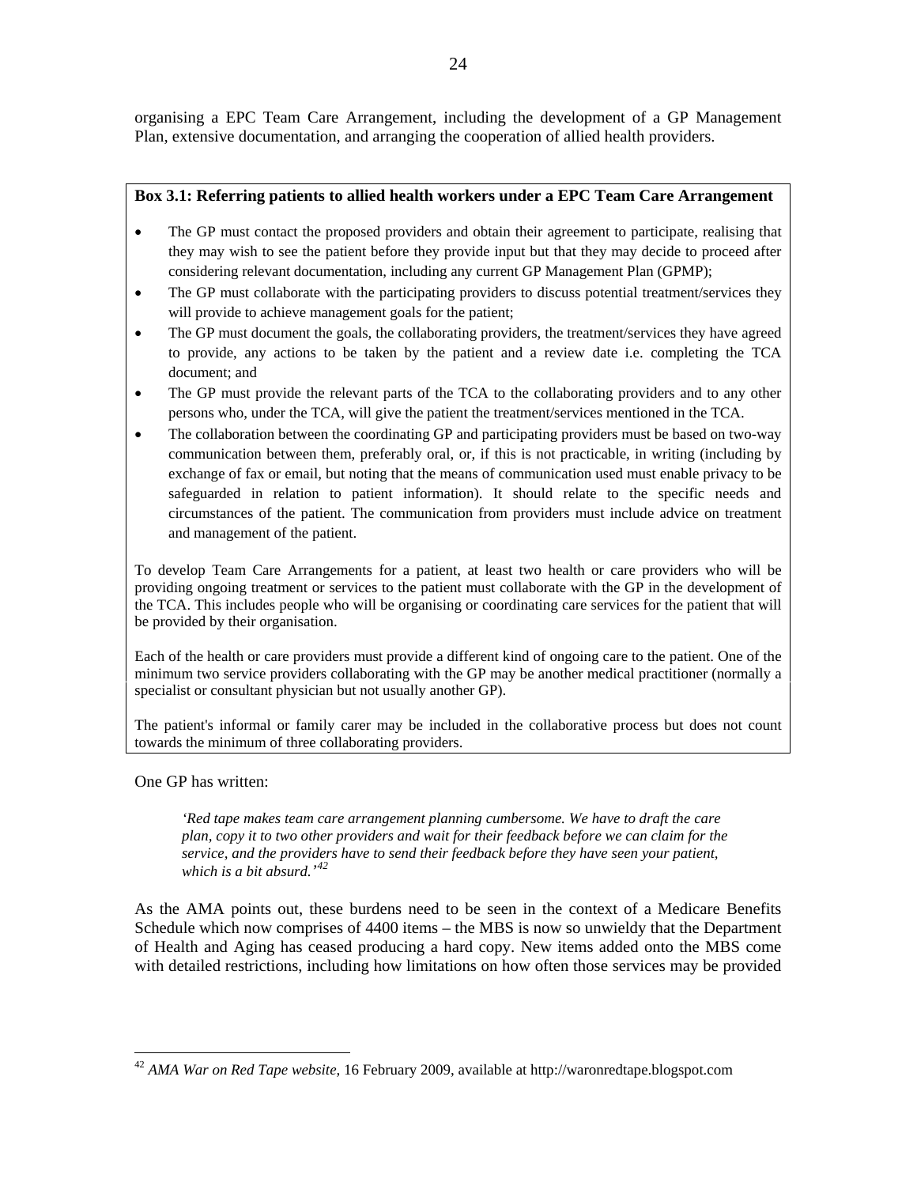organising a EPC Team Care Arrangement, including the development of a GP Management Plan, extensive documentation, and arranging the cooperation of allied health providers.

**Box 3.1: Referring patients to allied health workers under a EPC Team Care Arrangement**

- The GP must contact the proposed providers and obtain their agreement to participate, realising that they may wish to see the patient before they provide input but that they may decide to proceed after considering relevant documentation, including any current GP Management Plan (GPMP);
- The GP must collaborate with the participating providers to discuss potential treatment/services they will provide to achieve management goals for the patient;
- The GP must document the goals, the collaborating providers, the treatment/services they have agreed to provide, any actions to be taken by the patient and a review date i.e. completing the TCA document; and
- The GP must provide the relevant parts of the TCA to the collaborating providers and to any other persons who, under the TCA, will give the patient the treatment/services mentioned in the TCA.
- The collaboration between the coordinating GP and participating providers must be based on two-way communication between them, preferably oral, or, if this is not practicable, in writing (including by exchange of fax or email, but noting that the means of communication used must enable privacy to be safeguarded in relation to patient information). It should relate to the specific needs and circumstances of the patient. The communication from providers must include advice on treatment and management of the patient.

To develop Team Care Arrangements for a patient, at least two health or care providers who will be providing ongoing treatment or services to the patient must collaborate with the GP in the development of the TCA. This includes people who will be organising or coordinating care services for the patient that will be provided by their organisation.

Each of the health or care providers must provide a different kind of ongoing care to the patient. One of the minimum two service providers collaborating with the GP may be another medical practitioner (normally a specialist or consultant physician but not usually another GP).

The patient's informal or family carer may be included in the collaborative process but does not count towards the minimum of three collaborating providers.

One GP has written:

> *'Red tape makes team care arrangement planning cumbersome. We have to draft the care plan, copy it to two other providers and wait for their feedback before we can claim for the service, and the providers have to send their feedback before they have seen your patient, which is a bit absurd.'*[42]

As the AMA points out, these burdens need to be seen in the context of a Medicare Benefits Schedule which now comprises of 4400 items – the MBS is now so unwieldy that the Department of Health and Aging has ceased producing a hard copy. New items added onto the MBS come with detailed restrictions, including how limitations on how often those services may be provided

[42] *AMA War on Red Tape website*, 16 February 2009, available at http://waronredtape.blogspot.com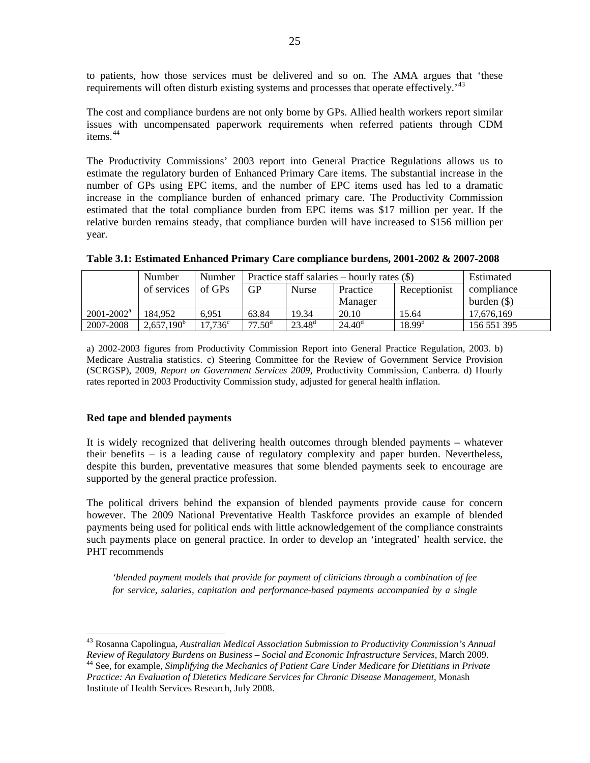to patients, how those services must be delivered and so on. The AMA argues that 'these requirements will often disturb existing systems and processes that operate effectively.'[43]

The cost and compliance burdens are not only borne by GPs. Allied health workers report similar issues with uncompensated paperwork requirements when referred patients through CDM items.[44]

The Productivity Commissions' 2003 report into General Practice Regulations allows us to estimate the regulatory burden of Enhanced Primary Care items. The substantial increase in the number of GPs using EPC items, and the number of EPC items used has led to a dramatic increase in the compliance burden of enhanced primary care. The Productivity Commission estimated that the total compliance burden from EPC items was $17 million per year. If the relative burden remains steady, that compliance burden will have increased to $156 million per year.

**Table 3.1: Estimated Enhanced Primary Care compliance burdens, 2001-2002 & 2007-2008**

| | Number of services | Number of GPs | Practice staff salaries – hourly rates ($) | | | | Estimated compliance burden ($) |
|---|---|---|---|---|---|---|---|
| | | | GP | Nurse | Practice Manager | Receptionist | |
| 2001-2002[a] | 184,952 | 6,951 | 63.84 | 19.34 | 20.10 | 15.64 | 17,676,169 |
| 2007-2008 | 2,657,190[b] | 17,736[c] | 77.50[d] | 23.48[d] | 24.40[d] | 18.99[d] | 156 551 395 |

a) 2002-2003 figures from Productivity Commission Report into General Practice Regulation, 2003. b) Medicare Australia statistics. c) Steering Committee for the Review of Government Service Provision (SCRGSP), 2009, *Report on Government Services 2009*, Productivity Commission, Canberra. d) Hourly rates reported in 2003 Productivity Commission study, adjusted for general health inflation.

**Red tape and blended payments**

It is widely recognized that delivering health outcomes through blended payments – whatever their benefits – is a leading cause of regulatory complexity and paper burden. Nevertheless, despite this burden, preventative measures that some blended payments seek to encourage are supported by the general practice profession.

The political drivers behind the expansion of blended payments provide cause for concern however. The 2009 National Preventative Health Taskforce provides an example of blended payments being used for political ends with little acknowledgement of the compliance constraints such payments place on general practice. In order to develop an 'integrated' health service, the PHT recommends

> *'blended payment models that provide for payment of clinicians through a combination of fee for service, salaries, capitation and performance-based payments accompanied by a single*

---

[43] Rosanna Capolingua, *Australian Medical Association Submission to Productivity Commission's Annual Review of Regulatory Burdens on Business – Social and Economic Infrastructure Services*, March 2009.

[44] See, for example, *Simplifying the Mechanics of Patient Care Under Medicare for Dietitians in Private Practice: An Evaluation of Dietetics Medicare Services for Chronic Disease Management*, Monash Institute of Health Services Research, July 2008.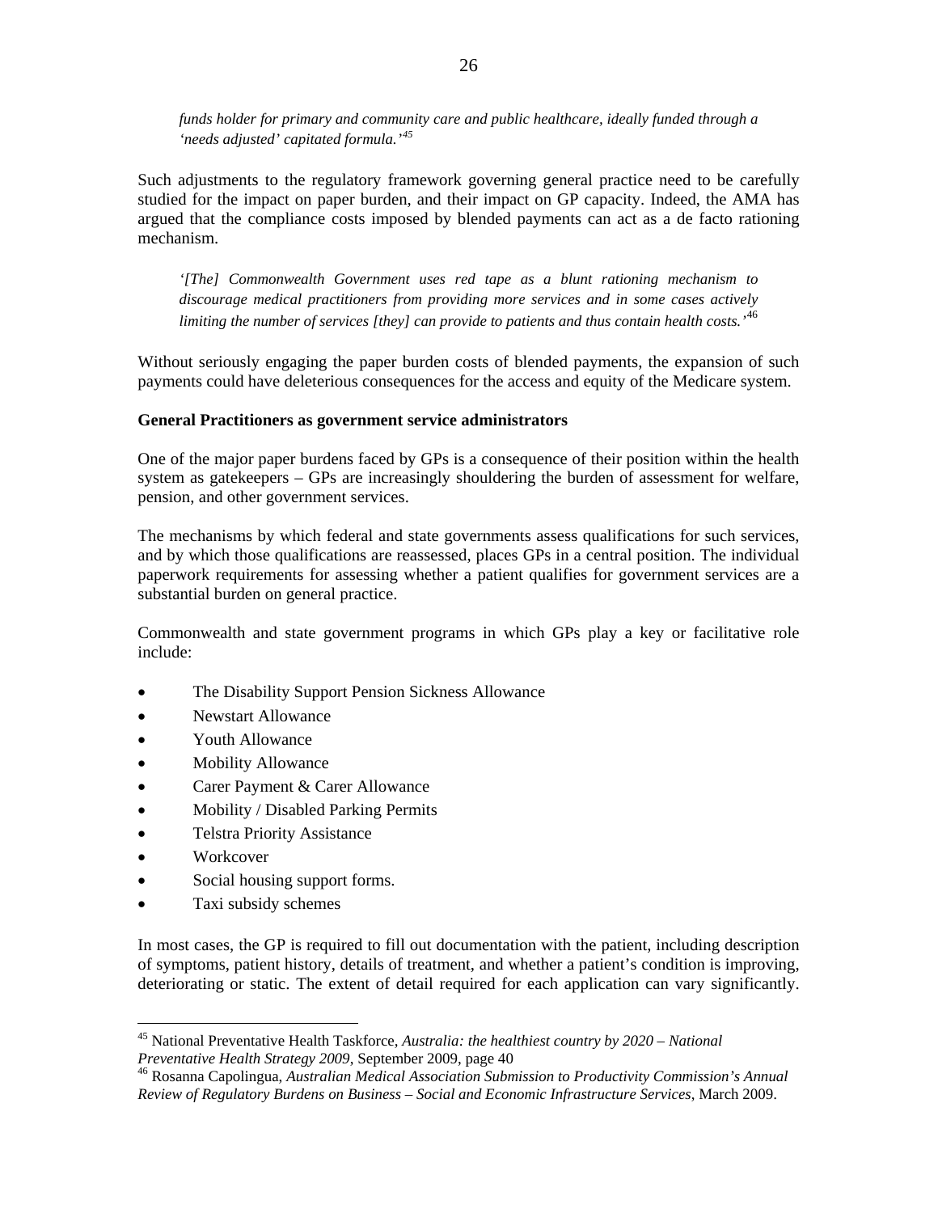*funds holder for primary and community care and public healthcare, ideally funded through a 'needs adjusted' capitated formula.'*[45]

Such adjustments to the regulatory framework governing general practice need to be carefully studied for the impact on paper burden, and their impact on GP capacity. Indeed, the AMA has argued that the compliance costs imposed by blended payments can act as a de facto rationing mechanism.

> *'[The] Commonwealth Government uses red tape as a blunt rationing mechanism to discourage medical practitioners from providing more services and in some cases actively limiting the number of services [they] can provide to patients and thus contain health costs.'*[46]

Without seriously engaging the paper burden costs of blended payments, the expansion of such payments could have deleterious consequences for the access and equity of the Medicare system.

**General Practitioners as government service administrators**

One of the major paper burdens faced by GPs is a consequence of their position within the health system as gatekeepers – GPs are increasingly shouldering the burden of assessment for welfare, pension, and other government services.

The mechanisms by which federal and state governments assess qualifications for such services, and by which those qualifications are reassessed, places GPs in a central position. The individual paperwork requirements for assessing whether a patient qualifies for government services are a substantial burden on general practice.

Commonwealth and state government programs in which GPs play a key or facilitative role include:

- The Disability Support Pension Sickness Allowance
- Newstart Allowance
- Youth Allowance
- Mobility Allowance
- Carer Payment & Carer Allowance
- Mobility / Disabled Parking Permits
- Telstra Priority Assistance
- Workcover
- Social housing support forms.
- Taxi subsidy schemes

In most cases, the GP is required to fill out documentation with the patient, including description of symptoms, patient history, details of treatment, and whether a patient's condition is improving, deteriorating or static. The extent of detail required for each application can vary significantly.

---

[45] National Preventative Health Taskforce, *Australia: the healthiest country by 2020 – National Preventative Health Strategy 2009*, September 2009, page 40

[46] Rosanna Capolingua, *Australian Medical Association Submission to Productivity Commission's Annual Review of Regulatory Burdens on Business – Social and Economic Infrastructure Services*, March 2009.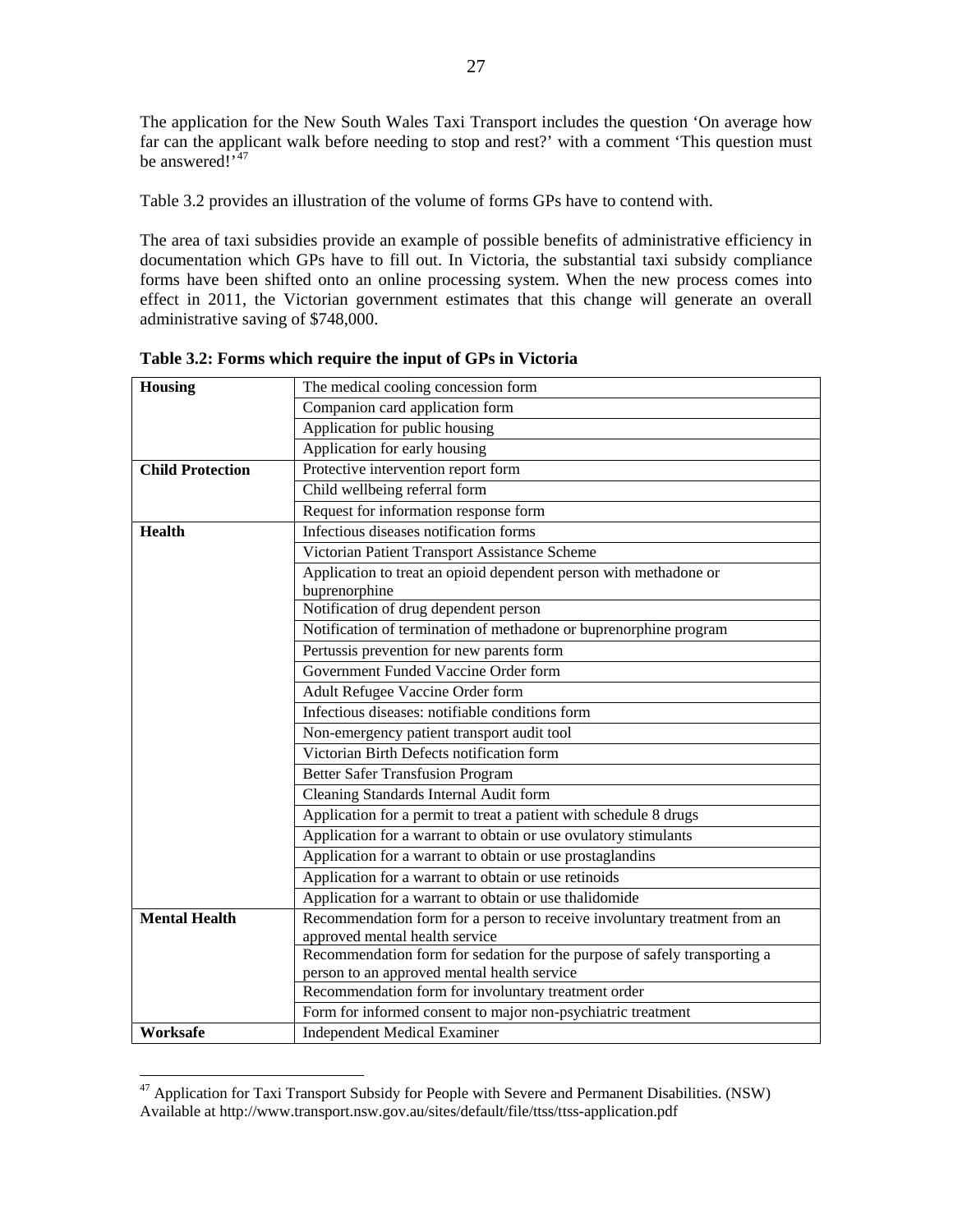The application for the New South Wales Taxi Transport includes the question 'On average how far can the applicant walk before needing to stop and rest?' with a comment 'This question must be answered!'[47]

Table 3.2 provides an illustration of the volume of forms GPs have to contend with.

The area of taxi subsidies provide an example of possible benefits of administrative efficiency in documentation which GPs have to fill out. In Victoria, the substantial taxi subsidy compliance forms have been shifted onto an online processing system. When the new process comes into effect in 2011, the Victorian government estimates that this change will generate an overall administrative saving of $748,000.

**Table 3.2: Forms which require the input of GPs in Victoria**

| | |
|---|---|
| **Housing** | The medical cooling concession form |
| | Companion card application form |
| | Application for public housing |
| | Application for early housing |
| **Child Protection** | Protective intervention report form |
| | Child wellbeing referral form |
| | Request for information response form |
| **Health** | Infectious diseases notification forms |
| | Victorian Patient Transport Assistance Scheme |
| | Application to treat an opioid dependent person with methadone or buprenorphine |
| | Notification of drug dependent person |
| | Notification of termination of methadone or buprenorphine program |
| | Pertussis prevention for new parents form |
| | Government Funded Vaccine Order form |
| | Adult Refugee Vaccine Order form |
| | Infectious diseases: notifiable conditions form |
| | Non-emergency patient transport audit tool |
| | Victorian Birth Defects notification form |
| | Better Safer Transfusion Program |
| | Cleaning Standards Internal Audit form |
| | Application for a permit to treat a patient with schedule 8 drugs |
| | Application for a warrant to obtain or use ovulatory stimulants |
| | Application for a warrant to obtain or use prostaglandins |
| | Application for a warrant to obtain or use retinoids |
| | Application for a warrant to obtain or use thalidomide |
| **Mental Health** | Recommendation form for a person to receive involuntary treatment from an approved mental health service |
| | Recommendation form for sedation for the purpose of safely transporting a person to an approved mental health service |
| | Recommendation form for involuntary treatment order |
| | Form for informed consent to major non-psychiatric treatment |
| **Worksafe** | Independent Medical Examiner |

[47] Application for Taxi Transport Subsidy for People with Severe and Permanent Disabilities. (NSW) Available at http://www.transport.nsw.gov.au/sites/default/file/ttss/ttss-application.pdf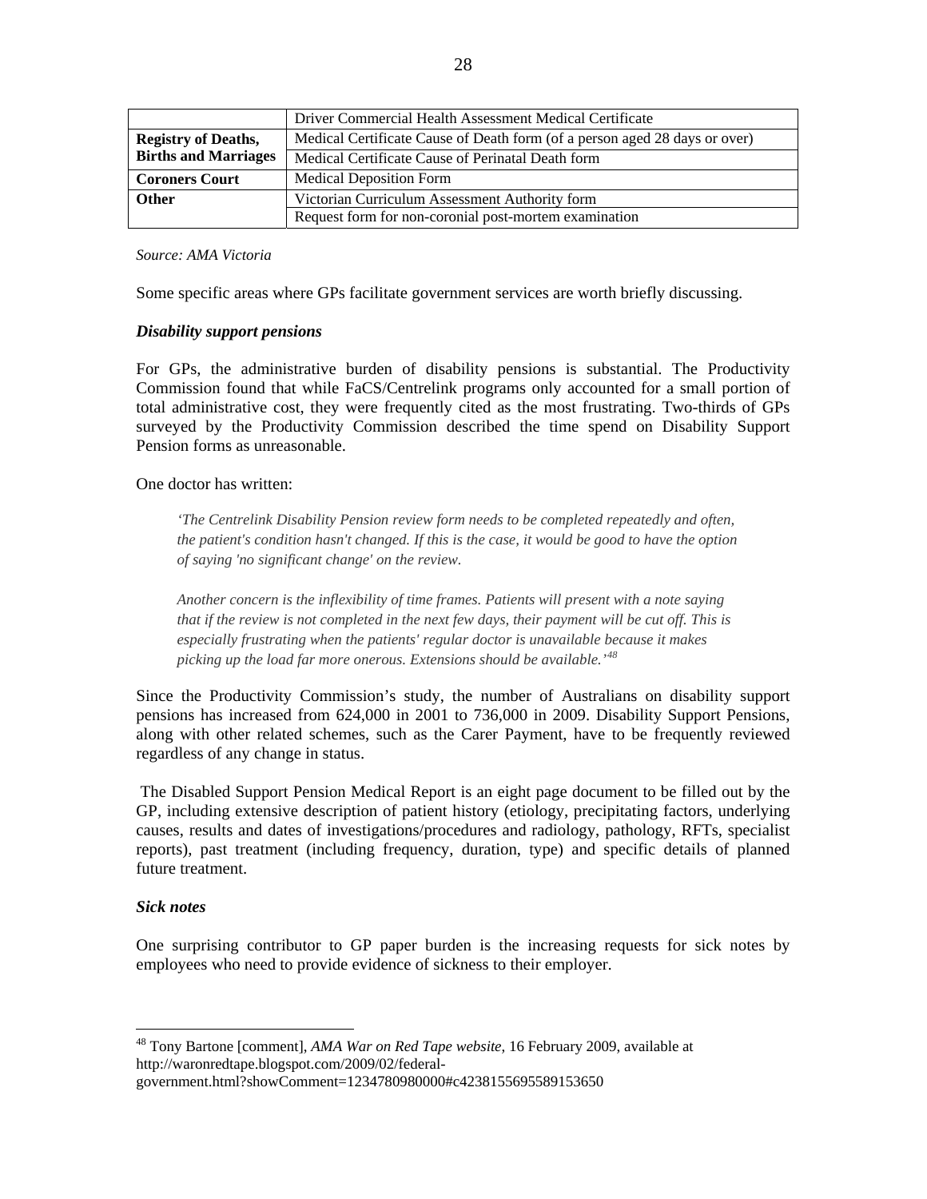| | |
|---|---|
| | Driver Commercial Health Assessment Medical Certificate |
| **Registry of Deaths, Births and Marriages** | Medical Certificate Cause of Death form (of a person aged 28 days or over) |
| | Medical Certificate Cause of Perinatal Death form |
| **Coroners Court** | Medical Deposition Form |
| **Other** | Victorian Curriculum Assessment Authority form |
| | Request form for non-coronial post-mortem examination |

*Source: AMA Victoria*

Some specific areas where GPs facilitate government services are worth briefly discussing.

***Disability support pensions***

For GPs, the administrative burden of disability pensions is substantial. The Productivity Commission found that while FaCS/Centrelink programs only accounted for a small portion of total administrative cost, they were frequently cited as the most frustrating. Two-thirds of GPs surveyed by the Productivity Commission described the time spend on Disability Support Pension forms as unreasonable.

One doctor has written:

> *'The Centrelink Disability Pension review form needs to be completed repeatedly and often, the patient's condition hasn't changed. If this is the case, it would be good to have the option of saying 'no significant change' on the review.*
>
> *Another concern is the inflexibility of time frames. Patients will present with a note saying that if the review is not completed in the next few days, their payment will be cut off. This is especially frustrating when the patients' regular doctor is unavailable because it makes picking up the load far more onerous. Extensions should be available.'*[48]

Since the Productivity Commission's study, the number of Australians on disability support pensions has increased from 624,000 in 2001 to 736,000 in 2009. Disability Support Pensions, along with other related schemes, such as the Carer Payment, have to be frequently reviewed regardless of any change in status.

The Disabled Support Pension Medical Report is an eight page document to be filled out by the GP, including extensive description of patient history (etiology, precipitating factors, underlying causes, results and dates of investigations/procedures and radiology, pathology, RFTs, specialist reports), past treatment (including frequency, duration, type) and specific details of planned future treatment.

***Sick notes***

One surprising contributor to GP paper burden is the increasing requests for sick notes by employees who need to provide evidence of sickness to their employer.

---

[48] Tony Bartone [comment], *AMA War on Red Tape website*, 16 February 2009, available at http://waronredtape.blogspot.com/2009/02/federal-government.html?showComment=1234780980000#c4238155695589153650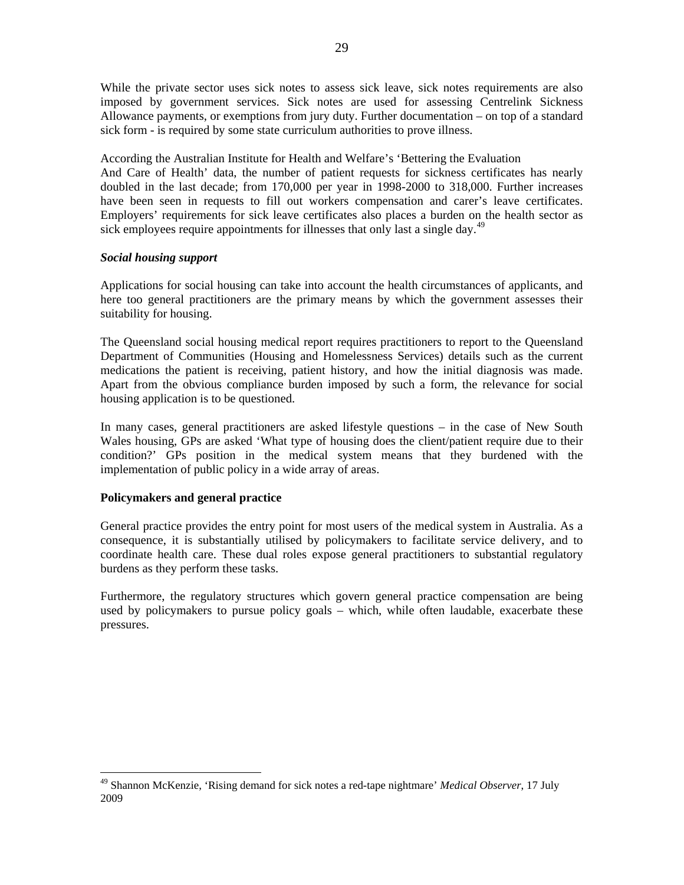While the private sector uses sick notes to assess sick leave, sick notes requirements are also imposed by government services. Sick notes are used for assessing Centrelink Sickness Allowance payments, or exemptions from jury duty. Further documentation – on top of a standard sick form - is required by some state curriculum authorities to prove illness.

According the Australian Institute for Health and Welfare's 'Bettering the Evaluation And Care of Health' data, the number of patient requests for sickness certificates has nearly doubled in the last decade; from 170,000 per year in 1998-2000 to 318,000. Further increases have been seen in requests to fill out workers compensation and carer's leave certificates. Employers' requirements for sick leave certificates also places a burden on the health sector as sick employees require appointments for illnesses that only last a single day.[49]

***Social housing support***

Applications for social housing can take into account the health circumstances of applicants, and here too general practitioners are the primary means by which the government assesses their suitability for housing.

The Queensland social housing medical report requires practitioners to report to the Queensland Department of Communities (Housing and Homelessness Services) details such as the current medications the patient is receiving, patient history, and how the initial diagnosis was made. Apart from the obvious compliance burden imposed by such a form, the relevance for social housing application is to be questioned.

In many cases, general practitioners are asked lifestyle questions – in the case of New South Wales housing, GPs are asked 'What type of housing does the client/patient require due to their condition?' GPs position in the medical system means that they burdened with the implementation of public policy in a wide array of areas.

**Policymakers and general practice**

General practice provides the entry point for most users of the medical system in Australia. As a consequence, it is substantially utilised by policymakers to facilitate service delivery, and to coordinate health care. These dual roles expose general practitioners to substantial regulatory burdens as they perform these tasks.

Furthermore, the regulatory structures which govern general practice compensation are being used by policymakers to pursue policy goals – which, while often laudable, exacerbate these pressures.

[49] Shannon McKenzie, 'Rising demand for sick notes a red-tape nightmare' *Medical Observer*, 17 July 2009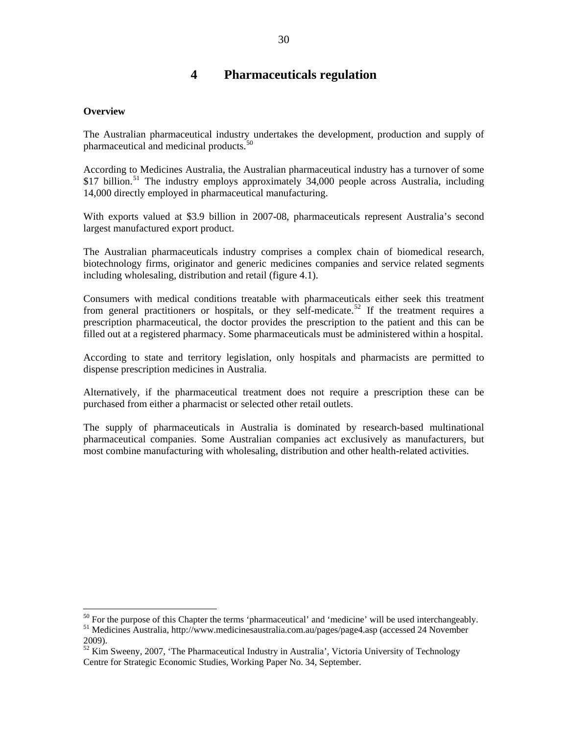# 4 Pharmaceuticals regulation

**Overview**

The Australian pharmaceutical industry undertakes the development, production and supply of pharmaceutical and medicinal products.[50]

According to Medicines Australia, the Australian pharmaceutical industry has a turnover of some $17 billion.[51] The industry employs approximately 34,000 people across Australia, including 14,000 directly employed in pharmaceutical manufacturing.

With exports valued at $3.9 billion in 2007-08, pharmaceuticals represent Australia's second largest manufactured export product.

The Australian pharmaceuticals industry comprises a complex chain of biomedical research, biotechnology firms, originator and generic medicines companies and service related segments including wholesaling, distribution and retail (figure 4.1).

Consumers with medical conditions treatable with pharmaceuticals either seek this treatment from general practitioners or hospitals, or they self-medicate.[52] If the treatment requires a prescription pharmaceutical, the doctor provides the prescription to the patient and this can be filled out at a registered pharmacy. Some pharmaceuticals must be administered within a hospital.

According to state and territory legislation, only hospitals and pharmacists are permitted to dispense prescription medicines in Australia.

Alternatively, if the pharmaceutical treatment does not require a prescription these can be purchased from either a pharmacist or selected other retail outlets.

The supply of pharmaceuticals in Australia is dominated by research-based multinational pharmaceutical companies. Some Australian companies act exclusively as manufacturers, but most combine manufacturing with wholesaling, distribution and other health-related activities.

---

[50] For the purpose of this Chapter the terms 'pharmaceutical' and 'medicine' will be used interchangeably.

[51] Medicines Australia, http://www.medicinesaustralia.com.au/pages/page4.asp (accessed 24 November 2009).

[52] Kim Sweeny, 2007, 'The Pharmaceutical Industry in Australia', Victoria University of Technology Centre for Strategic Economic Studies, Working Paper No. 34, September.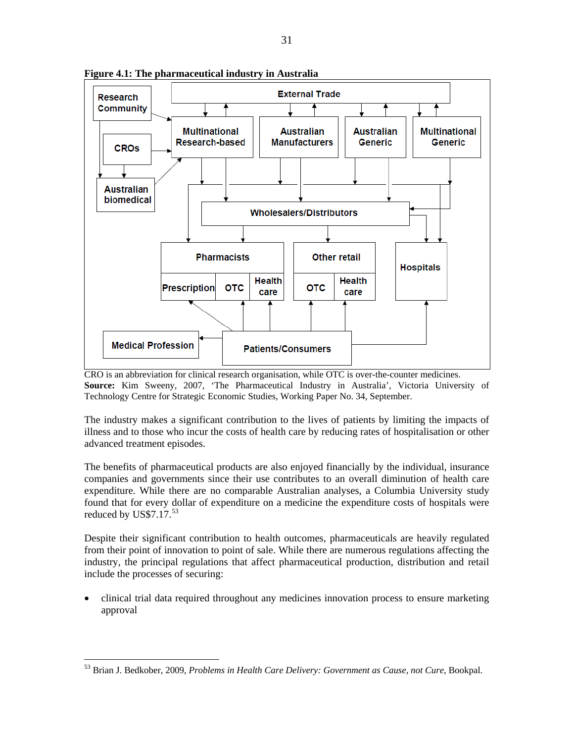**Figure 4.1: The pharmaceutical industry in Australia**

Research Community

External Trade

CROs

Multinational Research-based

Australian Manufacturers

Australian Generic

Multinational Generic

Australian biomedical

Wholesalers/Distributors

Pharmacists

Prescription | OTC | Health care

Other retail

OTC | Health care

Hospitals

Medical Profession

Patients/Consumers

CRO is an abbreviation for clinical research organisation, while OTC is over-the-counter medicines.
**Source:** Kim Sweeny, 2007, 'The Pharmaceutical Industry in Australia', Victoria University of Technology Centre for Strategic Economic Studies, Working Paper No. 34, September.

The industry makes a significant contribution to the lives of patients by limiting the impacts of illness and to those who incur the costs of health care by reducing rates of hospitalisation or other advanced treatment episodes.

The benefits of pharmaceutical products are also enjoyed financially by the individual, insurance companies and governments since their use contributes to an overall diminution of health care expenditure. While there are no comparable Australian analyses, a Columbia University study found that for every dollar of expenditure on a medicine the expenditure costs of hospitals were reduced by US$7.17.[53]

Despite their significant contribution to health outcomes, pharmaceuticals are heavily regulated from their point of innovation to point of sale. While there are numerous regulations affecting the industry, the principal regulations that affect pharmaceutical production, distribution and retail include the processes of securing:

- clinical trial data required throughout any medicines innovation process to ensure marketing approval

[53] Brian J. Bedkober, 2009, *Problems in Health Care Delivery: Government as Cause, not Cure*, Bookpal.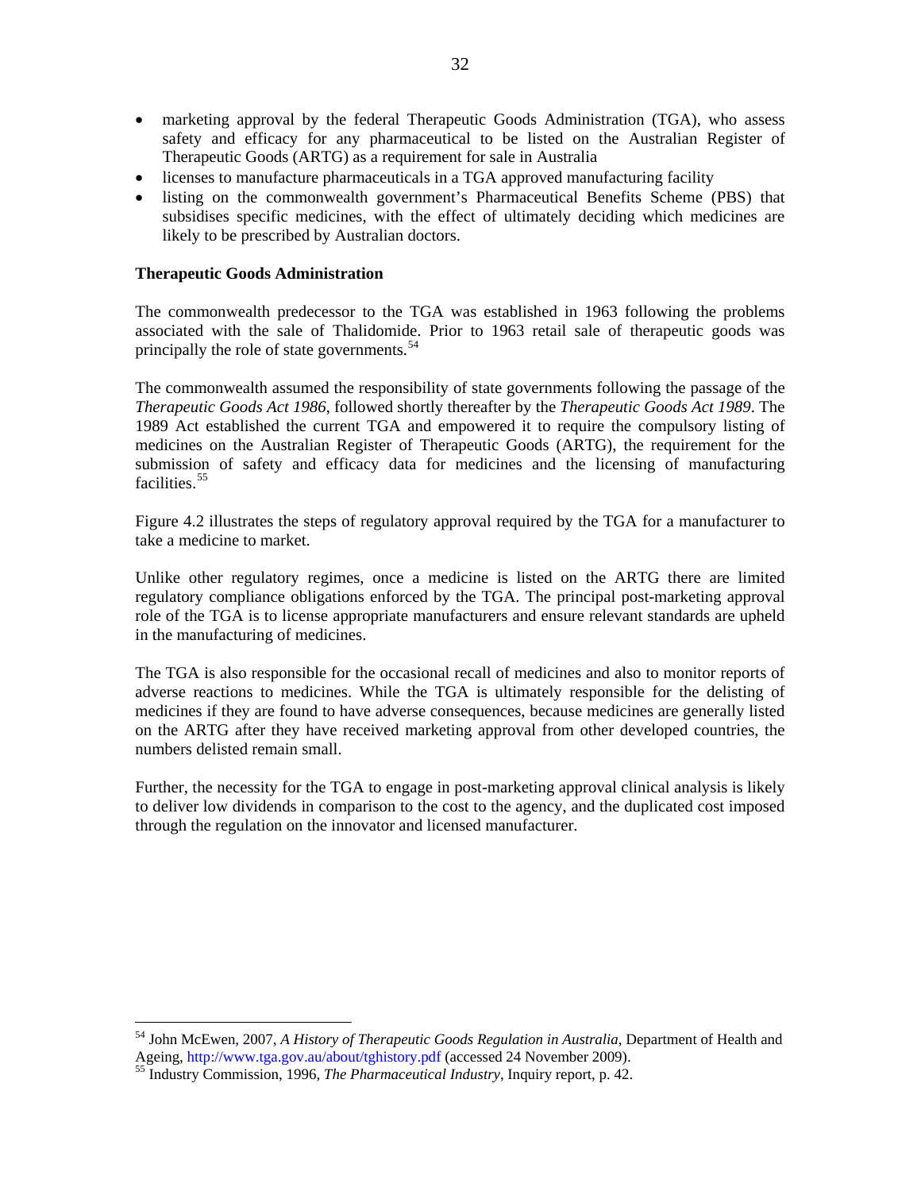- marketing approval by the federal Therapeutic Goods Administration (TGA), who assess safety and efficacy for any pharmaceutical to be listed on the Australian Register of Therapeutic Goods (ARTG) as a requirement for sale in Australia
- licenses to manufacture pharmaceuticals in a TGA approved manufacturing facility
- listing on the commonwealth government's Pharmaceutical Benefits Scheme (PBS) that subsidises specific medicines, with the effect of ultimately deciding which medicines are likely to be prescribed by Australian doctors.

**Therapeutic Goods Administration**

The commonwealth predecessor to the TGA was established in 1963 following the problems associated with the sale of Thalidomide. Prior to 1963 retail sale of therapeutic goods was principally the role of state governments.[54]

The commonwealth assumed the responsibility of state governments following the passage of the *Therapeutic Goods Act 1986*, followed shortly thereafter by the *Therapeutic Goods Act 1989*. The 1989 Act established the current TGA and empowered it to require the compulsory listing of medicines on the Australian Register of Therapeutic Goods (ARTG), the requirement for the submission of safety and efficacy data for medicines and the licensing of manufacturing facilities.[55]

Figure 4.2 illustrates the steps of regulatory approval required by the TGA for a manufacturer to take a medicine to market.

Unlike other regulatory regimes, once a medicine is listed on the ARTG there are limited regulatory compliance obligations enforced by the TGA. The principal post-marketing approval role of the TGA is to license appropriate manufacturers and ensure relevant standards are upheld in the manufacturing of medicines.

The TGA is also responsible for the occasional recall of medicines and also to monitor reports of adverse reactions to medicines. While the TGA is ultimately responsible for the delisting of medicines if they are found to have adverse consequences, because medicines are generally listed on the ARTG after they have received marketing approval from other developed countries, the numbers delisted remain small.

Further, the necessity for the TGA to engage in post-marketing approval clinical analysis is likely to deliver low dividends in comparison to the cost to the agency, and the duplicated cost imposed through the regulation on the innovator and licensed manufacturer.

---

[54] John McEwen, 2007, *A History of Therapeutic Goods Regulation in Australia*, Department of Health and Ageing, http://www.tga.gov.au/about/tghistory.pdf (accessed 24 November 2009).

[55] Industry Commission, 1996, *The Pharmaceutical Industry*, Inquiry report, p. 42.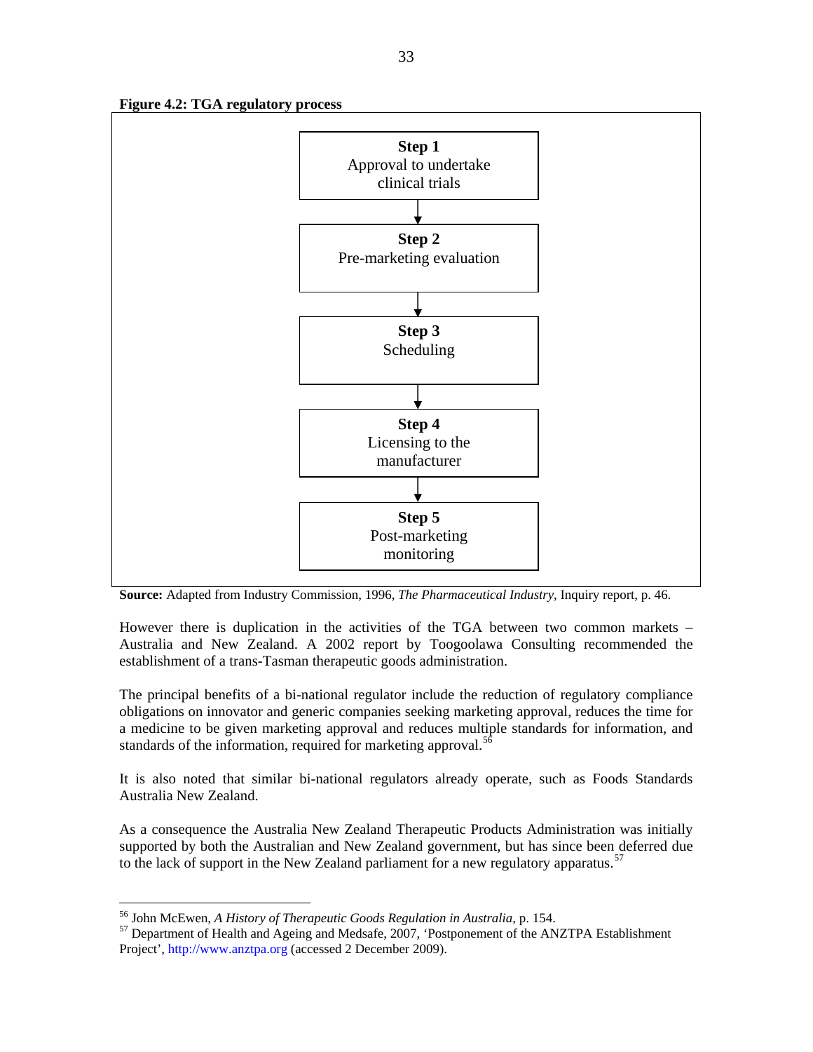**Figure 4.2: TGA regulatory process**

**Step 1**
Approval to undertake clinical trials

↓

**Step 2**
Pre-marketing evaluation

↓

**Step 3**
Scheduling

↓

**Step 4**
Licensing to the manufacturer

↓

**Step 5**
Post-marketing monitoring

**Source:** Adapted from Industry Commission, 1996, *The Pharmaceutical Industry*, Inquiry report, p. 46.

However there is duplication in the activities of the TGA between two common markets – Australia and New Zealand. A 2002 report by Toogoolawa Consulting recommended the establishment of a trans-Tasman therapeutic goods administration.

The principal benefits of a bi-national regulator include the reduction of regulatory compliance obligations on innovator and generic companies seeking marketing approval, reduces the time for a medicine to be given marketing approval and reduces multiple standards for information, and standards of the information, required for marketing approval.[56]

It is also noted that similar bi-national regulators already operate, such as Foods Standards Australia New Zealand.

As a consequence the Australia New Zealand Therapeutic Products Administration was initially supported by both the Australian and New Zealand government, but has since been deferred due to the lack of support in the New Zealand parliament for a new regulatory apparatus.[57]

---

[56] John McEwen, *A History of Therapeutic Goods Regulation in Australia*, p. 154.

[57] Department of Health and Ageing and Medsafe, 2007, 'Postponement of the ANZTPA Establishment Project', http://www.anztpa.org (accessed 2 December 2009).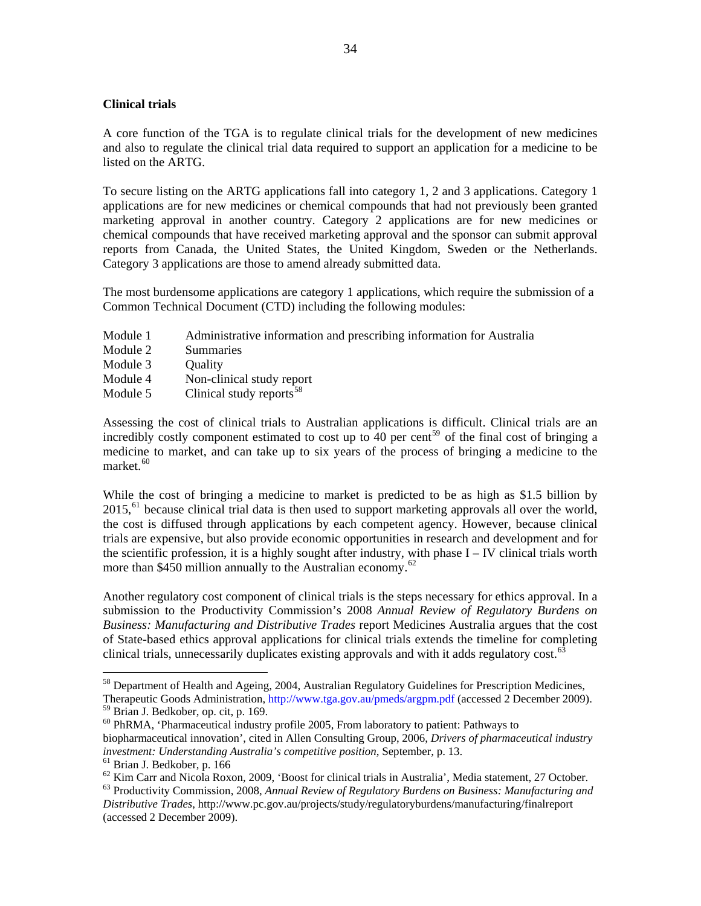**Clinical trials**

A core function of the TGA is to regulate clinical trials for the development of new medicines and also to regulate the clinical trial data required to support an application for a medicine to be listed on the ARTG.

To secure listing on the ARTG applications fall into category 1, 2 and 3 applications. Category 1 applications are for new medicines or chemical compounds that had not previously been granted marketing approval in another country. Category 2 applications are for new medicines or chemical compounds that have received marketing approval and the sponsor can submit approval reports from Canada, the United States, the United Kingdom, Sweden or the Netherlands. Category 3 applications are those to amend already submitted data.

The most burdensome applications are category 1 applications, which require the submission of a Common Technical Document (CTD) including the following modules:

| | |
|---|---|
| Module 1 | Administrative information and prescribing information for Australia |
| Module 2 | Summaries |
| Module 3 | Quality |
| Module 4 | Non-clinical study report |
| Module 5 | Clinical study reports[58] |

Assessing the cost of clinical trials to Australian applications is difficult. Clinical trials are an incredibly costly component estimated to cost up to 40 per cent[59] of the final cost of bringing a medicine to market, and can take up to six years of the process of bringing a medicine to the market.[60]

While the cost of bringing a medicine to market is predicted to be as high as $1.5 billion by 2015,[61] because clinical trial data is then used to support marketing approvals all over the world, the cost is diffused through applications by each competent agency. However, because clinical trials are expensive, but also provide economic opportunities in research and development and for the scientific profession, it is a highly sought after industry, with phase I – IV clinical trials worth more than $450 million annually to the Australian economy.[62]

Another regulatory cost component of clinical trials is the steps necessary for ethics approval. In a submission to the Productivity Commission's 2008 *Annual Review of Regulatory Burdens on Business: Manufacturing and Distributive Trades* report Medicines Australia argues that the cost of State-based ethics approval applications for clinical trials extends the timeline for completing clinical trials, unnecessarily duplicates existing approvals and with it adds regulatory cost.[63]

---

[58] Department of Health and Ageing, 2004, Australian Regulatory Guidelines for Prescription Medicines, Therapeutic Goods Administration, http://www.tga.gov.au/pmeds/argpm.pdf (accessed 2 December 2009).
[59] Brian J. Bedkober, op. cit, p. 169.
[60] PhRMA, 'Pharmaceutical industry profile 2005, From laboratory to patient: Pathways to biopharmaceutical innovation', cited in Allen Consulting Group, 2006, *Drivers of pharmaceutical industry investment: Understanding Australia's competitive position*, September, p. 13.
[61] Brian J. Bedkober, p. 166
[62] Kim Carr and Nicola Roxon, 2009, 'Boost for clinical trials in Australia', Media statement, 27 October.
[63] Productivity Commission, 2008, *Annual Review of Regulatory Burdens on Business: Manufacturing and Distributive Trades*, http://www.pc.gov.au/projects/study/regulatoryburdens/manufacturing/finalreport (accessed 2 December 2009).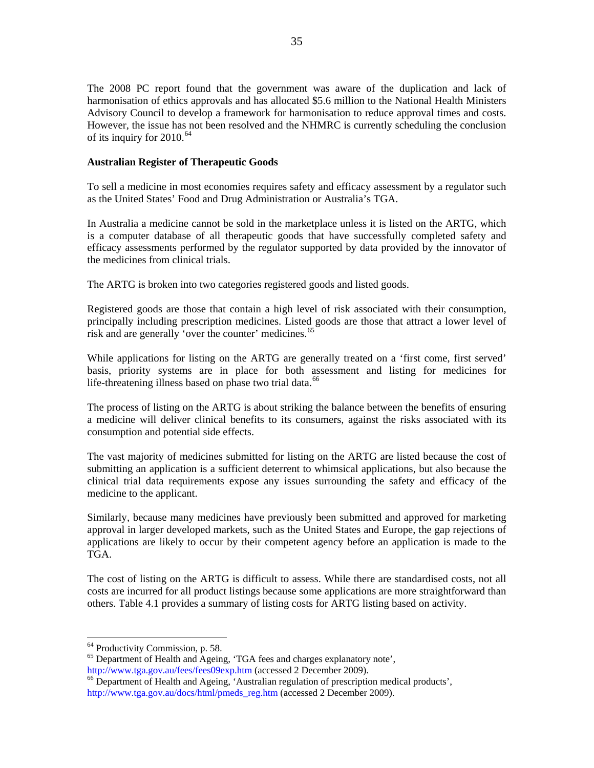The 2008 PC report found that the government was aware of the duplication and lack of harmonisation of ethics approvals and has allocated $5.6 million to the National Health Ministers Advisory Council to develop a framework for harmonisation to reduce approval times and costs. However, the issue has not been resolved and the NHMRC is currently scheduling the conclusion of its inquiry for 2010.[64]

**Australian Register of Therapeutic Goods**

To sell a medicine in most economies requires safety and efficacy assessment by a regulator such as the United States' Food and Drug Administration or Australia's TGA.

In Australia a medicine cannot be sold in the marketplace unless it is listed on the ARTG, which is a computer database of all therapeutic goods that have successfully completed safety and efficacy assessments performed by the regulator supported by data provided by the innovator of the medicines from clinical trials.

The ARTG is broken into two categories registered goods and listed goods.

Registered goods are those that contain a high level of risk associated with their consumption, principally including prescription medicines. Listed goods are those that attract a lower level of risk and are generally 'over the counter' medicines.[65]

While applications for listing on the ARTG are generally treated on a 'first come, first served' basis, priority systems are in place for both assessment and listing for medicines for life-threatening illness based on phase two trial data.[66]

The process of listing on the ARTG is about striking the balance between the benefits of ensuring a medicine will deliver clinical benefits to its consumers, against the risks associated with its consumption and potential side effects.

The vast majority of medicines submitted for listing on the ARTG are listed because the cost of submitting an application is a sufficient deterrent to whimsical applications, but also because the clinical trial data requirements expose any issues surrounding the safety and efficacy of the medicine to the applicant.

Similarly, because many medicines have previously been submitted and approved for marketing approval in larger developed markets, such as the United States and Europe, the gap rejections of applications are likely to occur by their competent agency before an application is made to the TGA.

The cost of listing on the ARTG is difficult to assess. While there are standardised costs, not all costs are incurred for all product listings because some applications are more straightforward than others. Table 4.1 provides a summary of listing costs for ARTG listing based on activity.

---

[64] Productivity Commission, p. 58.

[65] Department of Health and Ageing, 'TGA fees and charges explanatory note', http://www.tga.gov.au/fees/fees09exp.htm (accessed 2 December 2009).

[66] Department of Health and Ageing, 'Australian regulation of prescription medical products', http://www.tga.gov.au/docs/html/pmeds_reg.htm (accessed 2 December 2009).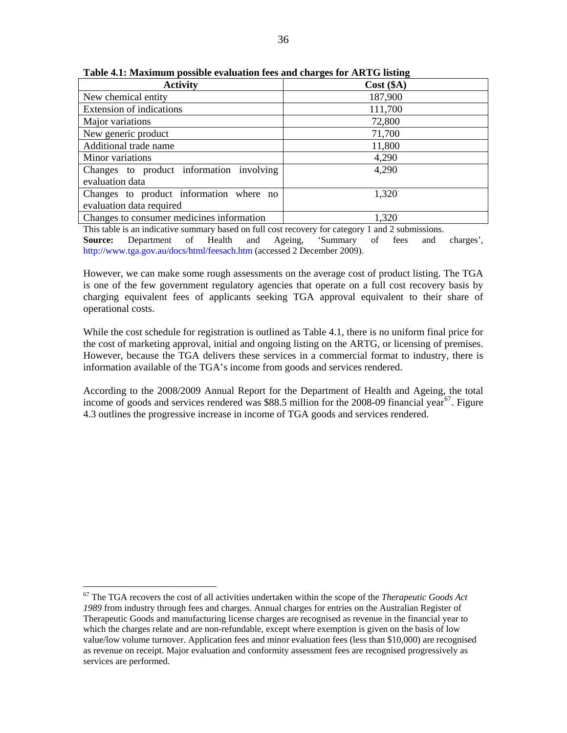**Table 4.1: Maximum possible evaluation fees and charges for ARTG listing**

| Activity | Cost ($A) |
|---|---|
| New chemical entity | 187,900 |
| Extension of indications | 111,700 |
| Major variations | 72,800 |
| New generic product | 71,700 |
| Additional trade name | 11,800 |
| Minor variations | 4,290 |
| Changes to product information involving evaluation data | 4,290 |
| Changes to product information where no evaluation data required | 1,320 |
| Changes to consumer medicines information | 1,320 |

This table is an indicative summary based on full cost recovery for category 1 and 2 submissions.
**Source:** Department of Health and Ageing, 'Summary of fees and charges', http://www.tga.gov.au/docs/html/feesach.htm (accessed 2 December 2009).

However, we can make some rough assessments on the average cost of product listing. The TGA is one of the few government regulatory agencies that operate on a full cost recovery basis by charging equivalent fees of applicants seeking TGA approval equivalent to their share of operational costs.

While the cost schedule for registration is outlined as Table 4.1, there is no uniform final price for the cost of marketing approval, initial and ongoing listing on the ARTG, or licensing of premises. However, because the TGA delivers these services in a commercial format to industry, there is information available of the TGA's income from goods and services rendered.

According to the 2008/2009 Annual Report for the Department of Health and Ageing, the total income of goods and services rendered was $88.5 million for the 2008-09 financial year[67]. Figure 4.3 outlines the progressive increase in income of TGA goods and services rendered.

[67] The TGA recovers the cost of all activities undertaken within the scope of the *Therapeutic Goods Act 1989* from industry through fees and charges. Annual charges for entries on the Australian Register of Therapeutic Goods and manufacturing license charges are recognised as revenue in the financial year to which the charges relate and are non-refundable, except where exemption is given on the basis of low value/low volume turnover. Application fees and minor evaluation fees (less than $10,000) are recognised as revenue on receipt. Major evaluation and conformity assessment fees are recognised progressively as services are performed.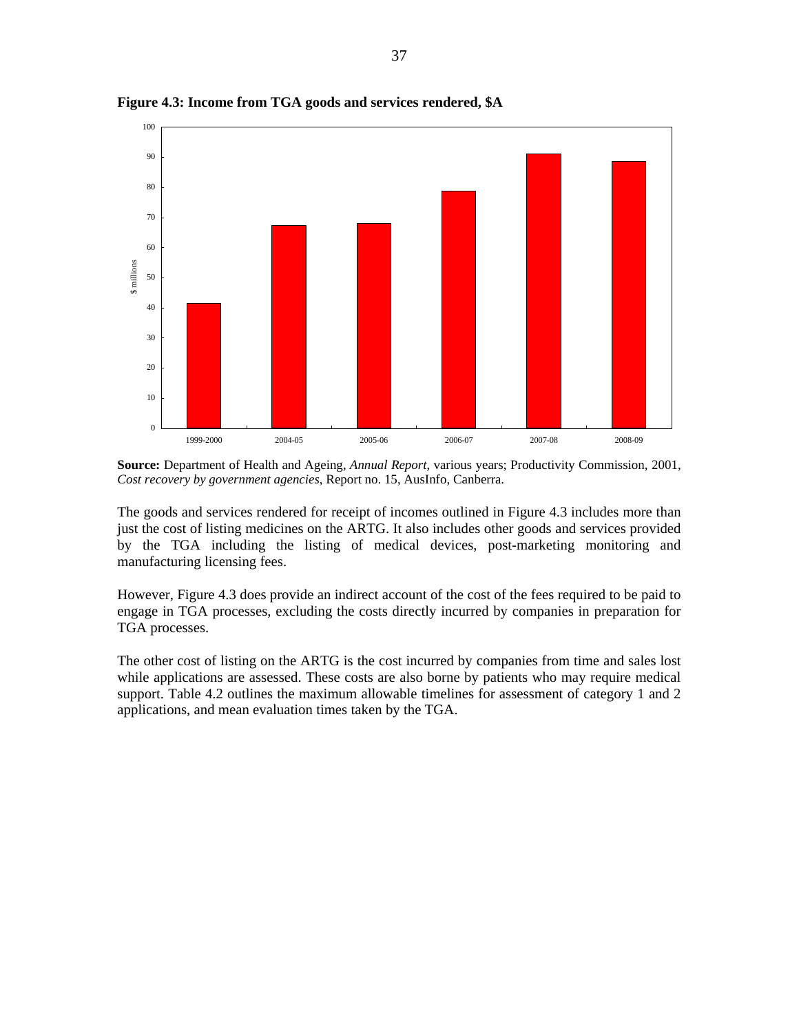**Figure 4.3: Income from TGA goods and services rendered, $A**

**Source:** Department of Health and Ageing, *Annual Report*, various years; Productivity Commission, 2001, *Cost recovery by government agencies*, Report no. 15, AusInfo, Canberra.

The goods and services rendered for receipt of incomes outlined in Figure 4.3 includes more than just the cost of listing medicines on the ARTG. It also includes other goods and services provided by the TGA including the listing of medical devices, post-marketing monitoring and manufacturing licensing fees.

However, Figure 4.3 does provide an indirect account of the cost of the fees required to be paid to engage in TGA processes, excluding the costs directly incurred by companies in preparation for TGA processes.

The other cost of listing on the ARTG is the cost incurred by companies from time and sales lost while applications are assessed. These costs are also borne by patients who may require medical support. Table 4.2 outlines the maximum allowable timelines for assessment of category 1 and 2 applications, and mean evaluation times taken by the TGA.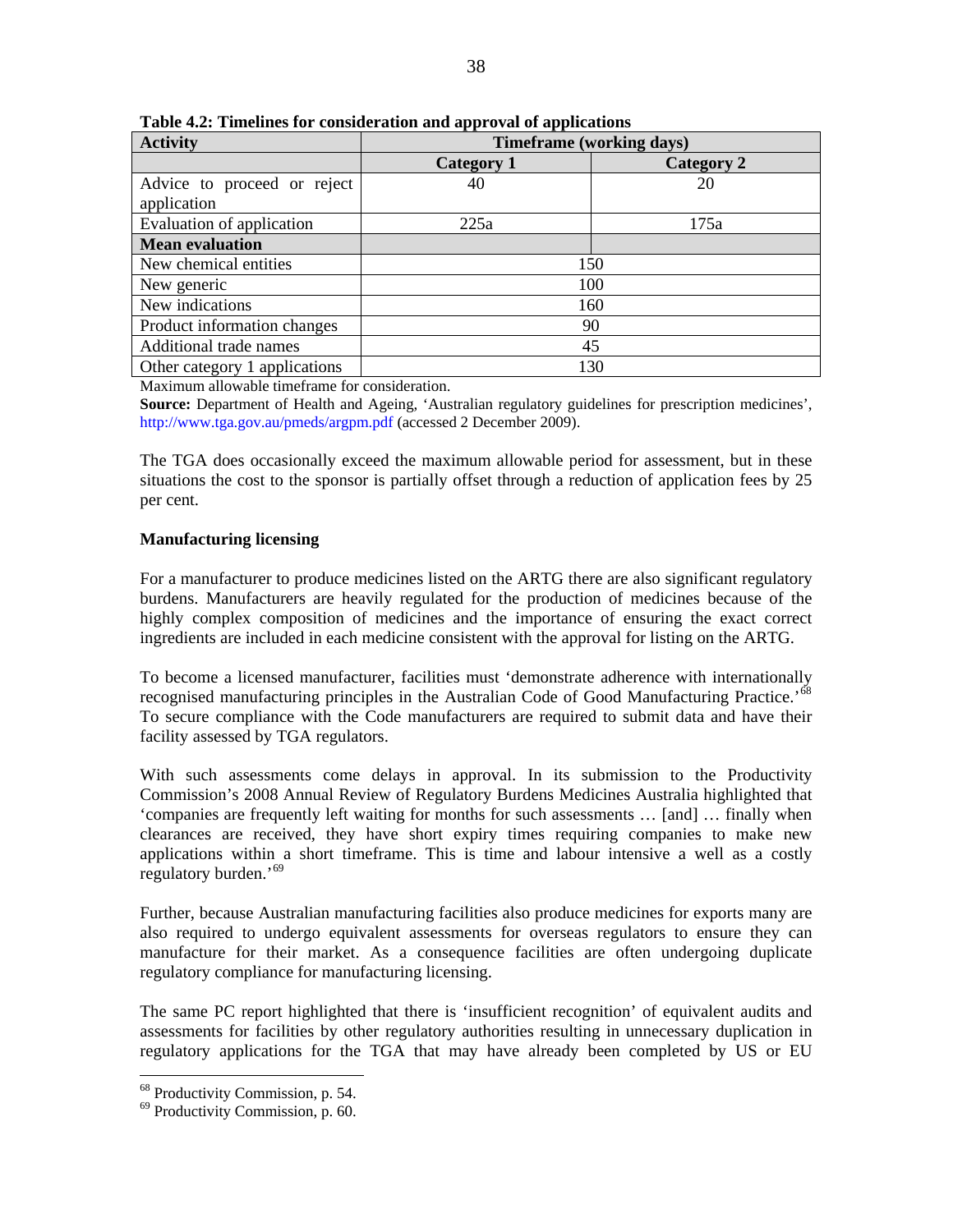**Table 4.2: Timelines for consideration and approval of applications**

| Activity | Timeframe (working days) | |
|---|---|---|
| | Category 1 | Category 2 |
| Advice to proceed or reject application | 40 | 20 |
| Evaluation of application | 225a | 175a |
| **Mean evaluation** | | |
| New chemical entities | 150 | |
| New generic | 100 | |
| New indications | 160 | |
| Product information changes | 90 | |
| Additional trade names | 45 | |
| Other category 1 applications | 130 | |

Maximum allowable timeframe for consideration.

**Source:** Department of Health and Ageing, 'Australian regulatory guidelines for prescription medicines', http://www.tga.gov.au/pmeds/argpm.pdf (accessed 2 December 2009).

The TGA does occasionally exceed the maximum allowable period for assessment, but in these situations the cost to the sponsor is partially offset through a reduction of application fees by 25 per cent.

**Manufacturing licensing**

For a manufacturer to produce medicines listed on the ARTG there are also significant regulatory burdens. Manufacturers are heavily regulated for the production of medicines because of the highly complex composition of medicines and the importance of ensuring the exact correct ingredients are included in each medicine consistent with the approval for listing on the ARTG.

To become a licensed manufacturer, facilities must 'demonstrate adherence with internationally recognised manufacturing principles in the Australian Code of Good Manufacturing Practice.'[68] To secure compliance with the Code manufacturers are required to submit data and have their facility assessed by TGA regulators.

With such assessments come delays in approval. In its submission to the Productivity Commission's 2008 Annual Review of Regulatory Burdens Medicines Australia highlighted that 'companies are frequently left waiting for months for such assessments … [and] … finally when clearances are received, they have short expiry times requiring companies to make new applications within a short timeframe. This is time and labour intensive a well as a costly regulatory burden.'[69]

Further, because Australian manufacturing facilities also produce medicines for exports many are also required to undergo equivalent assessments for overseas regulators to ensure they can manufacture for their market. As a consequence facilities are often undergoing duplicate regulatory compliance for manufacturing licensing.

The same PC report highlighted that there is 'insufficient recognition' of equivalent audits and assessments for facilities by other regulatory authorities resulting in unnecessary duplication in regulatory applications for the TGA that may have already been completed by US or EU

---

[68] Productivity Commission, p. 54.

[69] Productivity Commission, p. 60.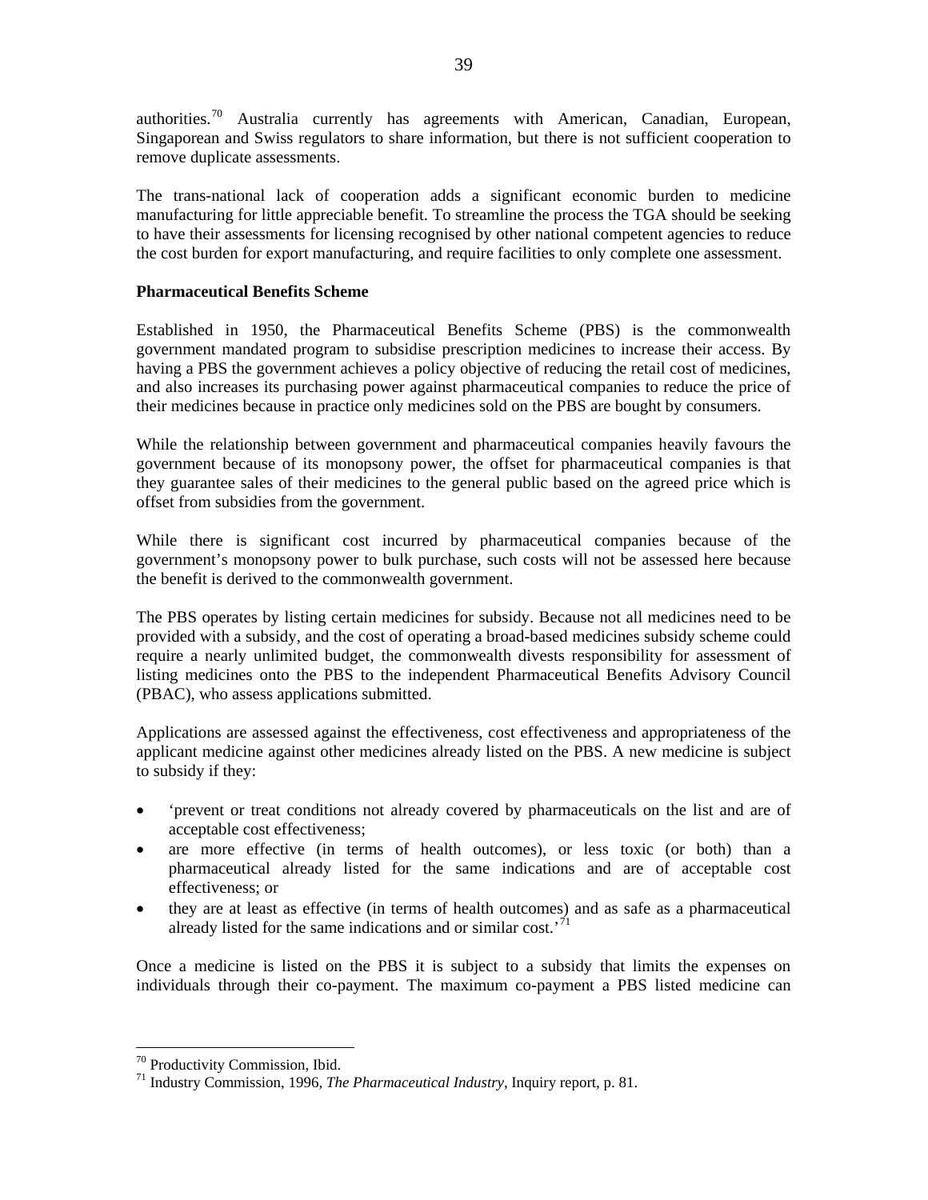authorities.[70] Australia currently has agreements with American, Canadian, European, Singaporean and Swiss regulators to share information, but there is not sufficient cooperation to remove duplicate assessments.

The trans-national lack of cooperation adds a significant economic burden to medicine manufacturing for little appreciable benefit. To streamline the process the TGA should be seeking to have their assessments for licensing recognised by other national competent agencies to reduce the cost burden for export manufacturing, and require facilities to only complete one assessment.

**Pharmaceutical Benefits Scheme**

Established in 1950, the Pharmaceutical Benefits Scheme (PBS) is the commonwealth government mandated program to subsidise prescription medicines to increase their access. By having a PBS the government achieves a policy objective of reducing the retail cost of medicines, and also increases its purchasing power against pharmaceutical companies to reduce the price of their medicines because in practice only medicines sold on the PBS are bought by consumers.

While the relationship between government and pharmaceutical companies heavily favours the government because of its monopsony power, the offset for pharmaceutical companies is that they guarantee sales of their medicines to the general public based on the agreed price which is offset from subsidies from the government.

While there is significant cost incurred by pharmaceutical companies because of the government's monopsony power to bulk purchase, such costs will not be assessed here because the benefit is derived to the commonwealth government.

The PBS operates by listing certain medicines for subsidy. Because not all medicines need to be provided with a subsidy, and the cost of operating a broad-based medicines subsidy scheme could require a nearly unlimited budget, the commonwealth divests responsibility for assessment of listing medicines onto the PBS to the independent Pharmaceutical Benefits Advisory Council (PBAC), who assess applications submitted.

Applications are assessed against the effectiveness, cost effectiveness and appropriateness of the applicant medicine against other medicines already listed on the PBS. A new medicine is subject to subsidy if they:

- 'prevent or treat conditions not already covered by pharmaceuticals on the list and are of acceptable cost effectiveness;
- are more effective (in terms of health outcomes), or less toxic (or both) than a pharmaceutical already listed for the same indications and are of acceptable cost effectiveness; or
- they are at least as effective (in terms of health outcomes) and as safe as a pharmaceutical already listed for the same indications and or similar cost.'[71]

Once a medicine is listed on the PBS it is subject to a subsidy that limits the expenses on individuals through their co-payment. The maximum co-payment a PBS listed medicine can

[70] Productivity Commission, Ibid.

[71] Industry Commission, 1996, *The Pharmaceutical Industry*, Inquiry report, p. 81.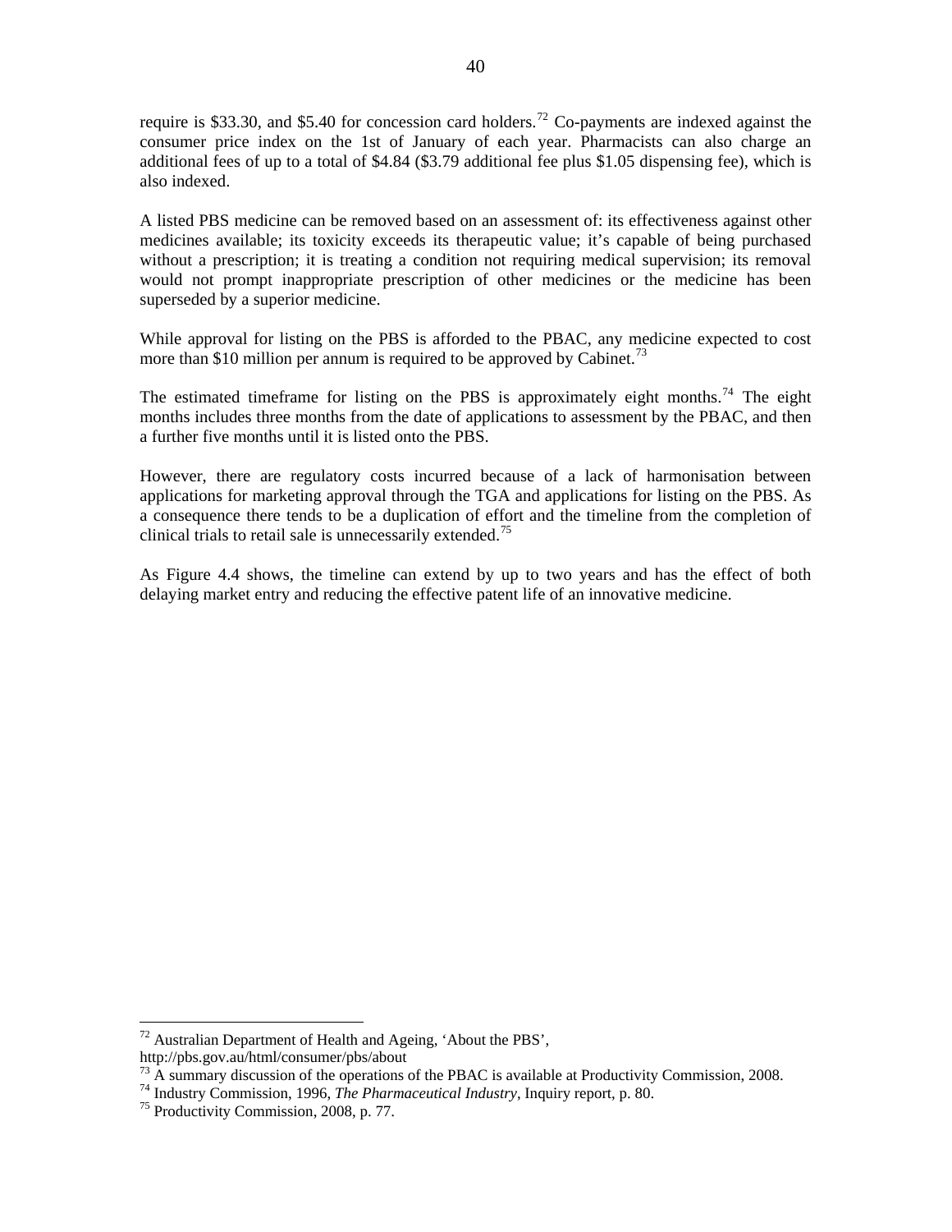require is $33.30, and $5.40 for concession card holders.[72] Co-payments are indexed against the consumer price index on the 1st of January of each year. Pharmacists can also charge an additional fees of up to a total of $4.84 ($3.79 additional fee plus $1.05 dispensing fee), which is also indexed.

A listed PBS medicine can be removed based on an assessment of: its effectiveness against other medicines available; its toxicity exceeds its therapeutic value; it's capable of being purchased without a prescription; it is treating a condition not requiring medical supervision; its removal would not prompt inappropriate prescription of other medicines or the medicine has been superseded by a superior medicine.

While approval for listing on the PBS is afforded to the PBAC, any medicine expected to cost more than $10 million per annum is required to be approved by Cabinet.[73]

The estimated timeframe for listing on the PBS is approximately eight months.[74] The eight months includes three months from the date of applications to assessment by the PBAC, and then a further five months until it is listed onto the PBS.

However, there are regulatory costs incurred because of a lack of harmonisation between applications for marketing approval through the TGA and applications for listing on the PBS. As a consequence there tends to be a duplication of effort and the timeline from the completion of clinical trials to retail sale is unnecessarily extended.[75]

As Figure 4.4 shows, the timeline can extend by up to two years and has the effect of both delaying market entry and reducing the effective patent life of an innovative medicine.

---

[72] Australian Department of Health and Ageing, 'About the PBS', http://pbs.gov.au/html/consumer/pbs/about

[73] A summary discussion of the operations of the PBAC is available at Productivity Commission, 2008.

[74] Industry Commission, 1996, *The Pharmaceutical Industry*, Inquiry report, p. 80.

[75] Productivity Commission, 2008, p. 77.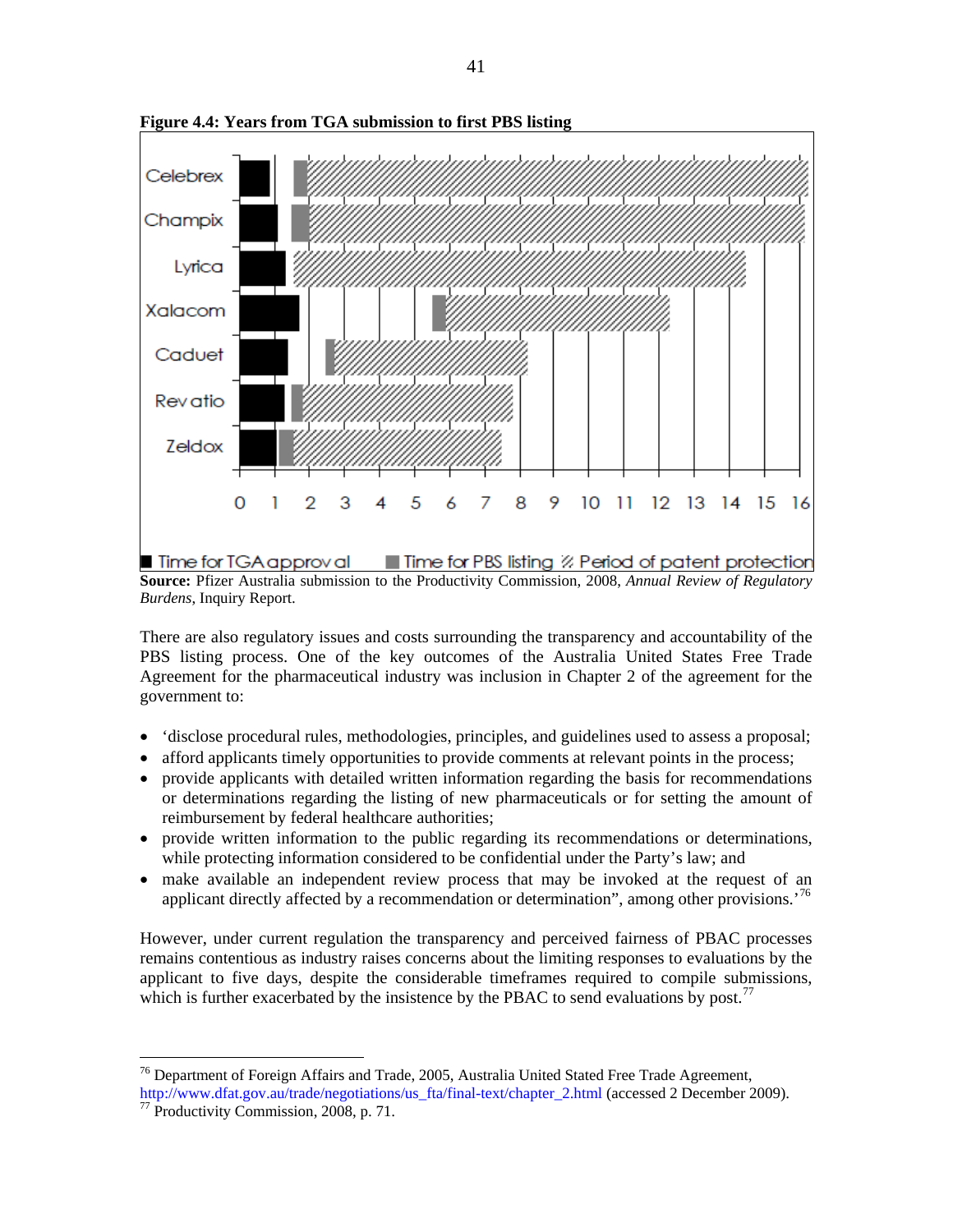**Figure 4.4: Years from TGA submission to first PBS listing**

**Source:** Pfizer Australia submission to the Productivity Commission, 2008, *Annual Review of Regulatory Burdens*, Inquiry Report.

There are also regulatory issues and costs surrounding the transparency and accountability of the PBS listing process. One of the key outcomes of the Australia United States Free Trade Agreement for the pharmaceutical industry was inclusion in Chapter 2 of the agreement for the government to:

- 'disclose procedural rules, methodologies, principles, and guidelines used to assess a proposal;
- afford applicants timely opportunities to provide comments at relevant points in the process;
- provide applicants with detailed written information regarding the basis for recommendations or determinations regarding the listing of new pharmaceuticals or for setting the amount of reimbursement by federal healthcare authorities;
- provide written information to the public regarding its recommendations or determinations, while protecting information considered to be confidential under the Party's law; and
- make available an independent review process that may be invoked at the request of an applicant directly affected by a recommendation or determination", among other provisions.'[76]

However, under current regulation the transparency and perceived fairness of PBAC processes remains contentious as industry raises concerns about the limiting responses to evaluations by the applicant to five days, despite the considerable timeframes required to compile submissions, which is further exacerbated by the insistence by the PBAC to send evaluations by post.[77]

---

[76] Department of Foreign Affairs and Trade, 2005, Australia United Stated Free Trade Agreement, http://www.dfat.gov.au/trade/negotiations/us_fta/final-text/chapter_2.html (accessed 2 December 2009).

[77] Productivity Commission, 2008, p. 71.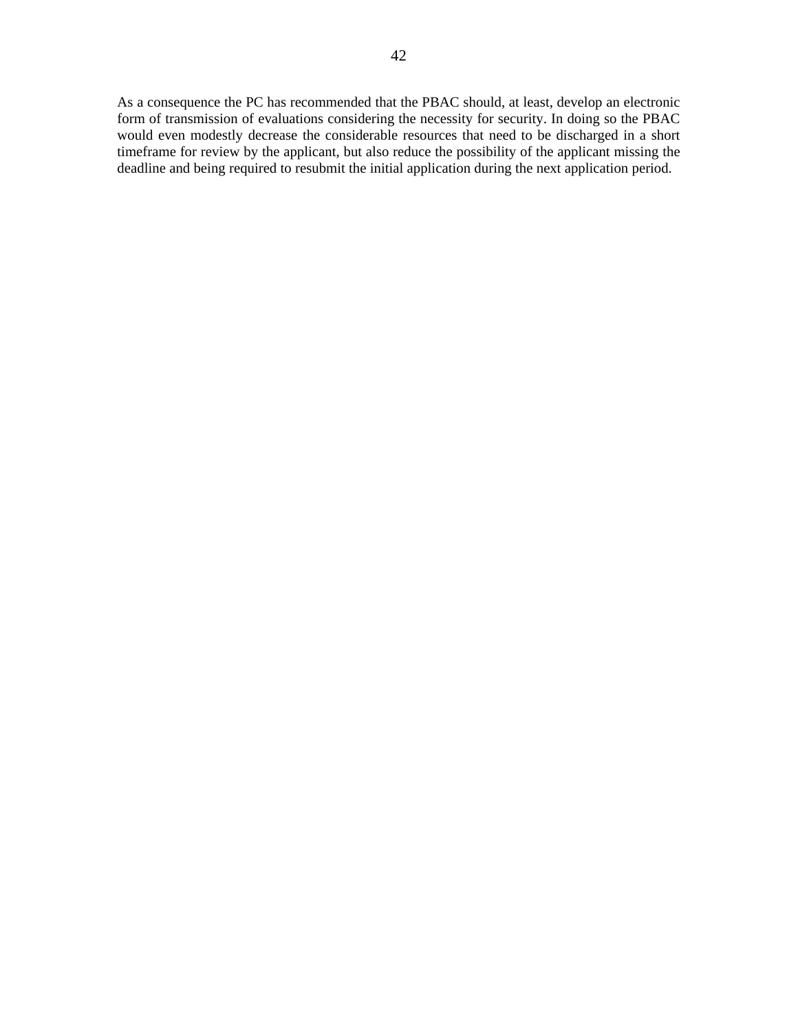As a consequence the PC has recommended that the PBAC should, at least, develop an electronic form of transmission of evaluations considering the necessity for security. In doing so the PBAC would even modestly decrease the considerable resources that need to be discharged in a short timeframe for review by the applicant, but also reduce the possibility of the applicant missing the deadline and being required to resubmit the initial application during the next application period.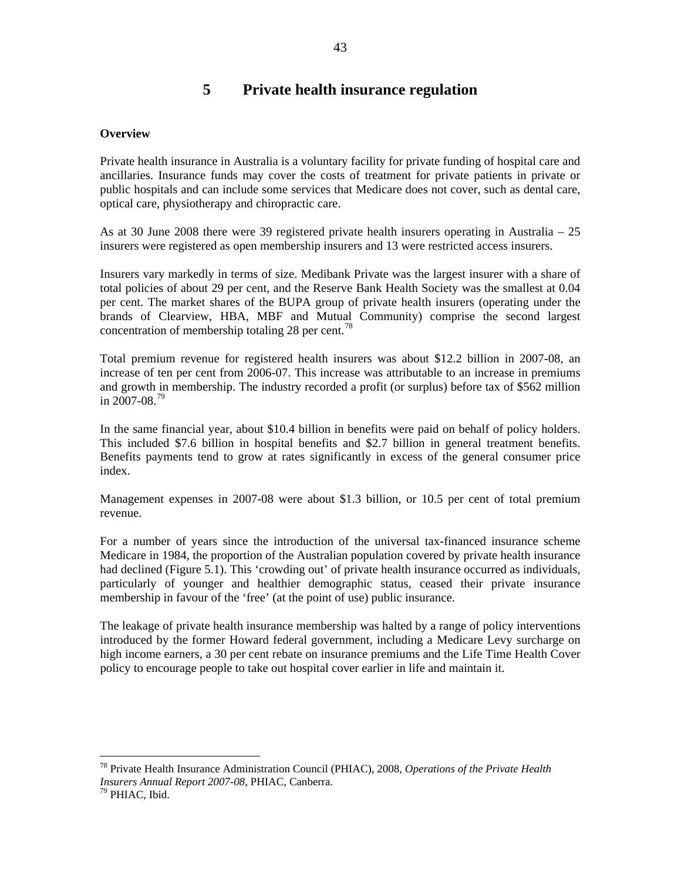# 5 Private health insurance regulation

**Overview**

Private health insurance in Australia is a voluntary facility for private funding of hospital care and ancillaries. Insurance funds may cover the costs of treatment for private patients in private or public hospitals and can include some services that Medicare does not cover, such as dental care, optical care, physiotherapy and chiropractic care.

As at 30 June 2008 there were 39 registered private health insurers operating in Australia – 25 insurers were registered as open membership insurers and 13 were restricted access insurers.

Insurers vary markedly in terms of size. Medibank Private was the largest insurer with a share of total policies of about 29 per cent, and the Reserve Bank Health Society was the smallest at 0.04 per cent. The market shares of the BUPA group of private health insurers (operating under the brands of Clearview, HBA, MBF and Mutual Community) comprise the second largest concentration of membership totaling 28 per cent.[78]

Total premium revenue for registered health insurers was about $12.2 billion in 2007-08, an increase of ten per cent from 2006-07. This increase was attributable to an increase in premiums and growth in membership. The industry recorded a profit (or surplus) before tax of $562 million in 2007-08.[79]

In the same financial year, about $10.4 billion in benefits were paid on behalf of policy holders. This included $7.6 billion in hospital benefits and $2.7 billion in general treatment benefits. Benefits payments tend to grow at rates significantly in excess of the general consumer price index.

Management expenses in 2007-08 were about $1.3 billion, or 10.5 per cent of total premium revenue.

For a number of years since the introduction of the universal tax-financed insurance scheme Medicare in 1984, the proportion of the Australian population covered by private health insurance had declined (Figure 5.1). This 'crowding out' of private health insurance occurred as individuals, particularly of younger and healthier demographic status, ceased their private insurance membership in favour of the 'free' (at the point of use) public insurance.

The leakage of private health insurance membership was halted by a range of policy interventions introduced by the former Howard federal government, including a Medicare Levy surcharge on high income earners, a 30 per cent rebate on insurance premiums and the Life Time Health Cover policy to encourage people to take out hospital cover earlier in life and maintain it.

---

[78] Private Health Insurance Administration Council (PHIAC), 2008, *Operations of the Private Health Insurers Annual Report 2007-08*, PHIAC, Canberra.

[79] PHIAC, Ibid.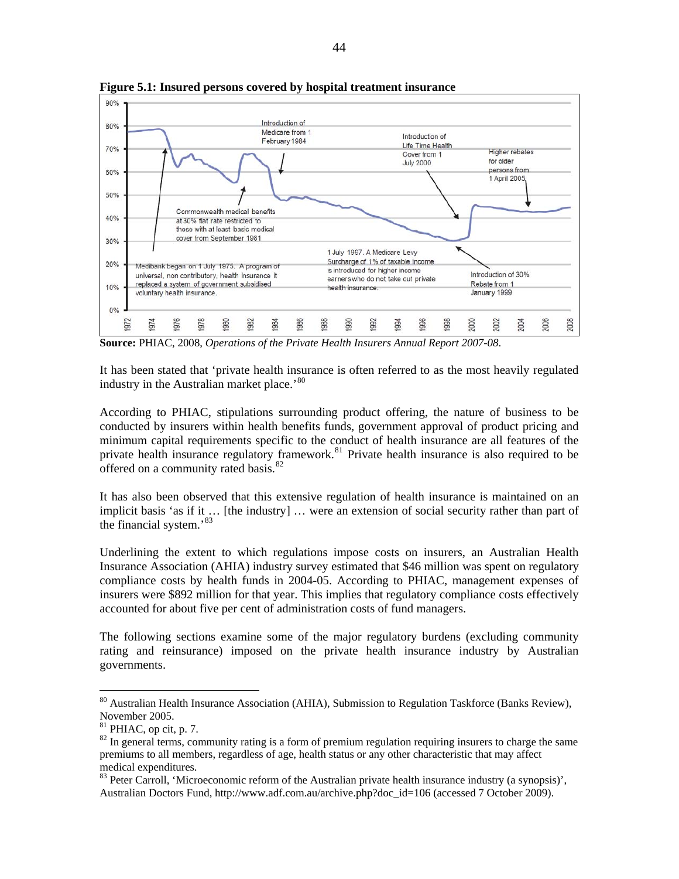**Figure 5.1: Insured persons covered by hospital treatment insurance**

**Source:** PHIAC, 2008, *Operations of the Private Health Insurers Annual Report 2007-08*.

It has been stated that 'private health insurance is often referred to as the most heavily regulated industry in the Australian market place.'[80]

According to PHIAC, stipulations surrounding product offering, the nature of business to be conducted by insurers within health benefits funds, government approval of product pricing and minimum capital requirements specific to the conduct of health insurance are all features of the private health insurance regulatory framework.[81] Private health insurance is also required to be offered on a community rated basis.[82]

It has also been observed that this extensive regulation of health insurance is maintained on an implicit basis 'as if it … [the industry] … were an extension of social security rather than part of the financial system.'[83]

Underlining the extent to which regulations impose costs on insurers, an Australian Health Insurance Association (AHIA) industry survey estimated that $46 million was spent on regulatory compliance costs by health funds in 2004-05. According to PHIAC, management expenses of insurers were $892 million for that year. This implies that regulatory compliance costs effectively accounted for about five per cent of administration costs of fund managers.

The following sections examine some of the major regulatory burdens (excluding community rating and reinsurance) imposed on the private health insurance industry by Australian governments.

---

[80] Australian Health Insurance Association (AHIA), Submission to Regulation Taskforce (Banks Review), November 2005.

[81] PHIAC, op cit, p. 7.

[82] In general terms, community rating is a form of premium regulation requiring insurers to charge the same premiums to all members, regardless of age, health status or any other characteristic that may affect medical expenditures.

[83] Peter Carroll, 'Microeconomic reform of the Australian private health insurance industry (a synopsis)', Australian Doctors Fund, http://www.adf.com.au/archive.php?doc_id=106 (accessed 7 October 2009).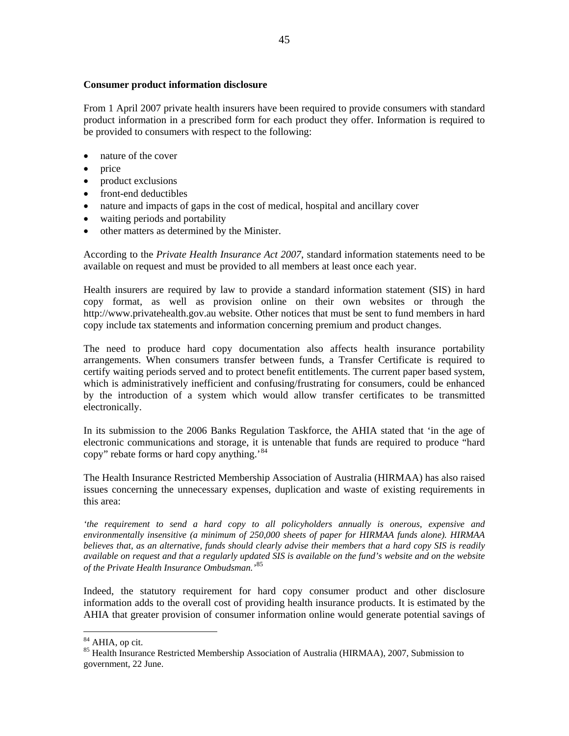**Consumer product information disclosure**

From 1 April 2007 private health insurers have been required to provide consumers with standard product information in a prescribed form for each product they offer. Information is required to be provided to consumers with respect to the following:

- nature of the cover
- price
- product exclusions
- front-end deductibles
- nature and impacts of gaps in the cost of medical, hospital and ancillary cover
- waiting periods and portability
- other matters as determined by the Minister.

According to the *Private Health Insurance Act 2007*, standard information statements need to be available on request and must be provided to all members at least once each year.

Health insurers are required by law to provide a standard information statement (SIS) in hard copy format, as well as provision online on their own websites or through the http://www.privatehealth.gov.au website. Other notices that must be sent to fund members in hard copy include tax statements and information concerning premium and product changes.

The need to produce hard copy documentation also affects health insurance portability arrangements. When consumers transfer between funds, a Transfer Certificate is required to certify waiting periods served and to protect benefit entitlements. The current paper based system, which is administratively inefficient and confusing/frustrating for consumers, could be enhanced by the introduction of a system which would allow transfer certificates to be transmitted electronically.

In its submission to the 2006 Banks Regulation Taskforce, the AHIA stated that 'in the age of electronic communications and storage, it is untenable that funds are required to produce "hard copy" rebate forms or hard copy anything.'[84]

The Health Insurance Restricted Membership Association of Australia (HIRMAA) has also raised issues concerning the unnecessary expenses, duplication and waste of existing requirements in this area:

*'the requirement to send a hard copy to all policyholders annually is onerous, expensive and environmentally insensitive (a minimum of 250,000 sheets of paper for HIRMAA funds alone). HIRMAA believes that, as an alternative, funds should clearly advise their members that a hard copy SIS is readily available on request and that a regularly updated SIS is available on the fund's website and on the website of the Private Health Insurance Ombudsman.'*[85]

Indeed, the statutory requirement for hard copy consumer product and other disclosure information adds to the overall cost of providing health insurance products. It is estimated by the AHIA that greater provision of consumer information online would generate potential savings of

---

[84] AHIA, op cit.

[85] Health Insurance Restricted Membership Association of Australia (HIRMAA), 2007, Submission to government, 22 June.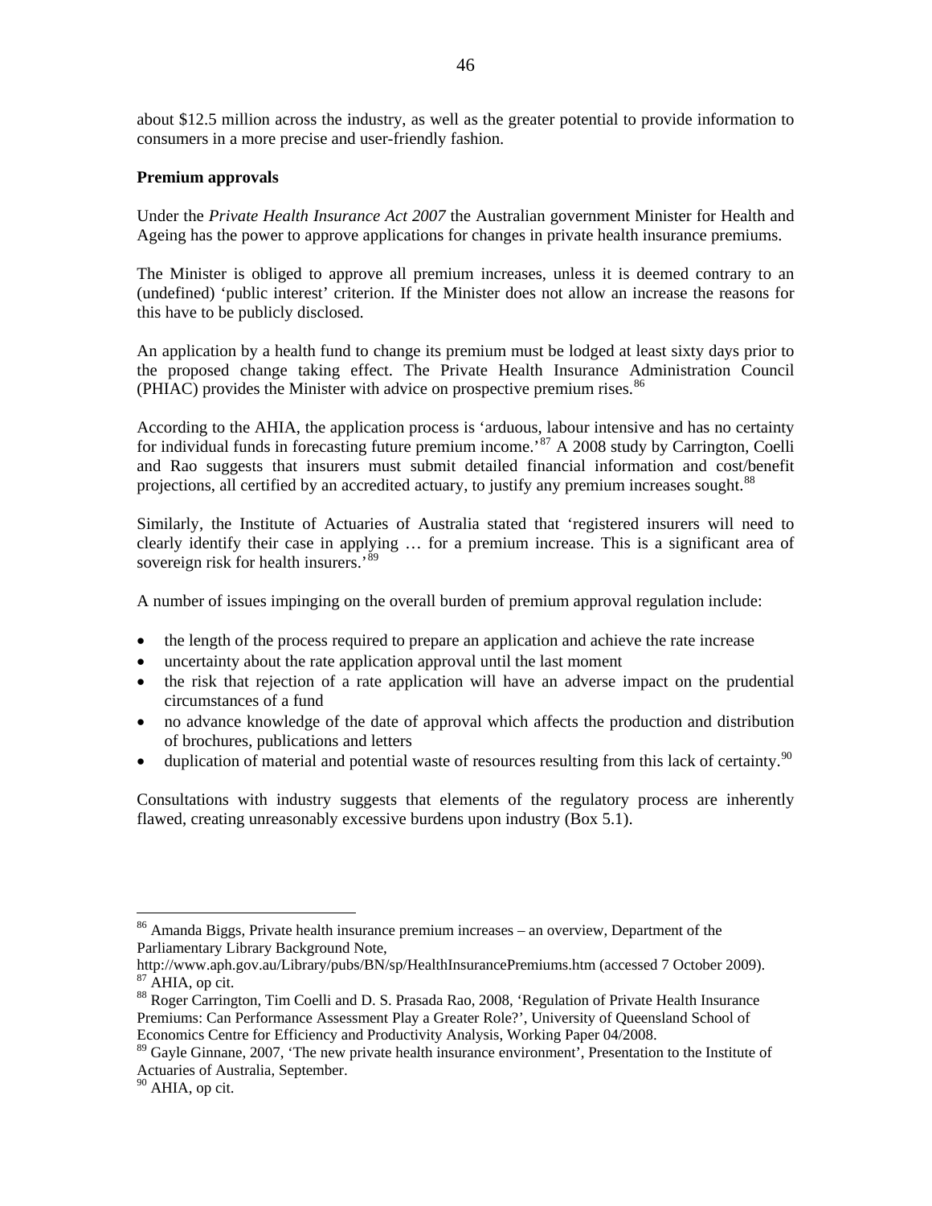about $12.5 million across the industry, as well as the greater potential to provide information to consumers in a more precise and user-friendly fashion.

**Premium approvals**

Under the *Private Health Insurance Act 2007* the Australian government Minister for Health and Ageing has the power to approve applications for changes in private health insurance premiums.

The Minister is obliged to approve all premium increases, unless it is deemed contrary to an (undefined) 'public interest' criterion. If the Minister does not allow an increase the reasons for this have to be publicly disclosed.

An application by a health fund to change its premium must be lodged at least sixty days prior to the proposed change taking effect. The Private Health Insurance Administration Council (PHIAC) provides the Minister with advice on prospective premium rises.[86]

According to the AHIA, the application process is 'arduous, labour intensive and has no certainty for individual funds in forecasting future premium income.'[87] A 2008 study by Carrington, Coelli and Rao suggests that insurers must submit detailed financial information and cost/benefit projections, all certified by an accredited actuary, to justify any premium increases sought.[88]

Similarly, the Institute of Actuaries of Australia stated that 'registered insurers will need to clearly identify their case in applying … for a premium increase. This is a significant area of sovereign risk for health insurers.'[89]

A number of issues impinging on the overall burden of premium approval regulation include:

- the length of the process required to prepare an application and achieve the rate increase
- uncertainty about the rate application approval until the last moment
- the risk that rejection of a rate application will have an adverse impact on the prudential circumstances of a fund
- no advance knowledge of the date of approval which affects the production and distribution of brochures, publications and letters
- duplication of material and potential waste of resources resulting from this lack of certainty.[90]

Consultations with industry suggests that elements of the regulatory process are inherently flawed, creating unreasonably excessive burdens upon industry (Box 5.1).

---

[86] Amanda Biggs, Private health insurance premium increases – an overview, Department of the Parliamentary Library Background Note, http://www.aph.gov.au/Library/pubs/BN/sp/HealthInsurancePremiums.htm (accessed 7 October 2009).

[87] AHIA, op cit.

[88] Roger Carrington, Tim Coelli and D. S. Prasada Rao, 2008, 'Regulation of Private Health Insurance Premiums: Can Performance Assessment Play a Greater Role?', University of Queensland School of Economics Centre for Efficiency and Productivity Analysis, Working Paper 04/2008.

[89] Gayle Ginnane, 2007, 'The new private health insurance environment', Presentation to the Institute of Actuaries of Australia, September.

[90] AHIA, op cit.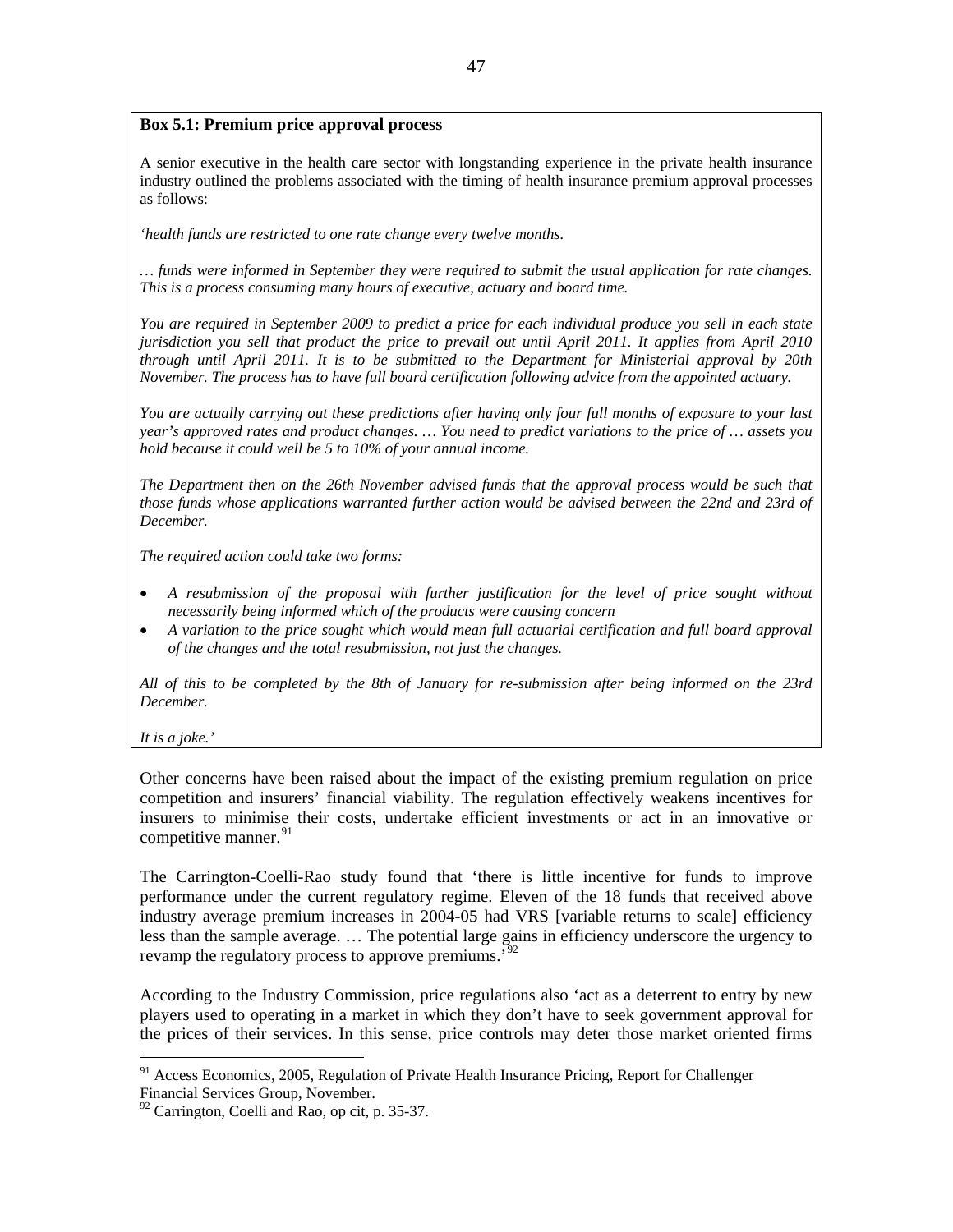**Box 5.1: Premium price approval process**

A senior executive in the health care sector with longstanding experience in the private health insurance industry outlined the problems associated with the timing of health insurance premium approval processes as follows:

*'health funds are restricted to one rate change every twelve months.*

*… funds were informed in September they were required to submit the usual application for rate changes. This is a process consuming many hours of executive, actuary and board time.*

*You are required in September 2009 to predict a price for each individual produce you sell in each state jurisdiction you sell that product the price to prevail out until April 2011. It applies from April 2010 through until April 2011. It is to be submitted to the Department for Ministerial approval by 20th November. The process has to have full board certification following advice from the appointed actuary.*

*You are actually carrying out these predictions after having only four full months of exposure to your last year's approved rates and product changes. … You need to predict variations to the price of … assets you hold because it could well be 5 to 10% of your annual income.*

*The Department then on the 26th November advised funds that the approval process would be such that those funds whose applications warranted further action would be advised between the 22nd and 23rd of December.*

*The required action could take two forms:*

- *A resubmission of the proposal with further justification for the level of price sought without necessarily being informed which of the products were causing concern*
- *A variation to the price sought which would mean full actuarial certification and full board approval of the changes and the total resubmission, not just the changes.*

*All of this to be completed by the 8th of January for re-submission after being informed on the 23rd December.*

*It is a joke.'*

Other concerns have been raised about the impact of the existing premium regulation on price competition and insurers' financial viability. The regulation effectively weakens incentives for insurers to minimise their costs, undertake efficient investments or act in an innovative or competitive manner.[91]

The Carrington-Coelli-Rao study found that 'there is little incentive for funds to improve performance under the current regulatory regime. Eleven of the 18 funds that received above industry average premium increases in 2004-05 had VRS [variable returns to scale] efficiency less than the sample average. … The potential large gains in efficiency underscore the urgency to revamp the regulatory process to approve premiums.'[92]

According to the Industry Commission, price regulations also 'act as a deterrent to entry by new players used to operating in a market in which they don't have to seek government approval for the prices of their services. In this sense, price controls may deter those market oriented firms

---

[91] Access Economics, 2005, Regulation of Private Health Insurance Pricing, Report for Challenger Financial Services Group, November.

[92] Carrington, Coelli and Rao, op cit, p. 35-37.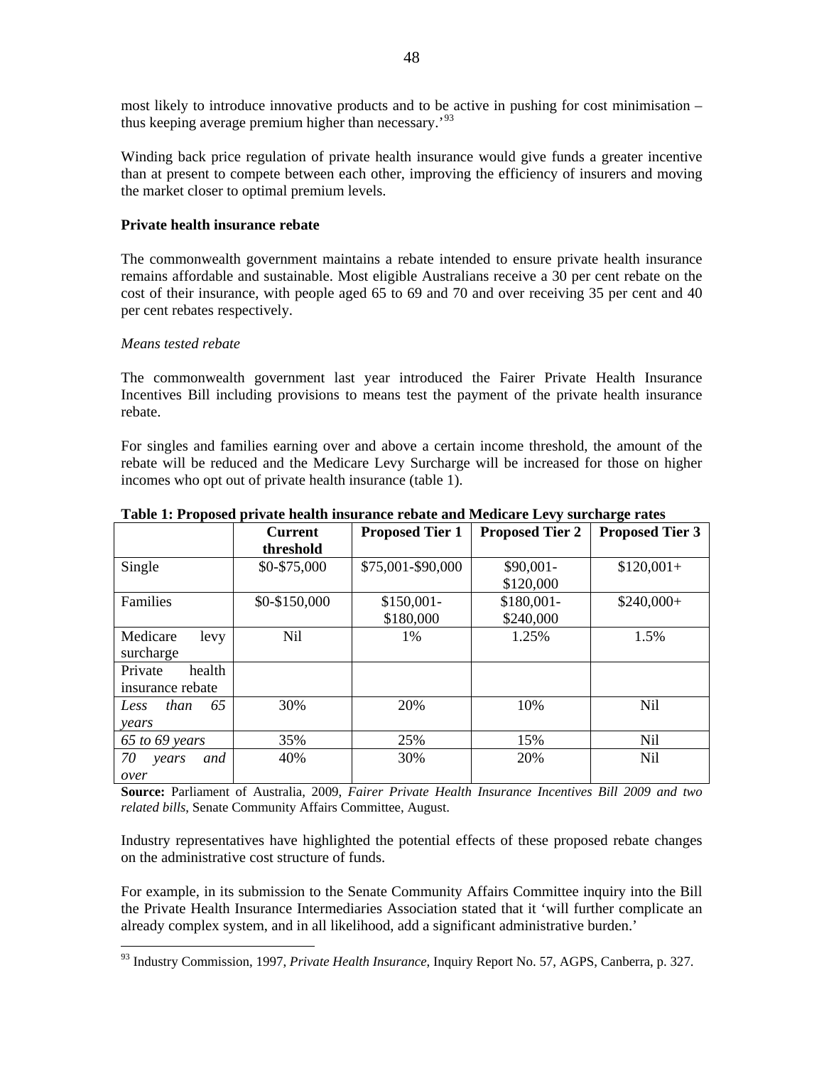most likely to introduce innovative products and to be active in pushing for cost minimisation – thus keeping average premium higher than necessary.'[93]

Winding back price regulation of private health insurance would give funds a greater incentive than at present to compete between each other, improving the efficiency of insurers and moving the market closer to optimal premium levels.

**Private health insurance rebate**

The commonwealth government maintains a rebate intended to ensure private health insurance remains affordable and sustainable. Most eligible Australians receive a 30 per cent rebate on the cost of their insurance, with people aged 65 to 69 and 70 and over receiving 35 per cent and 40 per cent rebates respectively.

*Means tested rebate*

The commonwealth government last year introduced the Fairer Private Health Insurance Incentives Bill including provisions to means test the payment of the private health insurance rebate.

For singles and families earning over and above a certain income threshold, the amount of the rebate will be reduced and the Medicare Levy Surcharge will be increased for those on higher incomes who opt out of private health insurance (table 1).

**Table 1: Proposed private health insurance rebate and Medicare Levy surcharge rates**

| | **Current threshold** | **Proposed Tier 1** | **Proposed Tier 2** | **Proposed Tier 3** |
|---|---|---|---|---|
| Single | \$0-\$75,000 | \$75,001-\$90,000 | \$90,001-\$120,000 | \$120,001+ |
| Families | \$0-\$150,000 | \$150,001-\$180,000 | \$180,001-\$240,000 | \$240,000+ |
| Medicare levy surcharge | Nil | 1% | 1.25% | 1.5% |
| Private health insurance rebate | | | | |
| *Less than 65 years* | 30% | 20% | 10% | Nil |
| *65 to 69 years* | 35% | 25% | 15% | Nil |
| *70 years and over* | 40% | 30% | 20% | Nil |

**Source:** Parliament of Australia, 2009, *Fairer Private Health Insurance Incentives Bill 2009 and two related bills*, Senate Community Affairs Committee, August.

Industry representatives have highlighted the potential effects of these proposed rebate changes on the administrative cost structure of funds.

For example, in its submission to the Senate Community Affairs Committee inquiry into the Bill the Private Health Insurance Intermediaries Association stated that it 'will further complicate an already complex system, and in all likelihood, add a significant administrative burden.'

[93] Industry Commission, 1997, *Private Health Insurance*, Inquiry Report No. 57, AGPS, Canberra, p. 327.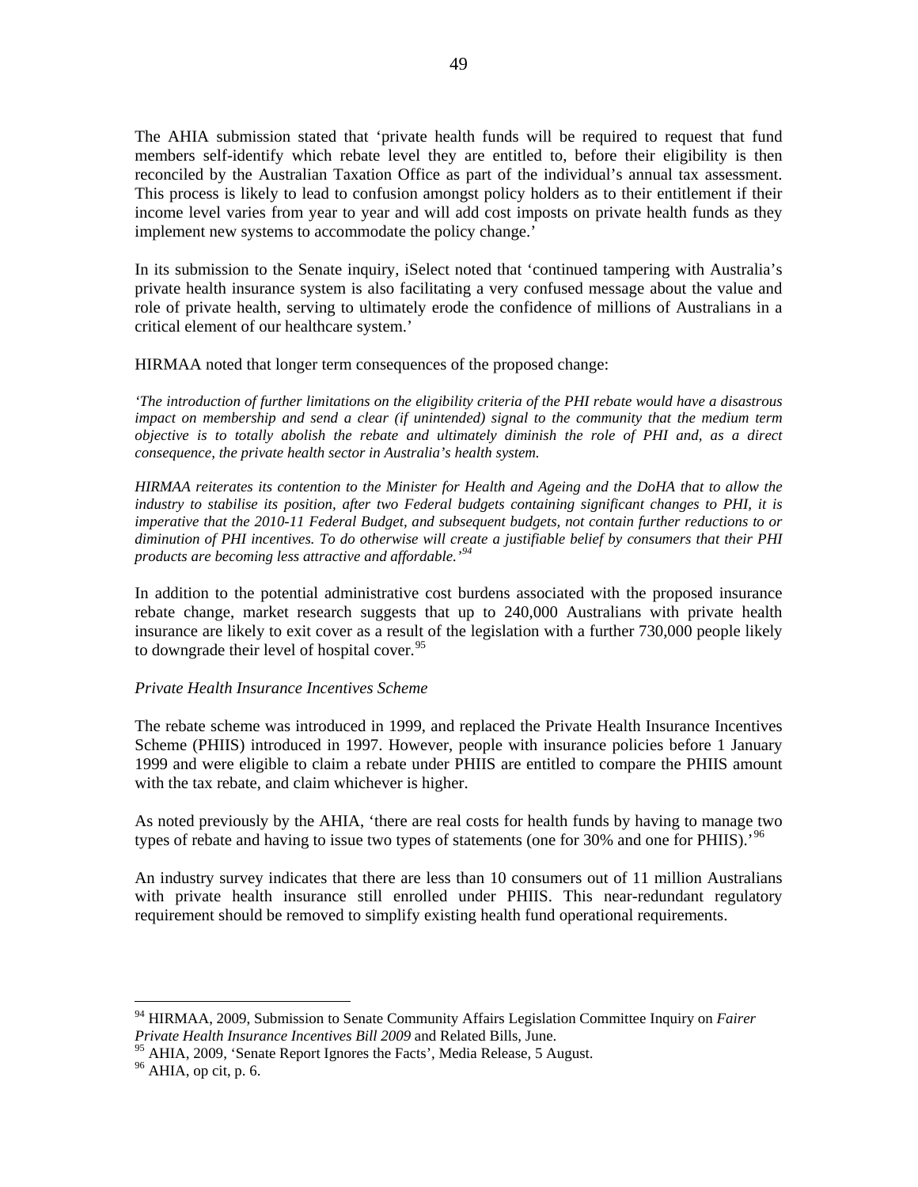The AHIA submission stated that 'private health funds will be required to request that fund members self-identify which rebate level they are entitled to, before their eligibility is then reconciled by the Australian Taxation Office as part of the individual's annual tax assessment. This process is likely to lead to confusion amongst policy holders as to their entitlement if their income level varies from year to year and will add cost imposts on private health funds as they implement new systems to accommodate the policy change.'

In its submission to the Senate inquiry, iSelect noted that 'continued tampering with Australia's private health insurance system is also facilitating a very confused message about the value and role of private health, serving to ultimately erode the confidence of millions of Australians in a critical element of our healthcare system.'

HIRMAA noted that longer term consequences of the proposed change:

*'The introduction of further limitations on the eligibility criteria of the PHI rebate would have a disastrous impact on membership and send a clear (if unintended) signal to the community that the medium term objective is to totally abolish the rebate and ultimately diminish the role of PHI and, as a direct consequence, the private health sector in Australia's health system.*

*HIRMAA reiterates its contention to the Minister for Health and Ageing and the DoHA that to allow the industry to stabilise its position, after two Federal budgets containing significant changes to PHI, it is imperative that the 2010-11 Federal Budget, and subsequent budgets, not contain further reductions to or diminution of PHI incentives. To do otherwise will create a justifiable belief by consumers that their PHI products are becoming less attractive and affordable.'*[94]

In addition to the potential administrative cost burdens associated with the proposed insurance rebate change, market research suggests that up to 240,000 Australians with private health insurance are likely to exit cover as a result of the legislation with a further 730,000 people likely to downgrade their level of hospital cover.[95]

*Private Health Insurance Incentives Scheme*

The rebate scheme was introduced in 1999, and replaced the Private Health Insurance Incentives Scheme (PHIIS) introduced in 1997. However, people with insurance policies before 1 January 1999 and were eligible to claim a rebate under PHIIS are entitled to compare the PHIIS amount with the tax rebate, and claim whichever is higher.

As noted previously by the AHIA, 'there are real costs for health funds by having to manage two types of rebate and having to issue two types of statements (one for 30% and one for PHIIS).'[96]

An industry survey indicates that there are less than 10 consumers out of 11 million Australians with private health insurance still enrolled under PHIIS. This near-redundant regulatory requirement should be removed to simplify existing health fund operational requirements.

---

[94] HIRMAA, 2009, Submission to Senate Community Affairs Legislation Committee Inquiry on *Fairer Private Health Insurance Incentives Bill 2009* and Related Bills, June.

[95] AHIA, 2009, 'Senate Report Ignores the Facts', Media Release, 5 August.

[96] AHIA, op cit, p. 6.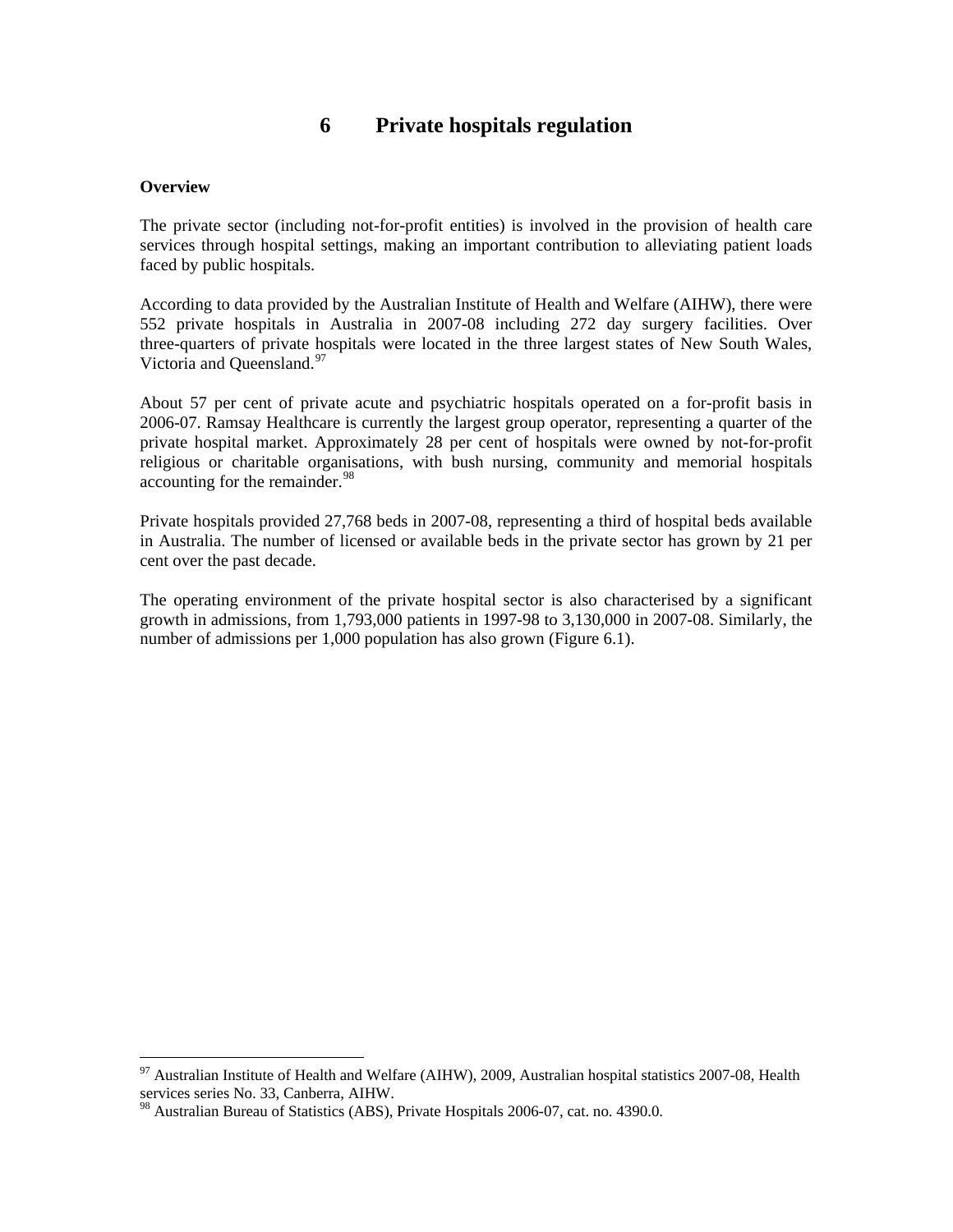# 6 Private hospitals regulation

**Overview**

The private sector (including not-for-profit entities) is involved in the provision of health care services through hospital settings, making an important contribution to alleviating patient loads faced by public hospitals.

According to data provided by the Australian Institute of Health and Welfare (AIHW), there were 552 private hospitals in Australia in 2007-08 including 272 day surgery facilities. Over three-quarters of private hospitals were located in the three largest states of New South Wales, Victoria and Queensland.[97]

About 57 per cent of private acute and psychiatric hospitals operated on a for-profit basis in 2006-07. Ramsay Healthcare is currently the largest group operator, representing a quarter of the private hospital market. Approximately 28 per cent of hospitals were owned by not-for-profit religious or charitable organisations, with bush nursing, community and memorial hospitals accounting for the remainder.[98]

Private hospitals provided 27,768 beds in 2007-08, representing a third of hospital beds available in Australia. The number of licensed or available beds in the private sector has grown by 21 per cent over the past decade.

The operating environment of the private hospital sector is also characterised by a significant growth in admissions, from 1,793,000 patients in 1997-98 to 3,130,000 in 2007-08. Similarly, the number of admissions per 1,000 population has also grown (Figure 6.1).

---

[97] Australian Institute of Health and Welfare (AIHW), 2009, Australian hospital statistics 2007-08, Health services series No. 33, Canberra, AIHW.

[98] Australian Bureau of Statistics (ABS), Private Hospitals 2006-07, cat. no. 4390.0.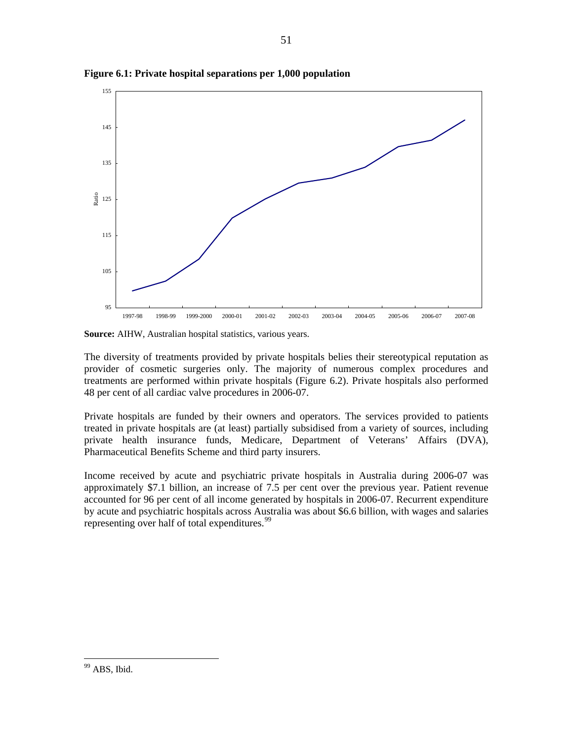**Figure 6.1: Private hospital separations per 1,000 population**

**Source:** AIHW, Australian hospital statistics, various years.

The diversity of treatments provided by private hospitals belies their stereotypical reputation as provider of cosmetic surgeries only. The majority of numerous complex procedures and treatments are performed within private hospitals (Figure 6.2). Private hospitals also performed 48 per cent of all cardiac valve procedures in 2006-07.

Private hospitals are funded by their owners and operators. The services provided to patients treated in private hospitals are (at least) partially subsidised from a variety of sources, including private health insurance funds, Medicare, Department of Veterans' Affairs (DVA), Pharmaceutical Benefits Scheme and third party insurers.

Income received by acute and psychiatric private hospitals in Australia during 2006-07 was approximately $7.1 billion, an increase of 7.5 per cent over the previous year. Patient revenue accounted for 96 per cent of all income generated by hospitals in 2006-07. Recurrent expenditure by acute and psychiatric hospitals across Australia was about $6.6 billion, with wages and salaries representing over half of total expenditures.[99]

---

[99] ABS, Ibid.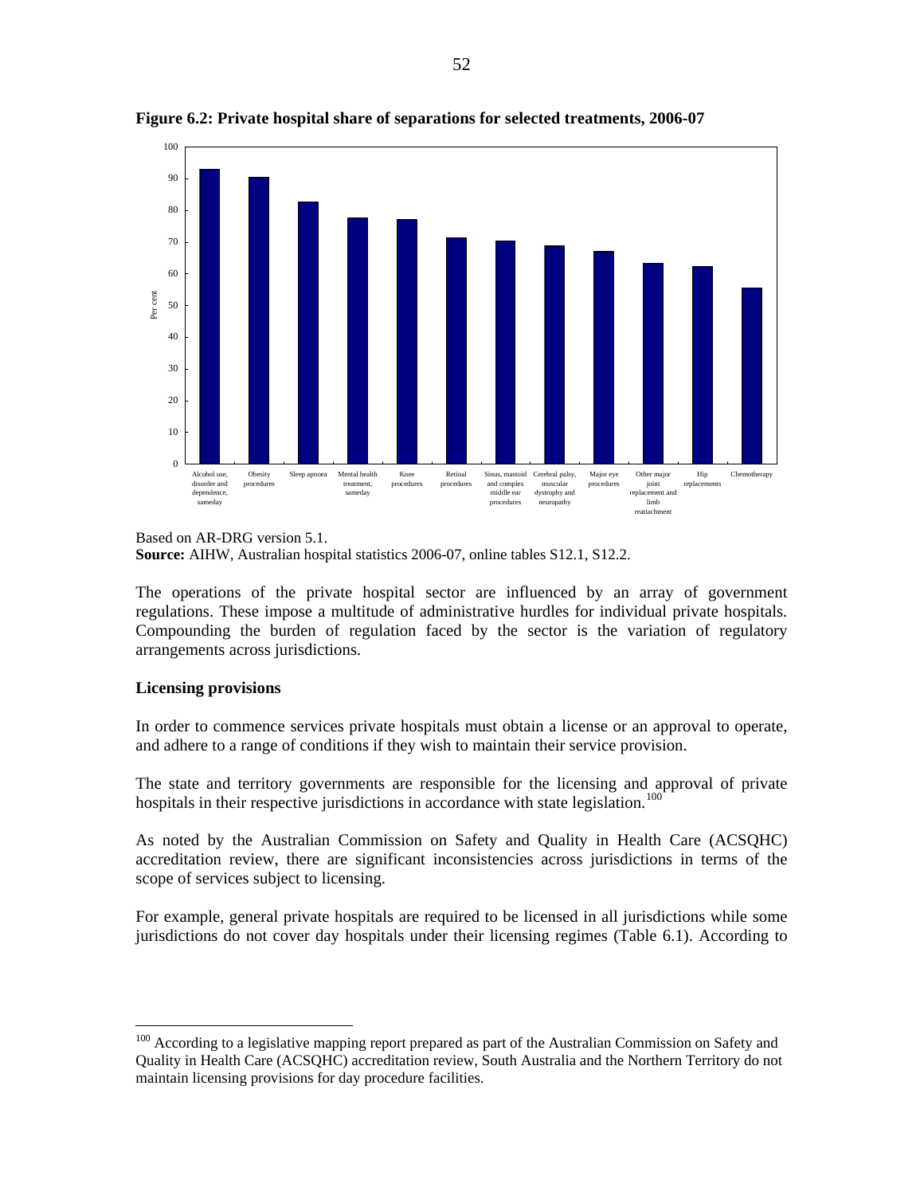**Figure 6.2: Private hospital share of separations for selected treatments, 2006-07**

Based on AR-DRG version 5.1.
**Source:** AIHW, Australian hospital statistics 2006-07, online tables S12.1, S12.2.

The operations of the private hospital sector are influenced by an array of government regulations. These impose a multitude of administrative hurdles for individual private hospitals. Compounding the burden of regulation faced by the sector is the variation of regulatory arrangements across jurisdictions.

**Licensing provisions**

In order to commence services private hospitals must obtain a license or an approval to operate, and adhere to a range of conditions if they wish to maintain their service provision.

The state and territory governments are responsible for the licensing and approval of private hospitals in their respective jurisdictions in accordance with state legislation.[100]

As noted by the Australian Commission on Safety and Quality in Health Care (ACSQHC) accreditation review, there are significant inconsistencies across jurisdictions in terms of the scope of services subject to licensing.

For example, general private hospitals are required to be licensed in all jurisdictions while some jurisdictions do not cover day hospitals under their licensing regimes (Table 6.1). According to

[100] According to a legislative mapping report prepared as part of the Australian Commission on Safety and Quality in Health Care (ACSQHC) accreditation review, South Australia and the Northern Territory do not maintain licensing provisions for day procedure facilities.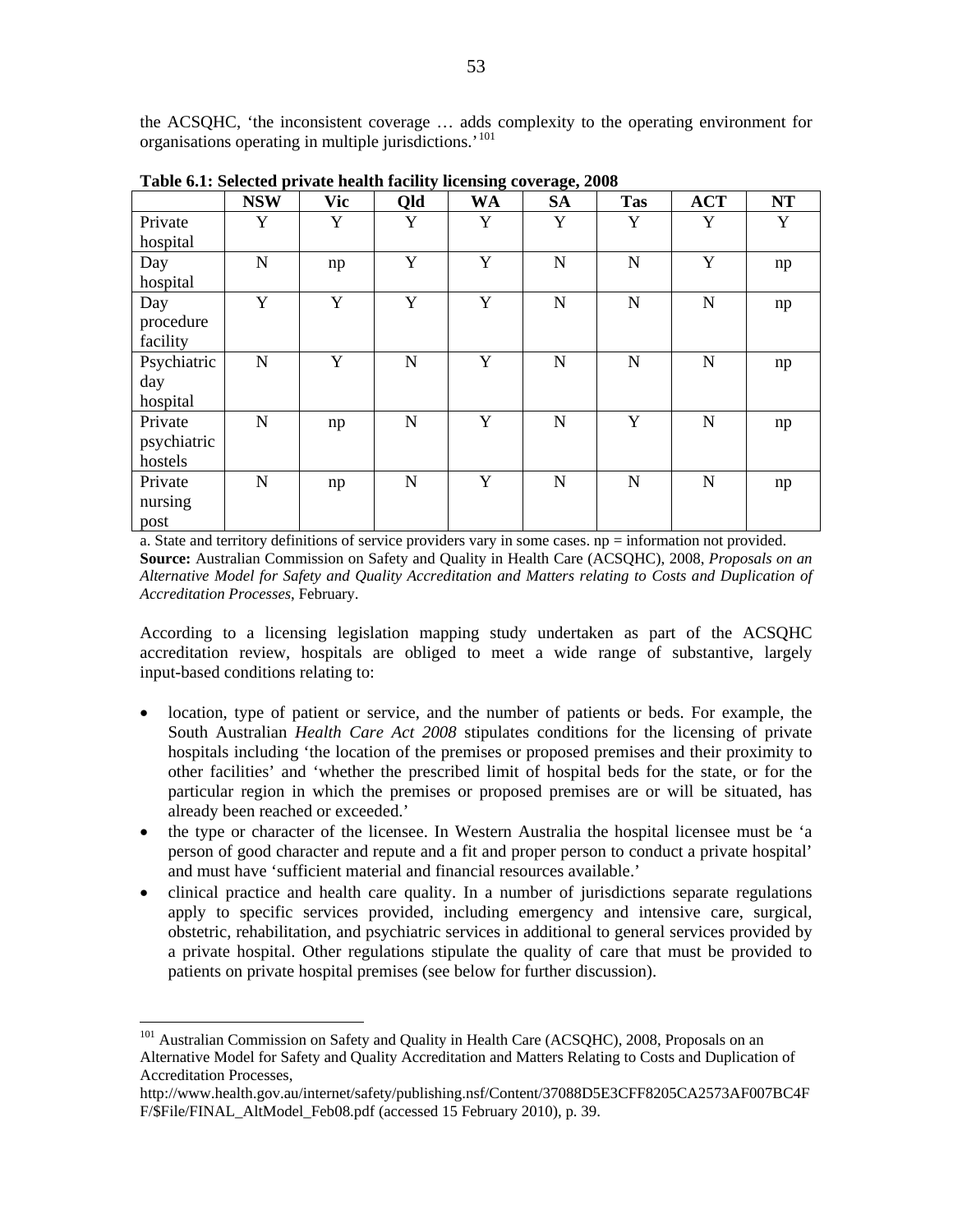the ACSQHC, 'the inconsistent coverage … adds complexity to the operating environment for organisations operating in multiple jurisdictions.'[101]

**Table 6.1: Selected private health facility licensing coverage, 2008**

| | NSW | Vic | Qld | WA | SA | Tas | ACT | NT |
|---|---|---|---|---|---|---|---|---|
| Private hospital | Y | Y | Y | Y | Y | Y | Y | Y |
| Day hospital | N | np | Y | Y | N | N | Y | np |
| Day procedure facility | Y | Y | Y | Y | N | N | N | np |
| Psychiatric day hospital | N | Y | N | Y | N | N | N | np |
| Private psychiatric hostels | N | np | N | Y | N | Y | N | np |
| Private nursing post | N | np | N | Y | N | N | N | np |

a. State and territory definitions of service providers vary in some cases. np = information not provided.
**Source:** Australian Commission on Safety and Quality in Health Care (ACSQHC), 2008, *Proposals on an Alternative Model for Safety and Quality Accreditation and Matters relating to Costs and Duplication of Accreditation Processes*, February.

According to a licensing legislation mapping study undertaken as part of the ACSQHC accreditation review, hospitals are obliged to meet a wide range of substantive, largely input-based conditions relating to:

- location, type of patient or service, and the number of patients or beds. For example, the South Australian *Health Care Act 2008* stipulates conditions for the licensing of private hospitals including 'the location of the premises or proposed premises and their proximity to other facilities' and 'whether the prescribed limit of hospital beds for the state, or for the particular region in which the premises or proposed premises are or will be situated, has already been reached or exceeded.'
- the type or character of the licensee. In Western Australia the hospital licensee must be 'a person of good character and repute and a fit and proper person to conduct a private hospital' and must have 'sufficient material and financial resources available.'
- clinical practice and health care quality. In a number of jurisdictions separate regulations apply to specific services provided, including emergency and intensive care, surgical, obstetric, rehabilitation, and psychiatric services in additional to general services provided by a private hospital. Other regulations stipulate the quality of care that must be provided to patients on private hospital premises (see below for further discussion).

[101] Australian Commission on Safety and Quality in Health Care (ACSQHC), 2008, Proposals on an Alternative Model for Safety and Quality Accreditation and Matters Relating to Costs and Duplication of Accreditation Processes, http://www.health.gov.au/internet/safety/publishing.nsf/Content/37088D5E3CFF8205CA2573AF007BC4FF/$File/FINAL_AltModel_Feb08.pdf (accessed 15 February 2010), p. 39.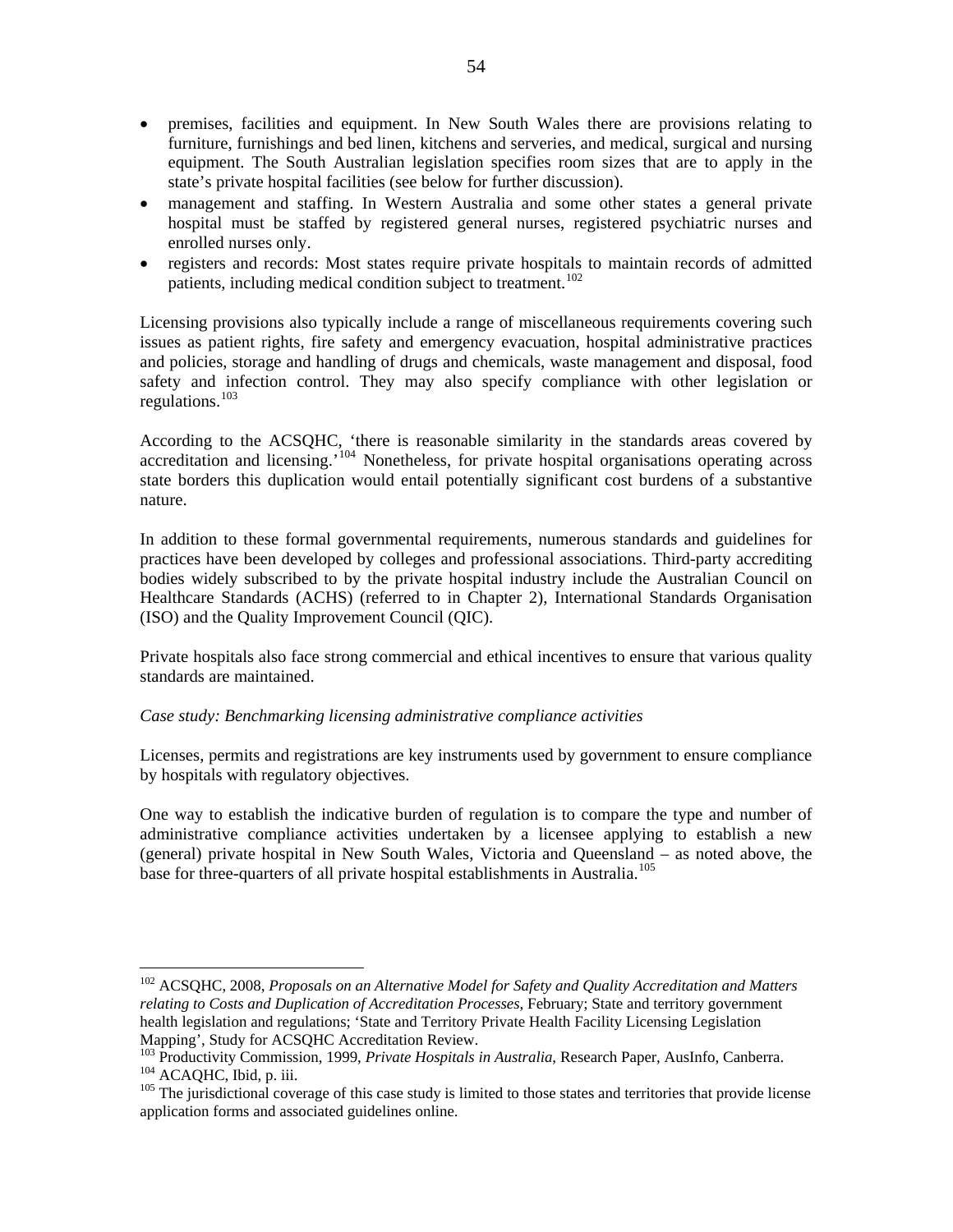- premises, facilities and equipment. In New South Wales there are provisions relating to furniture, furnishings and bed linen, kitchens and serveries, and medical, surgical and nursing equipment. The South Australian legislation specifies room sizes that are to apply in the state's private hospital facilities (see below for further discussion).
- management and staffing. In Western Australia and some other states a general private hospital must be staffed by registered general nurses, registered psychiatric nurses and enrolled nurses only.
- registers and records: Most states require private hospitals to maintain records of admitted patients, including medical condition subject to treatment.[102]

Licensing provisions also typically include a range of miscellaneous requirements covering such issues as patient rights, fire safety and emergency evacuation, hospital administrative practices and policies, storage and handling of drugs and chemicals, waste management and disposal, food safety and infection control. They may also specify compliance with other legislation or regulations.[103]

According to the ACSQHC, 'there is reasonable similarity in the standards areas covered by accreditation and licensing.'[104] Nonetheless, for private hospital organisations operating across state borders this duplication would entail potentially significant cost burdens of a substantive nature.

In addition to these formal governmental requirements, numerous standards and guidelines for practices have been developed by colleges and professional associations. Third-party accrediting bodies widely subscribed to by the private hospital industry include the Australian Council on Healthcare Standards (ACHS) (referred to in Chapter 2), International Standards Organisation (ISO) and the Quality Improvement Council (QIC).

Private hospitals also face strong commercial and ethical incentives to ensure that various quality standards are maintained.

*Case study: Benchmarking licensing administrative compliance activities*

Licenses, permits and registrations are key instruments used by government to ensure compliance by hospitals with regulatory objectives.

One way to establish the indicative burden of regulation is to compare the type and number of administrative compliance activities undertaken by a licensee applying to establish a new (general) private hospital in New South Wales, Victoria and Queensland – as noted above, the base for three-quarters of all private hospital establishments in Australia.[105]

---

[102] ACSQHC, 2008, *Proposals on an Alternative Model for Safety and Quality Accreditation and Matters relating to Costs and Duplication of Accreditation Processes*, February; State and territory government health legislation and regulations; 'State and Territory Private Health Facility Licensing Legislation Mapping', Study for ACSQHC Accreditation Review.

[103] Productivity Commission, 1999, *Private Hospitals in Australia*, Research Paper, AusInfo, Canberra.

[104] ACAQHC, Ibid, p. iii.

[105] The jurisdictional coverage of this case study is limited to those states and territories that provide license application forms and associated guidelines online.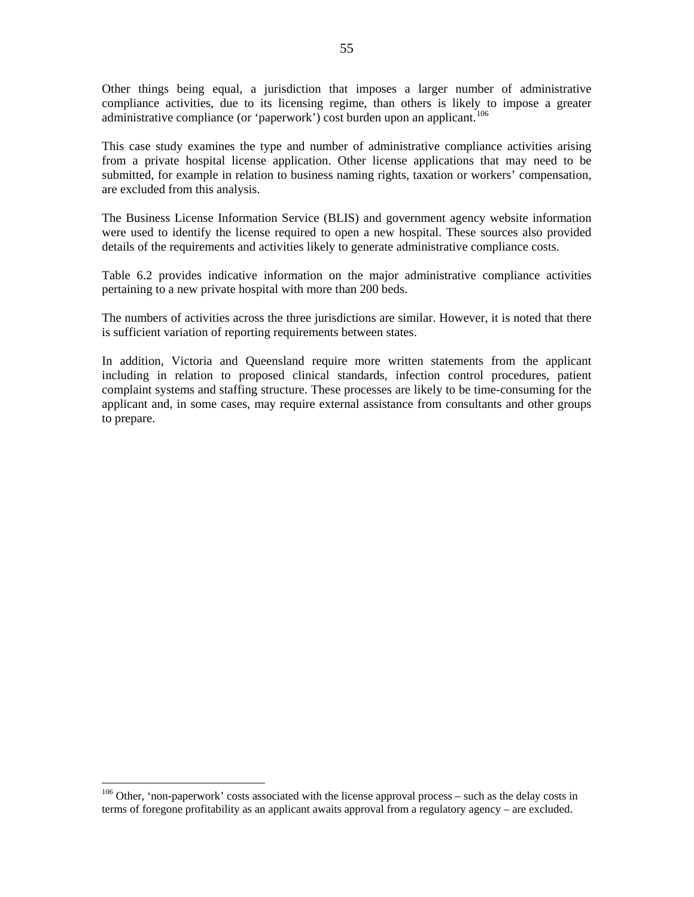Other things being equal, a jurisdiction that imposes a larger number of administrative compliance activities, due to its licensing regime, than others is likely to impose a greater administrative compliance (or 'paperwork') cost burden upon an applicant.[106]

This case study examines the type and number of administrative compliance activities arising from a private hospital license application. Other license applications that may need to be submitted, for example in relation to business naming rights, taxation or workers' compensation, are excluded from this analysis.

The Business License Information Service (BLIS) and government agency website information were used to identify the license required to open a new hospital. These sources also provided details of the requirements and activities likely to generate administrative compliance costs.

Table 6.2 provides indicative information on the major administrative compliance activities pertaining to a new private hospital with more than 200 beds.

The numbers of activities across the three jurisdictions are similar. However, it is noted that there is sufficient variation of reporting requirements between states.

In addition, Victoria and Queensland require more written statements from the applicant including in relation to proposed clinical standards, infection control procedures, patient complaint systems and staffing structure. These processes are likely to be time-consuming for the applicant and, in some cases, may require external assistance from consultants and other groups to prepare.

---

[106] Other, 'non-paperwork' costs associated with the license approval process – such as the delay costs in terms of foregone profitability as an applicant awaits approval from a regulatory agency – are excluded.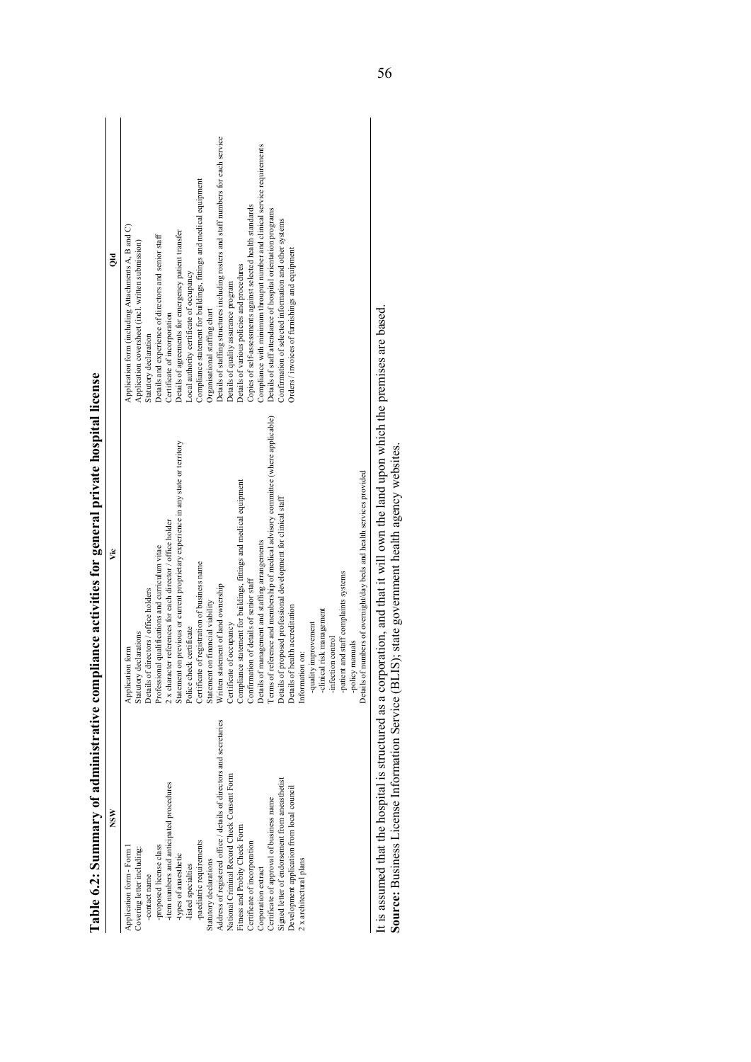**Table 6.2: Summary of administrative compliance activities for general private hospital license**

| NSW | Vic | Qld |
|---|---|---|
| Application form - Form 1<br>Covering letter including:<br>-contact name<br>-proposed license class<br>-item numbers and anticipated procedures<br>-types of anaesthetic<br>-listed specialties<br>-paediatric requirements<br>Statutory declarations<br>Address of registered office / details of directors and secretaries<br>National Criminal Record Check Consent Form<br>Fitness and Probity Check Form<br>Certificate of incorporation<br>Corporation extract<br>Certificate of approval of business name<br>Signed letter of endorsement from anaesthetist<br>Development application from local council<br>2 x architectural plans | Application form<br>Statutory declarations<br>Details of directors / office holders<br>Professional qualifications and curriculum vitae<br>2 x character references for each director / office holder<br>Statement on previous or current proprietary experience in any state or territory<br>Police check certificate<br>Certificate of registration of business name<br>Statement on financial viability<br>Written statement of land ownership<br>Certificate of occupancy<br>Compliance statement for buildings, fittings and medical equipment<br>Confirmation of details of senior staff<br>Details of management and staffing arrangements<br>Terms of reference and membership of medical advisory committee (where applicable)<br>Details of proposed professional development for clinical staff<br>Details of health accreditation<br>Information on:<br>-quality improvement<br>-clinical risk management<br>-infection control<br>-patient and staff complaints systems<br>-policy manuals<br>Details of numbers of overnight/day beds and health services provided | Application form (including Attachments A, B and C)<br>Application coversheet (incl. written submission)<br>Statutory declaration<br>Details and experience of directors and senior staff<br>Certificate of incorporation<br>Details of agreements for emergency patient transfer<br>Local authority certificate of occupancy<br>Compliance statement for buildings, fittings and medical equipment<br>Organisational staffing chart<br>Details of staffing structures including rosters and staff numbers for each service<br>Details of quality assurance program<br>Details of various policies and procedures<br>Copies of self-assessments against selected health standards<br>Compliance with minimum throughput number and clinical service requirements<br>Details of staff attendance of hospital orientation programs<br>Confirmation of selected information and other systems<br>Orders / invoices of furnishings and equipment |

It is assumed that the hospital is structured as a corporation, and that it will own the land upon which the premises are based.
**Source:** Business License Information Service (BLIS); state government health agency websites.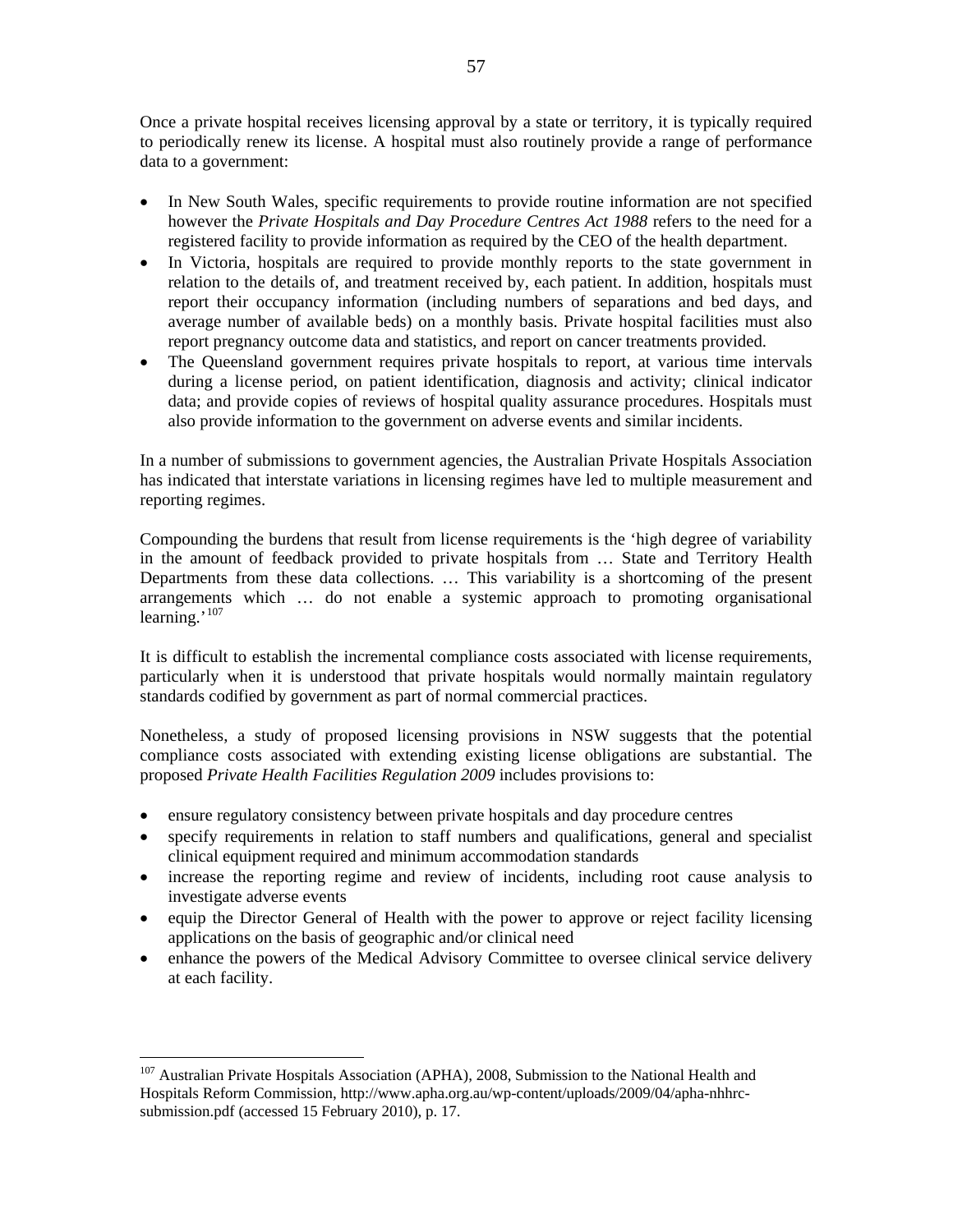Once a private hospital receives licensing approval by a state or territory, it is typically required to periodically renew its license. A hospital must also routinely provide a range of performance data to a government:

- In New South Wales, specific requirements to provide routine information are not specified however the *Private Hospitals and Day Procedure Centres Act 1988* refers to the need for a registered facility to provide information as required by the CEO of the health department.
- In Victoria, hospitals are required to provide monthly reports to the state government in relation to the details of, and treatment received by, each patient. In addition, hospitals must report their occupancy information (including numbers of separations and bed days, and average number of available beds) on a monthly basis. Private hospital facilities must also report pregnancy outcome data and statistics, and report on cancer treatments provided.
- The Queensland government requires private hospitals to report, at various time intervals during a license period, on patient identification, diagnosis and activity; clinical indicator data; and provide copies of reviews of hospital quality assurance procedures. Hospitals must also provide information to the government on adverse events and similar incidents.

In a number of submissions to government agencies, the Australian Private Hospitals Association has indicated that interstate variations in licensing regimes have led to multiple measurement and reporting regimes.

Compounding the burdens that result from license requirements is the 'high degree of variability in the amount of feedback provided to private hospitals from … State and Territory Health Departments from these data collections. … This variability is a shortcoming of the present arrangements which … do not enable a systemic approach to promoting organisational learning.'[107]

It is difficult to establish the incremental compliance costs associated with license requirements, particularly when it is understood that private hospitals would normally maintain regulatory standards codified by government as part of normal commercial practices.

Nonetheless, a study of proposed licensing provisions in NSW suggests that the potential compliance costs associated with extending existing license obligations are substantial. The proposed *Private Health Facilities Regulation 2009* includes provisions to:

- ensure regulatory consistency between private hospitals and day procedure centres
- specify requirements in relation to staff numbers and qualifications, general and specialist clinical equipment required and minimum accommodation standards
- increase the reporting regime and review of incidents, including root cause analysis to investigate adverse events
- equip the Director General of Health with the power to approve or reject facility licensing applications on the basis of geographic and/or clinical need
- enhance the powers of the Medical Advisory Committee to oversee clinical service delivery at each facility.

---

[107] Australian Private Hospitals Association (APHA), 2008, Submission to the National Health and Hospitals Reform Commission, http://www.apha.org.au/wp-content/uploads/2009/04/apha-nhhrc-submission.pdf (accessed 15 February 2010), p. 17.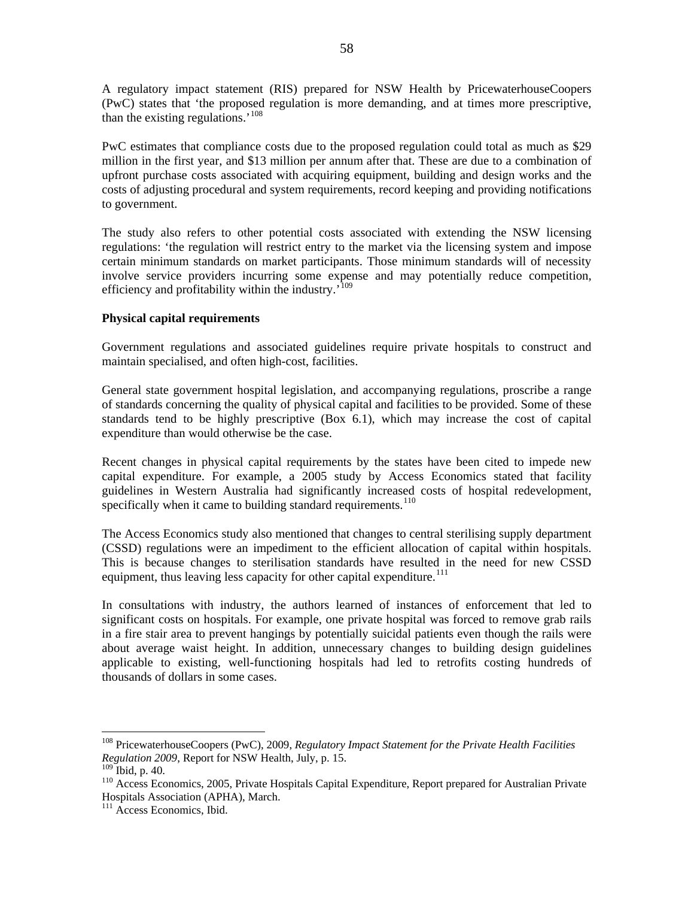A regulatory impact statement (RIS) prepared for NSW Health by PricewaterhouseCoopers (PwC) states that 'the proposed regulation is more demanding, and at times more prescriptive, than the existing regulations.'[108]

PwC estimates that compliance costs due to the proposed regulation could total as much as $29 million in the first year, and $13 million per annum after that. These are due to a combination of upfront purchase costs associated with acquiring equipment, building and design works and the costs of adjusting procedural and system requirements, record keeping and providing notifications to government.

The study also refers to other potential costs associated with extending the NSW licensing regulations: 'the regulation will restrict entry to the market via the licensing system and impose certain minimum standards on market participants. Those minimum standards will of necessity involve service providers incurring some expense and may potentially reduce competition, efficiency and profitability within the industry.'[109]

**Physical capital requirements**

Government regulations and associated guidelines require private hospitals to construct and maintain specialised, and often high-cost, facilities.

General state government hospital legislation, and accompanying regulations, proscribe a range of standards concerning the quality of physical capital and facilities to be provided. Some of these standards tend to be highly prescriptive (Box 6.1), which may increase the cost of capital expenditure than would otherwise be the case.

Recent changes in physical capital requirements by the states have been cited to impede new capital expenditure. For example, a 2005 study by Access Economics stated that facility guidelines in Western Australia had significantly increased costs of hospital redevelopment, specifically when it came to building standard requirements.[110]

The Access Economics study also mentioned that changes to central sterilising supply department (CSSD) regulations were an impediment to the efficient allocation of capital within hospitals. This is because changes to sterilisation standards have resulted in the need for new CSSD equipment, thus leaving less capacity for other capital expenditure.[111]

In consultations with industry, the authors learned of instances of enforcement that led to significant costs on hospitals. For example, one private hospital was forced to remove grab rails in a fire stair area to prevent hangings by potentially suicidal patients even though the rails were about average waist height. In addition, unnecessary changes to building design guidelines applicable to existing, well-functioning hospitals had led to retrofits costing hundreds of thousands of dollars in some cases.

---

[108] PricewaterhouseCoopers (PwC), 2009, *Regulatory Impact Statement for the Private Health Facilities Regulation 2009*, Report for NSW Health, July, p. 15.

[109] Ibid, p. 40.

[110] Access Economics, 2005, Private Hospitals Capital Expenditure, Report prepared for Australian Private Hospitals Association (APHA), March.

[111] Access Economics, Ibid.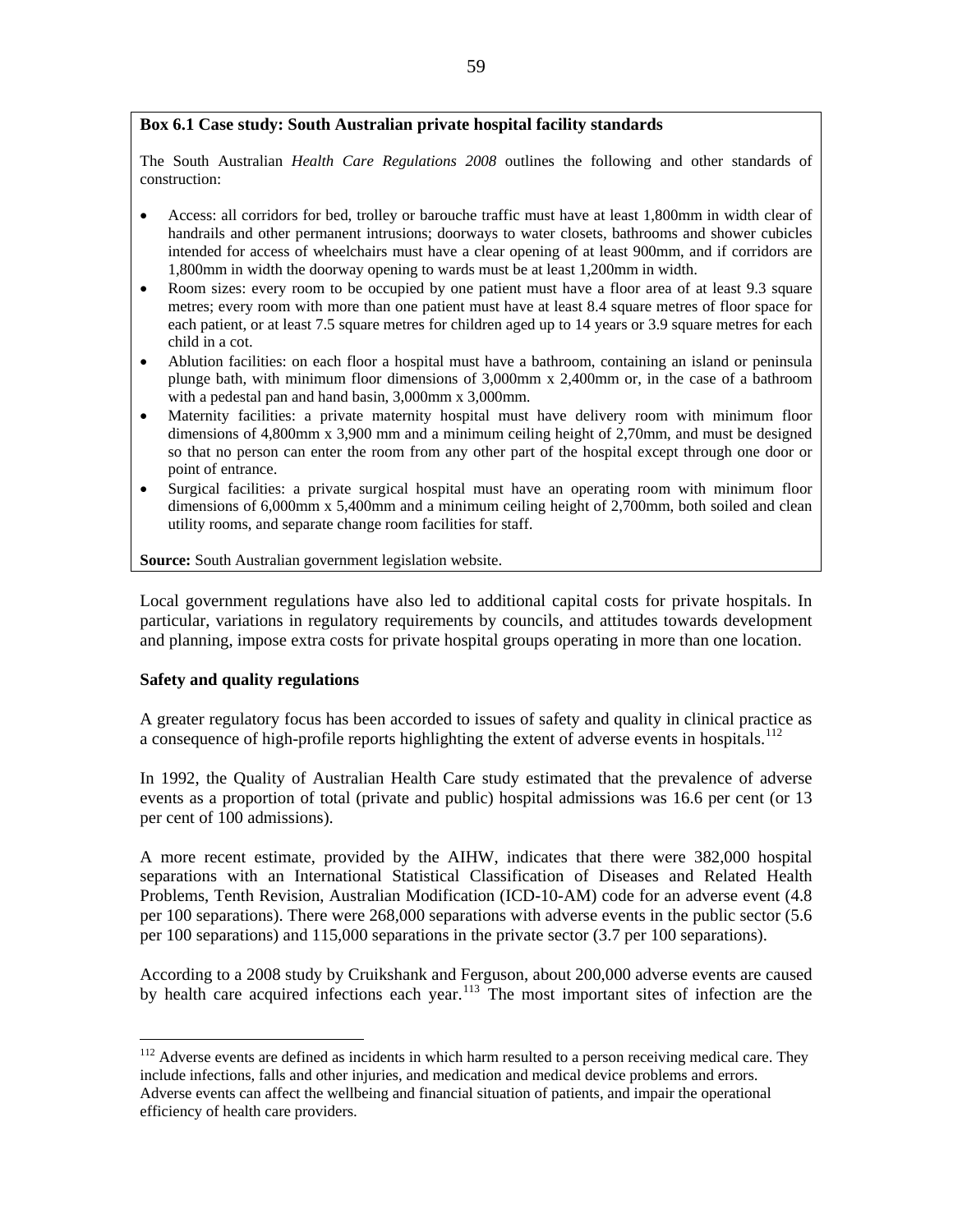**Box 6.1 Case study: South Australian private hospital facility standards**

The South Australian *Health Care Regulations 2008* outlines the following and other standards of construction:

- Access: all corridors for bed, trolley or barouche traffic must have at least 1,800mm in width clear of handrails and other permanent intrusions; doorways to water closets, bathrooms and shower cubicles intended for access of wheelchairs must have a clear opening of at least 900mm, and if corridors are 1,800mm in width the doorway opening to wards must be at least 1,200mm in width.
- Room sizes: every room to be occupied by one patient must have a floor area of at least 9.3 square metres; every room with more than one patient must have at least 8.4 square metres of floor space for each patient, or at least 7.5 square metres for children aged up to 14 years or 3.9 square metres for each child in a cot.
- Ablution facilities: on each floor a hospital must have a bathroom, containing an island or peninsula plunge bath, with minimum floor dimensions of 3,000mm x 2,400mm or, in the case of a bathroom with a pedestal pan and hand basin, 3,000mm x 3,000mm.
- Maternity facilities: a private maternity hospital must have delivery room with minimum floor dimensions of 4,800mm x 3,900 mm and a minimum ceiling height of 2,70mm, and must be designed so that no person can enter the room from any other part of the hospital except through one door or point of entrance.
- Surgical facilities: a private surgical hospital must have an operating room with minimum floor dimensions of 6,000mm x 5,400mm and a minimum ceiling height of 2,700mm, both soiled and clean utility rooms, and separate change room facilities for staff.

**Source:** South Australian government legislation website.

Local government regulations have also led to additional capital costs for private hospitals. In particular, variations in regulatory requirements by councils, and attitudes towards development and planning, impose extra costs for private hospital groups operating in more than one location.

**Safety and quality regulations**

A greater regulatory focus has been accorded to issues of safety and quality in clinical practice as a consequence of high-profile reports highlighting the extent of adverse events in hospitals.[112]

In 1992, the Quality of Australian Health Care study estimated that the prevalence of adverse events as a proportion of total (private and public) hospital admissions was 16.6 per cent (or 13 per cent of 100 admissions).

A more recent estimate, provided by the AIHW, indicates that there were 382,000 hospital separations with an International Statistical Classification of Diseases and Related Health Problems, Tenth Revision, Australian Modification (ICD-10-AM) code for an adverse event (4.8 per 100 separations). There were 268,000 separations with adverse events in the public sector (5.6 per 100 separations) and 115,000 separations in the private sector (3.7 per 100 separations).

According to a 2008 study by Cruikshank and Ferguson, about 200,000 adverse events are caused by health care acquired infections each year.[113] The most important sites of infection are the

[112] Adverse events are defined as incidents in which harm resulted to a person receiving medical care. They include infections, falls and other injuries, and medication and medical device problems and errors. Adverse events can affect the wellbeing and financial situation of patients, and impair the operational efficiency of health care providers.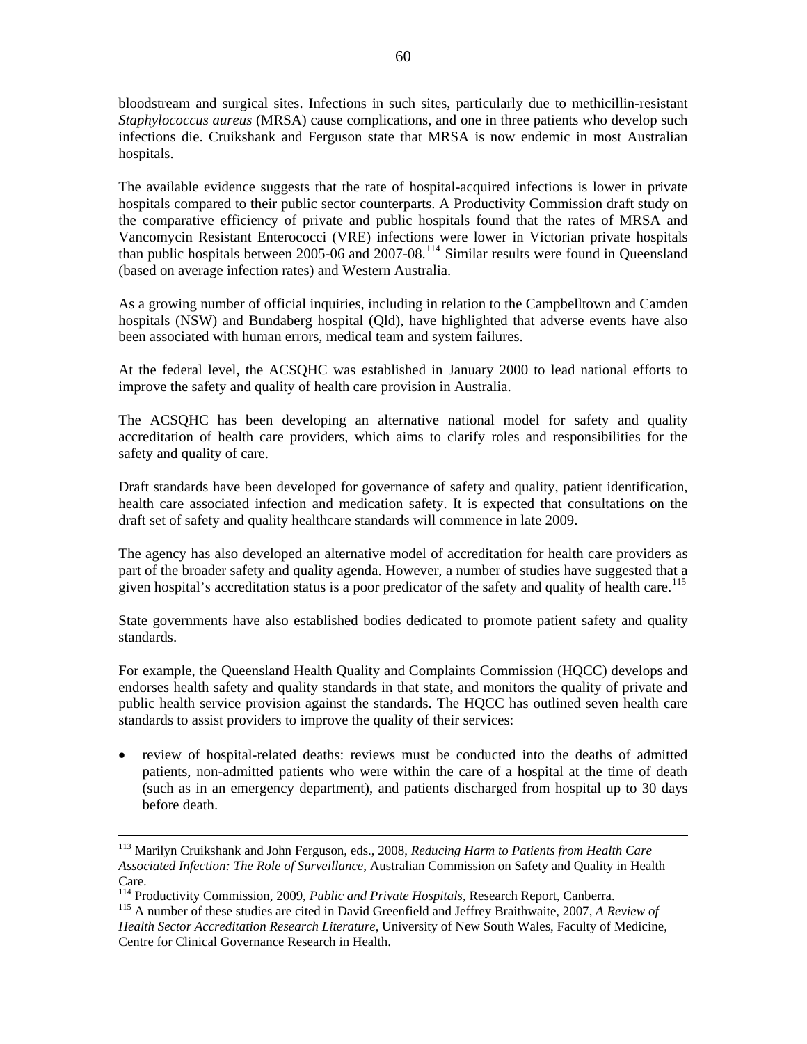bloodstream and surgical sites. Infections in such sites, particularly due to methicillin-resistant *Staphylococcus aureus* (MRSA) cause complications, and one in three patients who develop such infections die. Cruikshank and Ferguson state that MRSA is now endemic in most Australian hospitals.

The available evidence suggests that the rate of hospital-acquired infections is lower in private hospitals compared to their public sector counterparts. A Productivity Commission draft study on the comparative efficiency of private and public hospitals found that the rates of MRSA and Vancomycin Resistant Enterococci (VRE) infections were lower in Victorian private hospitals than public hospitals between 2005-06 and 2007-08.[114] Similar results were found in Queensland (based on average infection rates) and Western Australia.

As a growing number of official inquiries, including in relation to the Campbelltown and Camden hospitals (NSW) and Bundaberg hospital (Qld), have highlighted that adverse events have also been associated with human errors, medical team and system failures.

At the federal level, the ACSQHC was established in January 2000 to lead national efforts to improve the safety and quality of health care provision in Australia.

The ACSQHC has been developing an alternative national model for safety and quality accreditation of health care providers, which aims to clarify roles and responsibilities for the safety and quality of care.

Draft standards have been developed for governance of safety and quality, patient identification, health care associated infection and medication safety. It is expected that consultations on the draft set of safety and quality healthcare standards will commence in late 2009.

The agency has also developed an alternative model of accreditation for health care providers as part of the broader safety and quality agenda. However, a number of studies have suggested that a given hospital's accreditation status is a poor predicator of the safety and quality of health care.[115]

State governments have also established bodies dedicated to promote patient safety and quality standards.

For example, the Queensland Health Quality and Complaints Commission (HQCC) develops and endorses health safety and quality standards in that state, and monitors the quality of private and public health service provision against the standards. The HQCC has outlined seven health care standards to assist providers to improve the quality of their services:

- review of hospital-related deaths: reviews must be conducted into the deaths of admitted patients, non-admitted patients who were within the care of a hospital at the time of death (such as in an emergency department), and patients discharged from hospital up to 30 days before death.

---

[113] Marilyn Cruikshank and John Ferguson, eds., 2008, *Reducing Harm to Patients from Health Care Associated Infection: The Role of Surveillance*, Australian Commission on Safety and Quality in Health Care.

[114] Productivity Commission, 2009, *Public and Private Hospitals*, Research Report, Canberra.

[115] A number of these studies are cited in David Greenfield and Jeffrey Braithwaite, 2007, *A Review of Health Sector Accreditation Research Literature*, University of New South Wales, Faculty of Medicine, Centre for Clinical Governance Research in Health.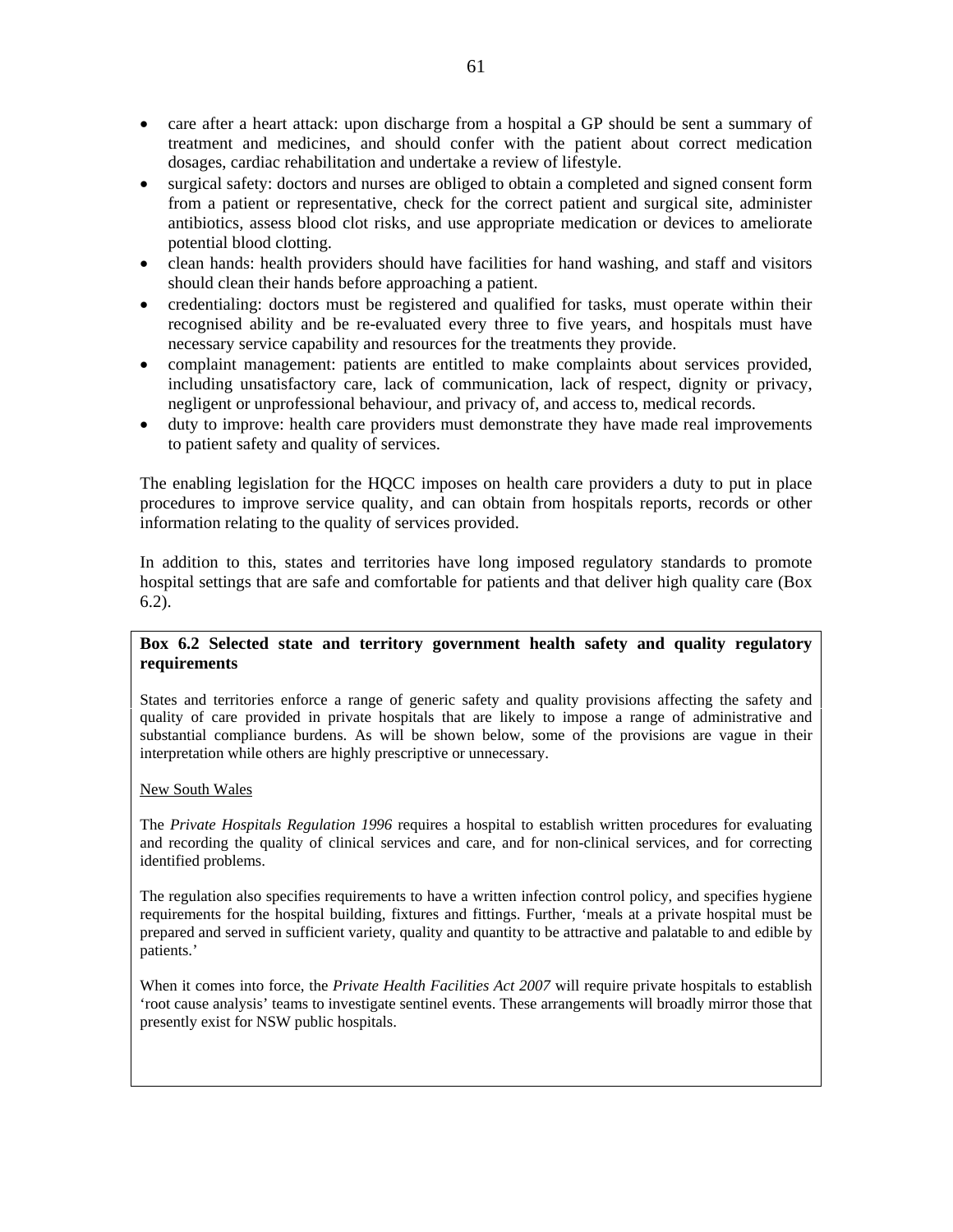- care after a heart attack: upon discharge from a hospital a GP should be sent a summary of treatment and medicines, and should confer with the patient about correct medication dosages, cardiac rehabilitation and undertake a review of lifestyle.
- surgical safety: doctors and nurses are obliged to obtain a completed and signed consent form from a patient or representative, check for the correct patient and surgical site, administer antibiotics, assess blood clot risks, and use appropriate medication or devices to ameliorate potential blood clotting.
- clean hands: health providers should have facilities for hand washing, and staff and visitors should clean their hands before approaching a patient.
- credentialing: doctors must be registered and qualified for tasks, must operate within their recognised ability and be re-evaluated every three to five years, and hospitals must have necessary service capability and resources for the treatments they provide.
- complaint management: patients are entitled to make complaints about services provided, including unsatisfactory care, lack of communication, lack of respect, dignity or privacy, negligent or unprofessional behaviour, and privacy of, and access to, medical records.
- duty to improve: health care providers must demonstrate they have made real improvements to patient safety and quality of services.

The enabling legislation for the HQCC imposes on health care providers a duty to put in place procedures to improve service quality, and can obtain from hospitals reports, records or other information relating to the quality of services provided.

In addition to this, states and territories have long imposed regulatory standards to promote hospital settings that are safe and comfortable for patients and that deliver high quality care (Box 6.2).

**Box 6.2 Selected state and territory government health safety and quality regulatory requirements**

States and territories enforce a range of generic safety and quality provisions affecting the safety and quality of care provided in private hospitals that are likely to impose a range of administrative and substantial compliance burdens. As will be shown below, some of the provisions are vague in their interpretation while others are highly prescriptive or unnecessary.

New South Wales

The *Private Hospitals Regulation 1996* requires a hospital to establish written procedures for evaluating and recording the quality of clinical services and care, and for non-clinical services, and for correcting identified problems.

The regulation also specifies requirements to have a written infection control policy, and specifies hygiene requirements for the hospital building, fixtures and fittings. Further, 'meals at a private hospital must be prepared and served in sufficient variety, quality and quantity to be attractive and palatable to and edible by patients.'

When it comes into force, the *Private Health Facilities Act 2007* will require private hospitals to establish 'root cause analysis' teams to investigate sentinel events. These arrangements will broadly mirror those that presently exist for NSW public hospitals.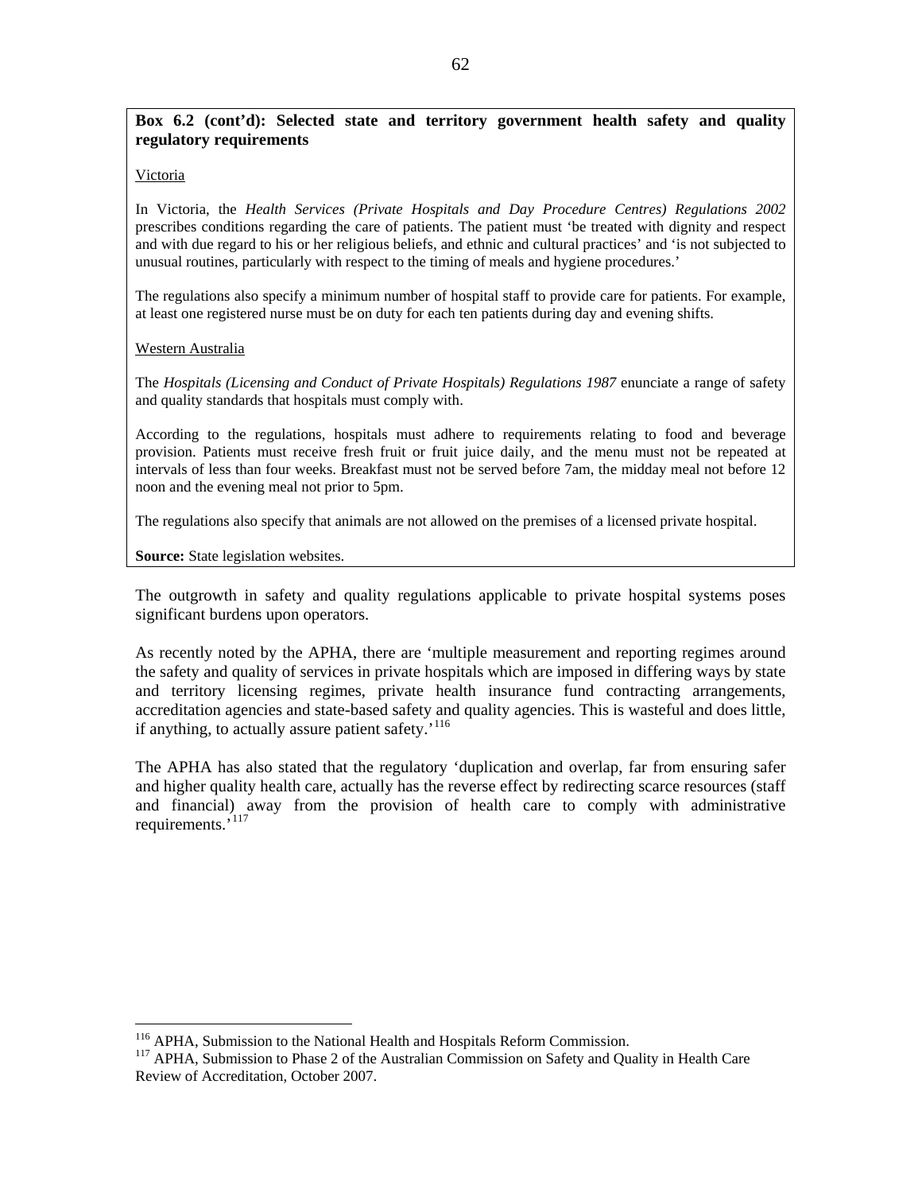**Box 6.2 (cont'd): Selected state and territory government health safety and quality regulatory requirements**

Victoria

In Victoria, the *Health Services (Private Hospitals and Day Procedure Centres) Regulations 2002* prescribes conditions regarding the care of patients. The patient must 'be treated with dignity and respect and with due regard to his or her religious beliefs, and ethnic and cultural practices' and 'is not subjected to unusual routines, particularly with respect to the timing of meals and hygiene procedures.'

The regulations also specify a minimum number of hospital staff to provide care for patients. For example, at least one registered nurse must be on duty for each ten patients during day and evening shifts.

Western Australia

The *Hospitals (Licensing and Conduct of Private Hospitals) Regulations 1987* enunciate a range of safety and quality standards that hospitals must comply with.

According to the regulations, hospitals must adhere to requirements relating to food and beverage provision. Patients must receive fresh fruit or fruit juice daily, and the menu must not be repeated at intervals of less than four weeks. Breakfast must not be served before 7am, the midday meal not before 12 noon and the evening meal not prior to 5pm.

The regulations also specify that animals are not allowed on the premises of a licensed private hospital.

**Source:** State legislation websites.

The outgrowth in safety and quality regulations applicable to private hospital systems poses significant burdens upon operators.

As recently noted by the APHA, there are 'multiple measurement and reporting regimes around the safety and quality of services in private hospitals which are imposed in differing ways by state and territory licensing regimes, private health insurance fund contracting arrangements, accreditation agencies and state-based safety and quality agencies. This is wasteful and does little, if anything, to actually assure patient safety.'[116]

The APHA has also stated that the regulatory 'duplication and overlap, far from ensuring safer and higher quality health care, actually has the reverse effect by redirecting scarce resources (staff and financial) away from the provision of health care to comply with administrative requirements.'[117]

---

[116] APHA, Submission to the National Health and Hospitals Reform Commission.

[117] APHA, Submission to Phase 2 of the Australian Commission on Safety and Quality in Health Care Review of Accreditation, October 2007.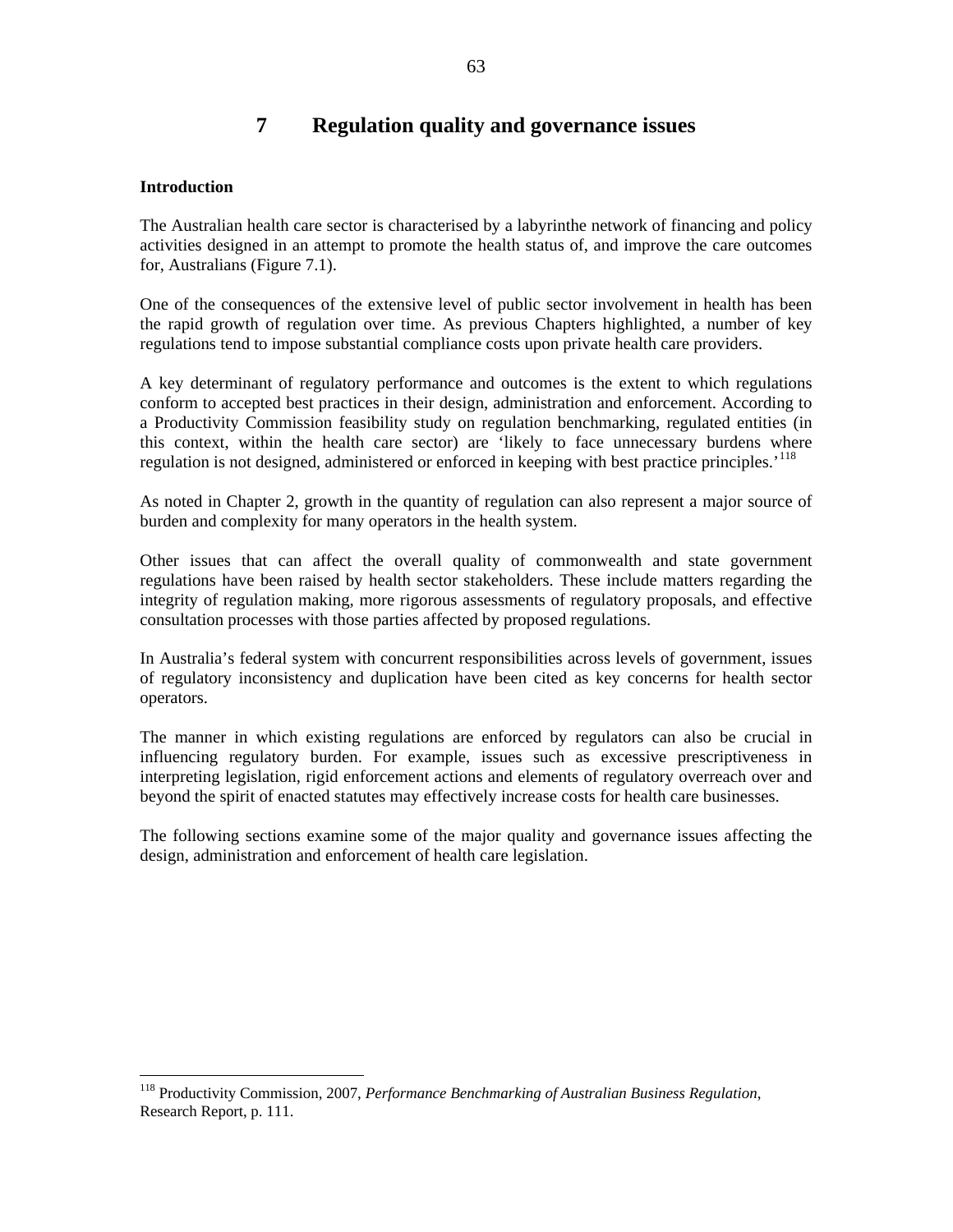# 7 Regulation quality and governance issues

**Introduction**

The Australian health care sector is characterised by a labyrinthe network of financing and policy activities designed in an attempt to promote the health status of, and improve the care outcomes for, Australians (Figure 7.1).

One of the consequences of the extensive level of public sector involvement in health has been the rapid growth of regulation over time. As previous Chapters highlighted, a number of key regulations tend to impose substantial compliance costs upon private health care providers.

A key determinant of regulatory performance and outcomes is the extent to which regulations conform to accepted best practices in their design, administration and enforcement. According to a Productivity Commission feasibility study on regulation benchmarking, regulated entities (in this context, within the health care sector) are 'likely to face unnecessary burdens where regulation is not designed, administered or enforced in keeping with best practice principles.'[118]

As noted in Chapter 2, growth in the quantity of regulation can also represent a major source of burden and complexity for many operators in the health system.

Other issues that can affect the overall quality of commonwealth and state government regulations have been raised by health sector stakeholders. These include matters regarding the integrity of regulation making, more rigorous assessments of regulatory proposals, and effective consultation processes with those parties affected by proposed regulations.

In Australia's federal system with concurrent responsibilities across levels of government, issues of regulatory inconsistency and duplication have been cited as key concerns for health sector operators.

The manner in which existing regulations are enforced by regulators can also be crucial in influencing regulatory burden. For example, issues such as excessive prescriptiveness in interpreting legislation, rigid enforcement actions and elements of regulatory overreach over and beyond the spirit of enacted statutes may effectively increase costs for health care businesses.

The following sections examine some of the major quality and governance issues affecting the design, administration and enforcement of health care legislation.

---

[118] Productivity Commission, 2007, *Performance Benchmarking of Australian Business Regulation*, Research Report, p. 111.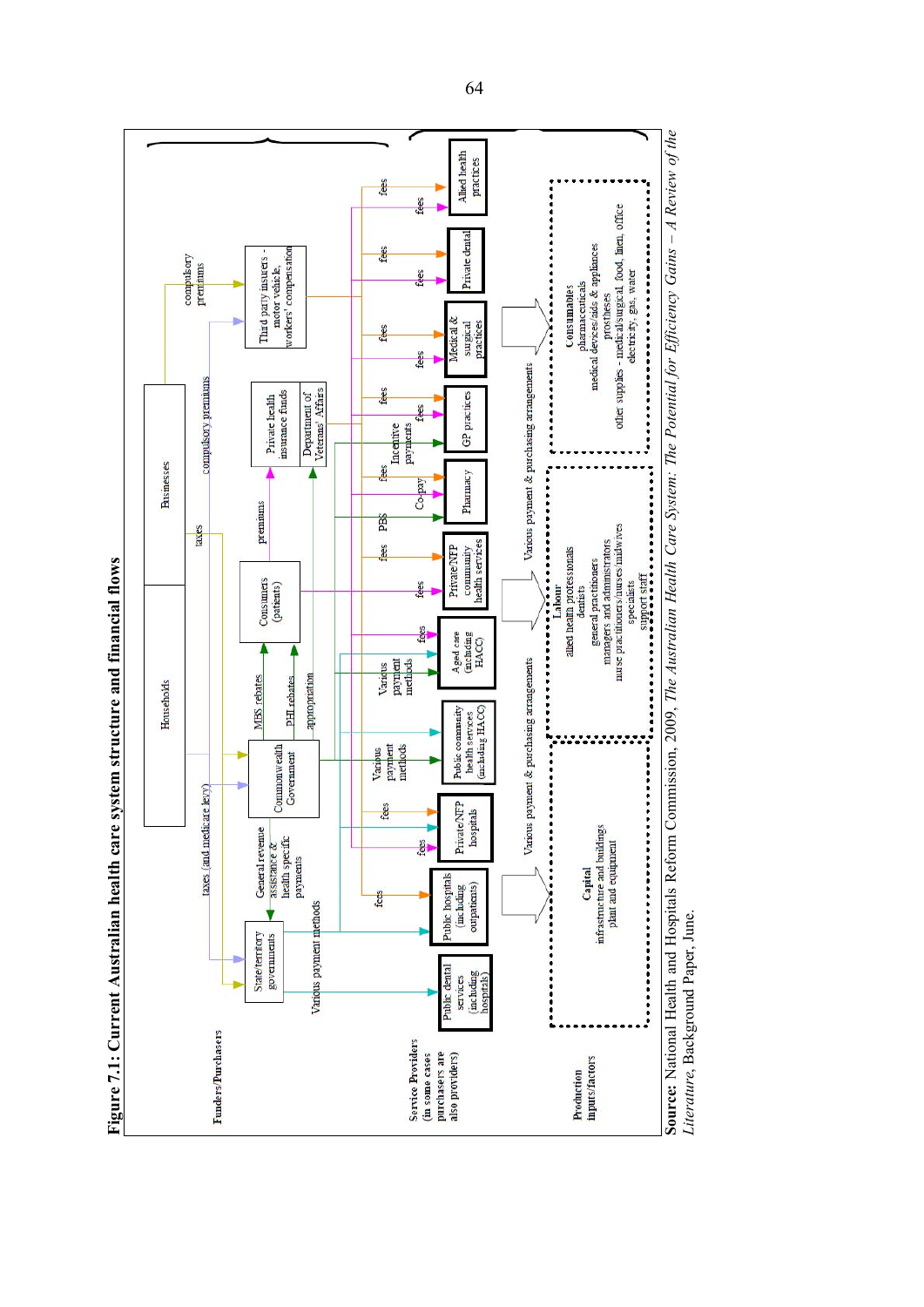**Figure 7.1: Current Australian health care system structure and financial flows**

Funders/Purchasers

Households

Businesses

taxes (and medicare levy)

taxes

compulsory premiums

compulsory premiums

State/territory governments

General revenue assistance & health specific payments

Commonwealth Government

MBS rebates

PHI rebates

appropriation

Consumers (patients)

premiums

Private health insurance funds

Department of Veterans' Affairs

Third party insurers - motor vehicle, workers' compensation

Various payment methods

fees

Various payment methods

Various payment methods

fees

PBS

Co-pay

Incentive payments

Service Providers (in some cases purchasers are also providers)

Public dental services (including hospitals)

Public hospitals (including outpatients)

Private/NFP hospitals

Public community health services (including HACC)

Aged care (including HACC)

Private/NFP community health services

Pharmacy

GP practices

Medical & surgical practices

Private dental

Allied health practices

Various payment & purchasing arrangements

Various payment & purchasing arrangements

Production inputs/factors

**Capital**
infrastructure and buildings
plant and equipment

**Labour**
allied health professionals
dentists
general practitioners
managers and administrators
nurse practitioners/nurses/midwives
specialists
support staff

**Consumables**
pharmaceuticals
medical devices/aids & appliances
prostheses
other supplies - medical/surgical, food, linen, office
electricity, gas, water

**Source:** National Health and Hospitals Reform Commission, 2009, *The Australian Health Care System: The Potential for Efficiency Gains – A Review of the Literature*, Background Paper, June.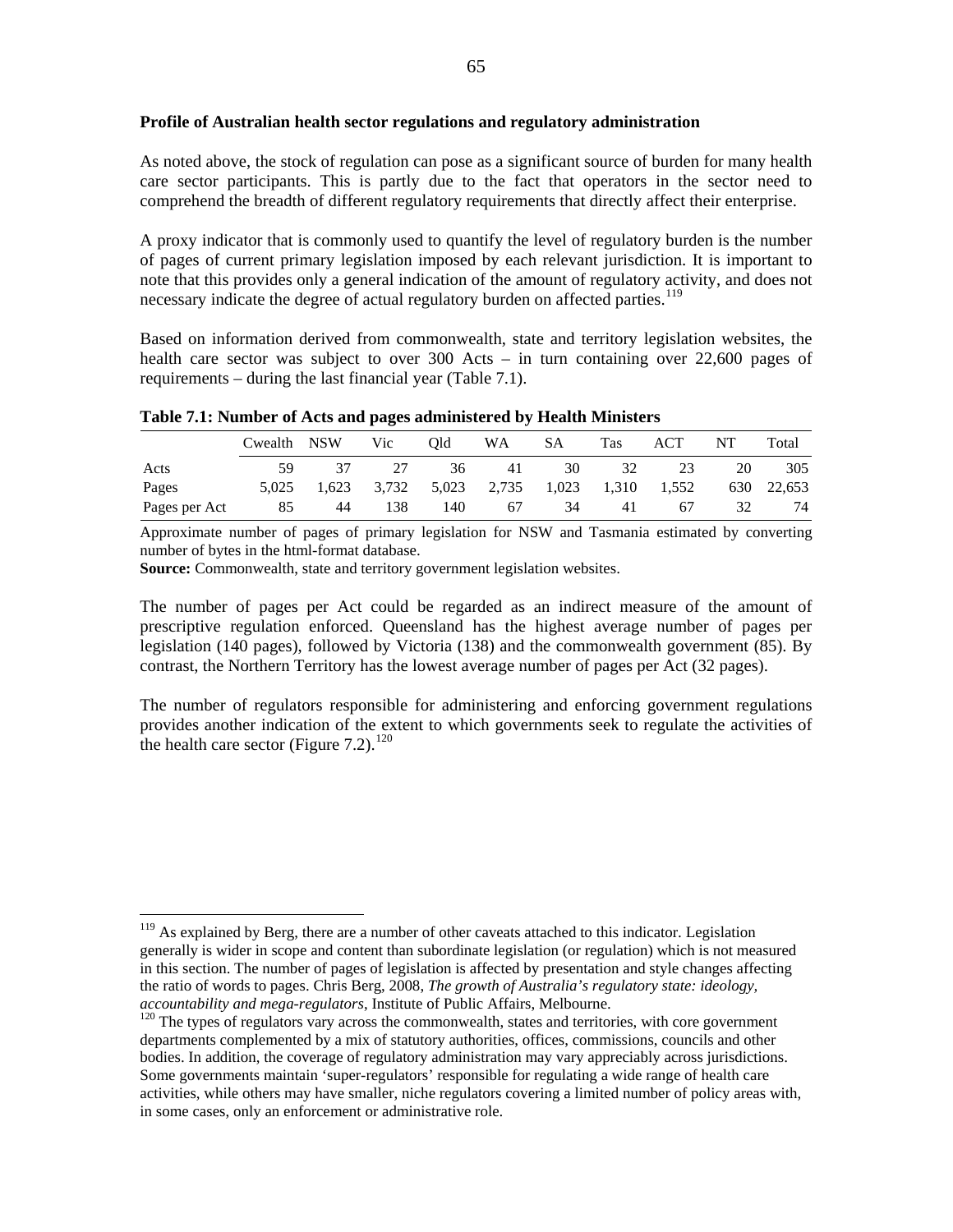**Profile of Australian health sector regulations and regulatory administration**

As noted above, the stock of regulation can pose as a significant source of burden for many health care sector participants. This is partly due to the fact that operators in the sector need to comprehend the breadth of different regulatory requirements that directly affect their enterprise.

A proxy indicator that is commonly used to quantify the level of regulatory burden is the number of pages of current primary legislation imposed by each relevant jurisdiction. It is important to note that this provides only a general indication of the amount of regulatory activity, and does not necessary indicate the degree of actual regulatory burden on affected parties.[119]

Based on information derived from commonwealth, state and territory legislation websites, the health care sector was subject to over 300 Acts – in turn containing over 22,600 pages of requirements – during the last financial year (Table 7.1).

**Table 7.1: Number of Acts and pages administered by Health Ministers**

| | Cwealth | NSW | Vic | Qld | WA | SA | Tas | ACT | NT | Total |
|---|---|---|---|---|---|---|---|---|---|---|
| Acts | 59 | 37 | 27 | 36 | 41 | 30 | 32 | 23 | 20 | 305 |
| Pages | 5,025 | 1,623 | 3,732 | 5,023 | 2,735 | 1,023 | 1,310 | 1,552 | 630 | 22,653 |
| Pages per Act | 85 | 44 | 138 | 140 | 67 | 34 | 41 | 67 | 32 | 74 |

Approximate number of pages of primary legislation for NSW and Tasmania estimated by converting number of bytes in the html-format database.

**Source:** Commonwealth, state and territory government legislation websites.

The number of pages per Act could be regarded as an indirect measure of the amount of prescriptive regulation enforced. Queensland has the highest average number of pages per legislation (140 pages), followed by Victoria (138) and the commonwealth government (85). By contrast, the Northern Territory has the lowest average number of pages per Act (32 pages).

The number of regulators responsible for administering and enforcing government regulations provides another indication of the extent to which governments seek to regulate the activities of the health care sector (Figure 7.2).[120]

---

[119] As explained by Berg, there are a number of other caveats attached to this indicator. Legislation generally is wider in scope and content than subordinate legislation (or regulation) which is not measured in this section. The number of pages of legislation is affected by presentation and style changes affecting the ratio of words to pages. Chris Berg, 2008, *The growth of Australia's regulatory state: ideology, accountability and mega-regulators*, Institute of Public Affairs, Melbourne.

[120] The types of regulators vary across the commonwealth, states and territories, with core government departments complemented by a mix of statutory authorities, offices, commissions, councils and other bodies. In addition, the coverage of regulatory administration may vary appreciably across jurisdictions. Some governments maintain 'super-regulators' responsible for regulating a wide range of health care activities, while others may have smaller, niche regulators covering a limited number of policy areas with, in some cases, only an enforcement or administrative role.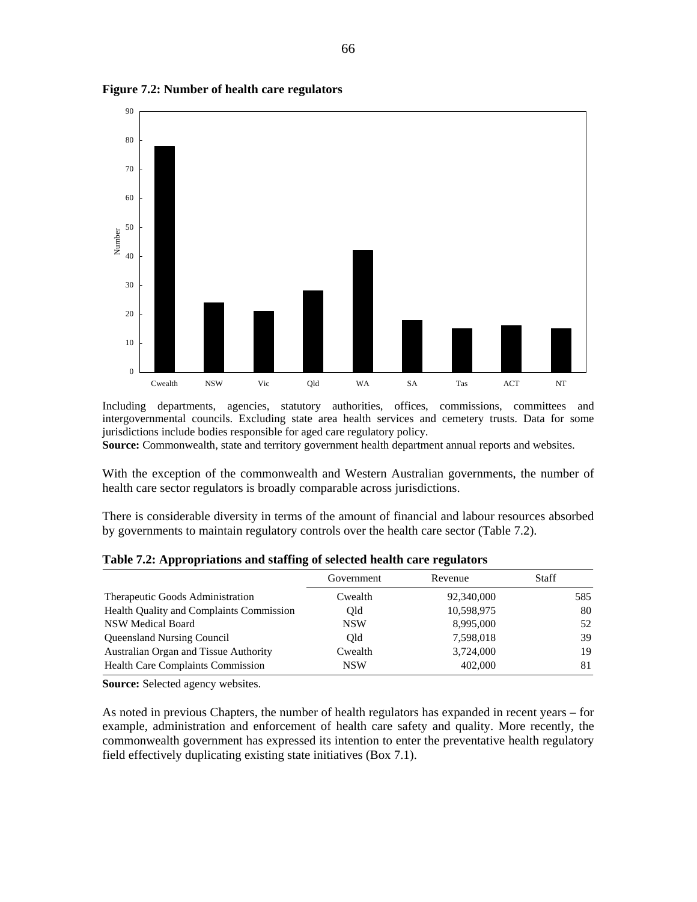**Figure 7.2: Number of health care regulators**

Including departments, agencies, statutory authorities, offices, commissions, committees and intergovernmental councils. Excluding state area health services and cemetery trusts. Data for some jurisdictions include bodies responsible for aged care regulatory policy.

**Source:** Commonwealth, state and territory government health department annual reports and websites.

With the exception of the commonwealth and Western Australian governments, the number of health care sector regulators is broadly comparable across jurisdictions.

There is considerable diversity in terms of the amount of financial and labour resources absorbed by governments to maintain regulatory controls over the health care sector (Table 7.2).

**Table 7.2: Appropriations and staffing of selected health care regulators**

| | Government | Revenue | Staff |
|---|---|---|---|
| Therapeutic Goods Administration | Cwealth | 92,340,000 | 585 |
| Health Quality and Complaints Commission | Qld | 10,598,975 | 80 |
| NSW Medical Board | NSW | 8,995,000 | 52 |
| Queensland Nursing Council | Qld | 7,598,018 | 39 |
| Australian Organ and Tissue Authority | Cwealth | 3,724,000 | 19 |
| Health Care Complaints Commission | NSW | 402,000 | 81 |

**Source:** Selected agency websites.

As noted in previous Chapters, the number of health regulators has expanded in recent years – for example, administration and enforcement of health care safety and quality. More recently, the commonwealth government has expressed its intention to enter the preventative health regulatory field effectively duplicating existing state initiatives (Box 7.1).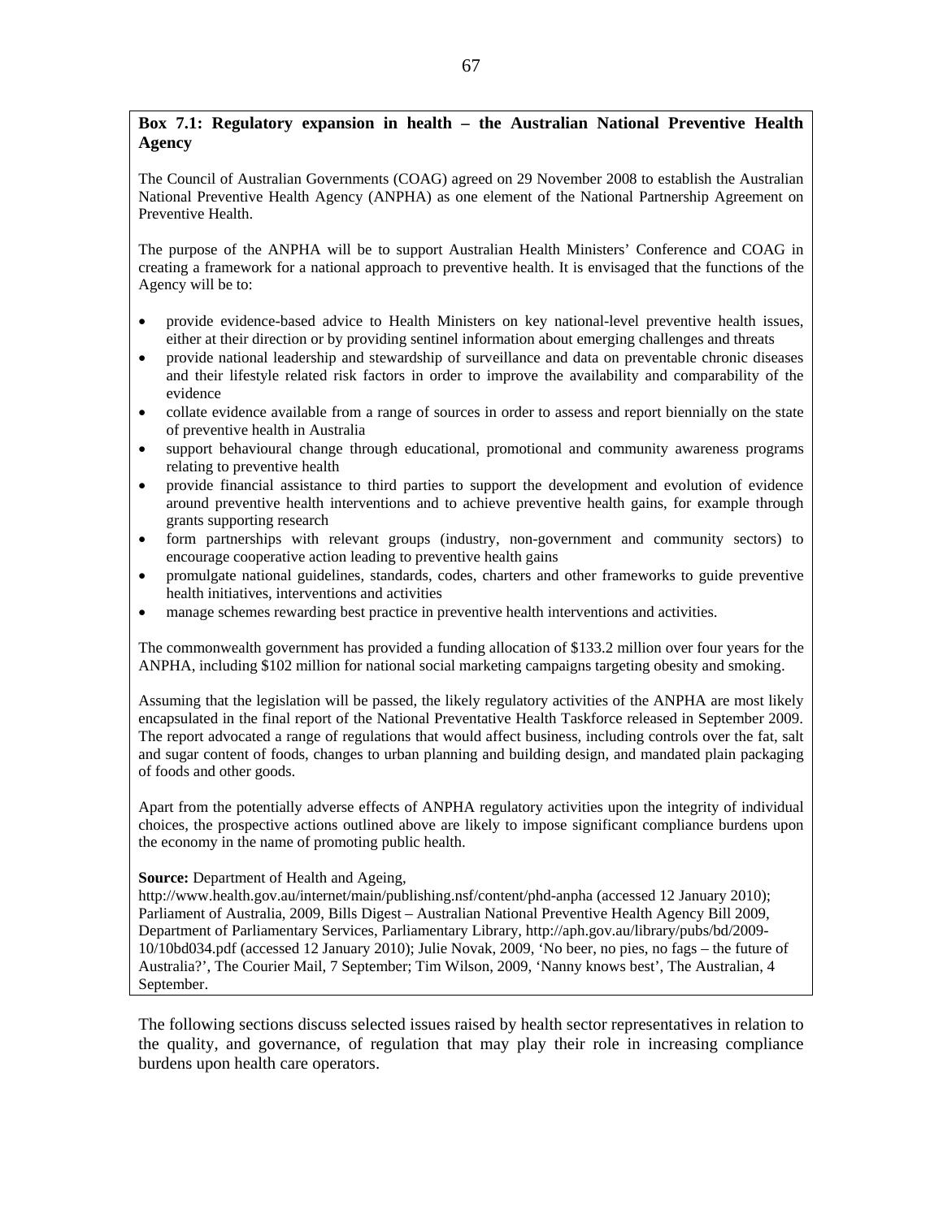**Box 7.1: Regulatory expansion in health – the Australian National Preventive Health Agency**

The Council of Australian Governments (COAG) agreed on 29 November 2008 to establish the Australian National Preventive Health Agency (ANPHA) as one element of the National Partnership Agreement on Preventive Health.

The purpose of the ANPHA will be to support Australian Health Ministers' Conference and COAG in creating a framework for a national approach to preventive health. It is envisaged that the functions of the Agency will be to:

- provide evidence-based advice to Health Ministers on key national-level preventive health issues, either at their direction or by providing sentinel information about emerging challenges and threats
- provide national leadership and stewardship of surveillance and data on preventable chronic diseases and their lifestyle related risk factors in order to improve the availability and comparability of the evidence
- collate evidence available from a range of sources in order to assess and report biennially on the state of preventive health in Australia
- support behavioural change through educational, promotional and community awareness programs relating to preventive health
- provide financial assistance to third parties to support the development and evolution of evidence around preventive health interventions and to achieve preventive health gains, for example through grants supporting research
- form partnerships with relevant groups (industry, non-government and community sectors) to encourage cooperative action leading to preventive health gains
- promulgate national guidelines, standards, codes, charters and other frameworks to guide preventive health initiatives, interventions and activities
- manage schemes rewarding best practice in preventive health interventions and activities.

The commonwealth government has provided a funding allocation of $133.2 million over four years for the ANPHA, including $102 million for national social marketing campaigns targeting obesity and smoking.

Assuming that the legislation will be passed, the likely regulatory activities of the ANPHA are most likely encapsulated in the final report of the National Preventative Health Taskforce released in September 2009. The report advocated a range of regulations that would affect business, including controls over the fat, salt and sugar content of foods, changes to urban planning and building design, and mandated plain packaging of foods and other goods.

Apart from the potentially adverse effects of ANPHA regulatory activities upon the integrity of individual choices, the prospective actions outlined above are likely to impose significant compliance burdens upon the economy in the name of promoting public health.

**Source:** Department of Health and Ageing, http://www.health.gov.au/internet/main/publishing.nsf/content/phd-anpha (accessed 12 January 2010); Parliament of Australia, 2009, Bills Digest – Australian National Preventive Health Agency Bill 2009, Department of Parliamentary Services, Parliamentary Library, http://aph.gov.au/library/pubs/bd/2009-10/10bd034.pdf (accessed 12 January 2010); Julie Novak, 2009, 'No beer, no pies, no fags – the future of Australia?', The Courier Mail, 7 September; Tim Wilson, 2009, 'Nanny knows best', The Australian, 4 September.

The following sections discuss selected issues raised by health sector representatives in relation to the quality, and governance, of regulation that may play their role in increasing compliance burdens upon health care operators.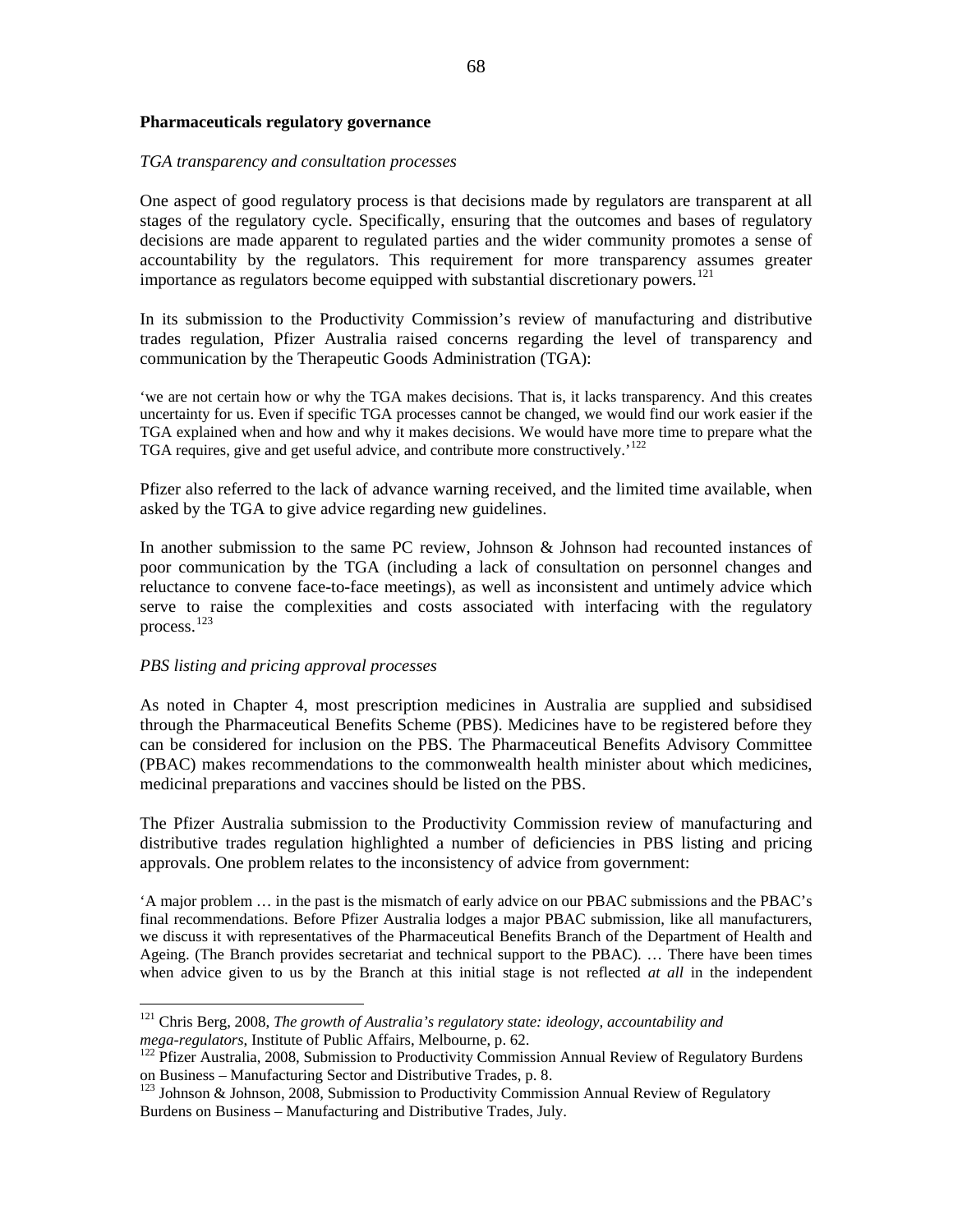**Pharmaceuticals regulatory governance**

*TGA transparency and consultation processes*

One aspect of good regulatory process is that decisions made by regulators are transparent at all stages of the regulatory cycle. Specifically, ensuring that the outcomes and bases of regulatory decisions are made apparent to regulated parties and the wider community promotes a sense of accountability by the regulators. This requirement for more transparency assumes greater importance as regulators become equipped with substantial discretionary powers.[121]

In its submission to the Productivity Commission's review of manufacturing and distributive trades regulation, Pfizer Australia raised concerns regarding the level of transparency and communication by the Therapeutic Goods Administration (TGA):

'we are not certain how or why the TGA makes decisions. That is, it lacks transparency. And this creates uncertainty for us. Even if specific TGA processes cannot be changed, we would find our work easier if the TGA explained when and how and why it makes decisions. We would have more time to prepare what the TGA requires, give and get useful advice, and contribute more constructively.'[122]

Pfizer also referred to the lack of advance warning received, and the limited time available, when asked by the TGA to give advice regarding new guidelines.

In another submission to the same PC review, Johnson & Johnson had recounted instances of poor communication by the TGA (including a lack of consultation on personnel changes and reluctance to convene face-to-face meetings), as well as inconsistent and untimely advice which serve to raise the complexities and costs associated with interfacing with the regulatory process.[123]

*PBS listing and pricing approval processes*

As noted in Chapter 4, most prescription medicines in Australia are supplied and subsidised through the Pharmaceutical Benefits Scheme (PBS). Medicines have to be registered before they can be considered for inclusion on the PBS. The Pharmaceutical Benefits Advisory Committee (PBAC) makes recommendations to the commonwealth health minister about which medicines, medicinal preparations and vaccines should be listed on the PBS.

The Pfizer Australia submission to the Productivity Commission review of manufacturing and distributive trades regulation highlighted a number of deficiencies in PBS listing and pricing approvals. One problem relates to the inconsistency of advice from government:

'A major problem … in the past is the mismatch of early advice on our PBAC submissions and the PBAC's final recommendations. Before Pfizer Australia lodges a major PBAC submission, like all manufacturers, we discuss it with representatives of the Pharmaceutical Benefits Branch of the Department of Health and Ageing. (The Branch provides secretariat and technical support to the PBAC). … There have been times when advice given to us by the Branch at this initial stage is not reflected *at all* in the independent

---

[121] Chris Berg, 2008, *The growth of Australia's regulatory state: ideology, accountability and mega-regulators*, Institute of Public Affairs, Melbourne, p. 62.

[122] Pfizer Australia, 2008, Submission to Productivity Commission Annual Review of Regulatory Burdens on Business – Manufacturing Sector and Distributive Trades, p. 8.

[123] Johnson & Johnson, 2008, Submission to Productivity Commission Annual Review of Regulatory Burdens on Business – Manufacturing and Distributive Trades, July.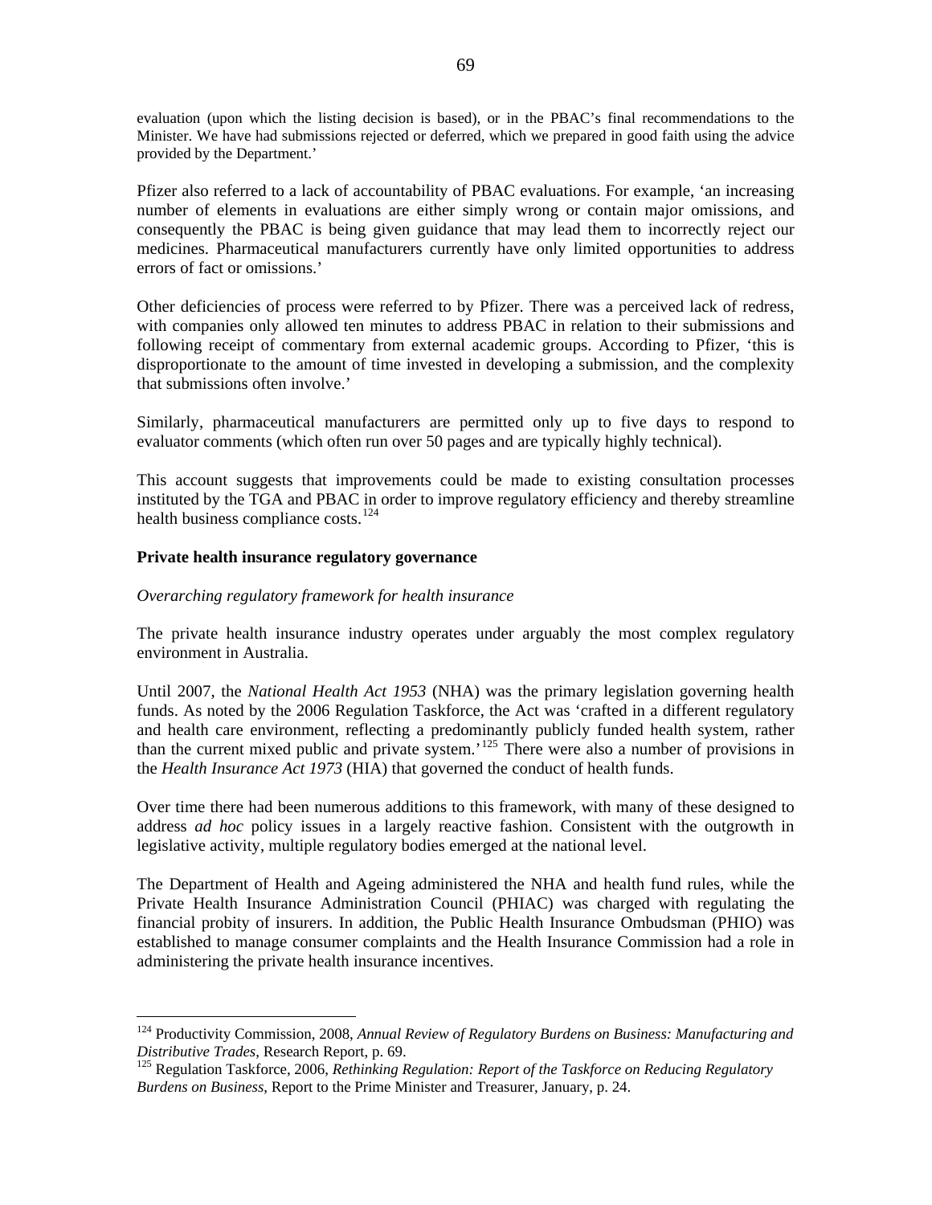evaluation (upon which the listing decision is based), or in the PBAC's final recommendations to the Minister. We have had submissions rejected or deferred, which we prepared in good faith using the advice provided by the Department.'

Pfizer also referred to a lack of accountability of PBAC evaluations. For example, 'an increasing number of elements in evaluations are either simply wrong or contain major omissions, and consequently the PBAC is being given guidance that may lead them to incorrectly reject our medicines. Pharmaceutical manufacturers currently have only limited opportunities to address errors of fact or omissions.'

Other deficiencies of process were referred to by Pfizer. There was a perceived lack of redress, with companies only allowed ten minutes to address PBAC in relation to their submissions and following receipt of commentary from external academic groups. According to Pfizer, 'this is disproportionate to the amount of time invested in developing a submission, and the complexity that submissions often involve.'

Similarly, pharmaceutical manufacturers are permitted only up to five days to respond to evaluator comments (which often run over 50 pages and are typically highly technical).

This account suggests that improvements could be made to existing consultation processes instituted by the TGA and PBAC in order to improve regulatory efficiency and thereby streamline health business compliance costs.[124]

**Private health insurance regulatory governance**

*Overarching regulatory framework for health insurance*

The private health insurance industry operates under arguably the most complex regulatory environment in Australia.

Until 2007, the *National Health Act 1953* (NHA) was the primary legislation governing health funds. As noted by the 2006 Regulation Taskforce, the Act was 'crafted in a different regulatory and health care environment, reflecting a predominantly publicly funded health system, rather than the current mixed public and private system.'[125] There were also a number of provisions in the *Health Insurance Act 1973* (HIA) that governed the conduct of health funds.

Over time there had been numerous additions to this framework, with many of these designed to address *ad hoc* policy issues in a largely reactive fashion. Consistent with the outgrowth in legislative activity, multiple regulatory bodies emerged at the national level.

The Department of Health and Ageing administered the NHA and health fund rules, while the Private Health Insurance Administration Council (PHIAC) was charged with regulating the financial probity of insurers. In addition, the Public Health Insurance Ombudsman (PHIO) was established to manage consumer complaints and the Health Insurance Commission had a role in administering the private health insurance incentives.

---

[124] Productivity Commission, 2008, *Annual Review of Regulatory Burdens on Business: Manufacturing and Distributive Trades*, Research Report, p. 69.

[125] Regulation Taskforce, 2006, *Rethinking Regulation: Report of the Taskforce on Reducing Regulatory Burdens on Business*, Report to the Prime Minister and Treasurer, January, p. 24.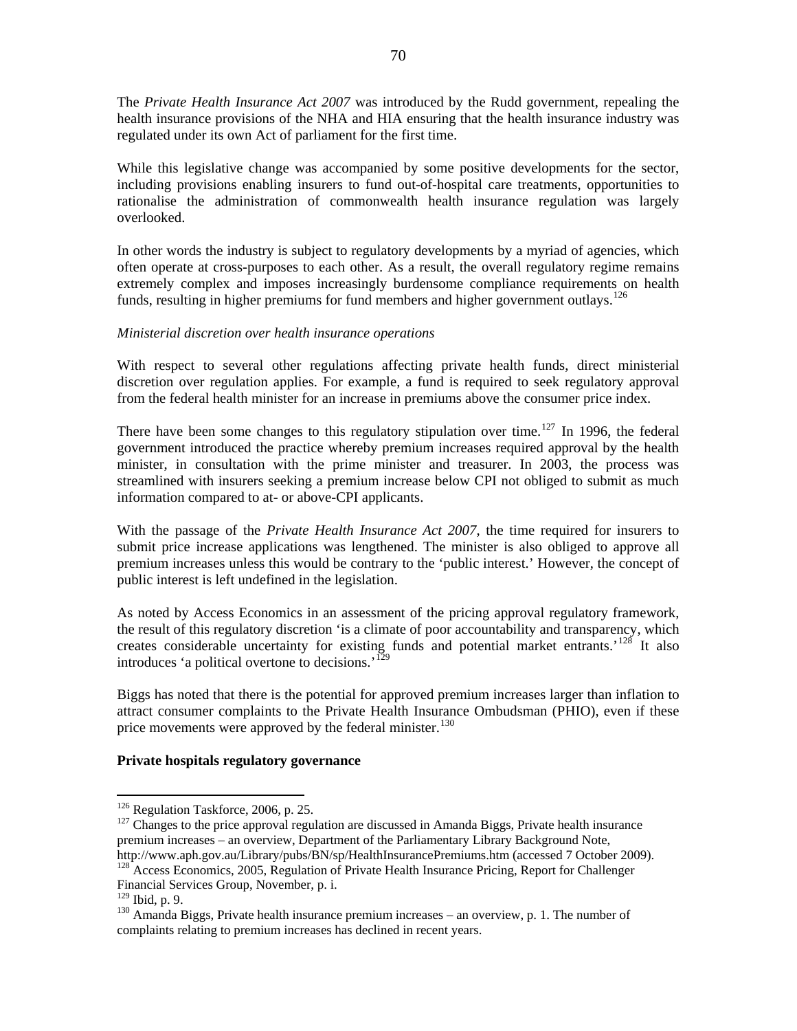The *Private Health Insurance Act 2007* was introduced by the Rudd government, repealing the health insurance provisions of the NHA and HIA ensuring that the health insurance industry was regulated under its own Act of parliament for the first time.

While this legislative change was accompanied by some positive developments for the sector, including provisions enabling insurers to fund out-of-hospital care treatments, opportunities to rationalise the administration of commonwealth health insurance regulation was largely overlooked.

In other words the industry is subject to regulatory developments by a myriad of agencies, which often operate at cross-purposes to each other. As a result, the overall regulatory regime remains extremely complex and imposes increasingly burdensome compliance requirements on health funds, resulting in higher premiums for fund members and higher government outlays.[126]

*Ministerial discretion over health insurance operations*

With respect to several other regulations affecting private health funds, direct ministerial discretion over regulation applies. For example, a fund is required to seek regulatory approval from the federal health minister for an increase in premiums above the consumer price index.

There have been some changes to this regulatory stipulation over time.[127] In 1996, the federal government introduced the practice whereby premium increases required approval by the health minister, in consultation with the prime minister and treasurer. In 2003, the process was streamlined with insurers seeking a premium increase below CPI not obliged to submit as much information compared to at- or above-CPI applicants.

With the passage of the *Private Health Insurance Act 2007*, the time required for insurers to submit price increase applications was lengthened. The minister is also obliged to approve all premium increases unless this would be contrary to the 'public interest.' However, the concept of public interest is left undefined in the legislation.

As noted by Access Economics in an assessment of the pricing approval regulatory framework, the result of this regulatory discretion 'is a climate of poor accountability and transparency, which creates considerable uncertainty for existing funds and potential market entrants.'[128] It also introduces 'a political overtone to decisions.'[129]

Biggs has noted that there is the potential for approved premium increases larger than inflation to attract consumer complaints to the Private Health Insurance Ombudsman (PHIO), even if these price movements were approved by the federal minister.[130]

**Private hospitals regulatory governance**

---

[126] Regulation Taskforce, 2006, p. 25.

[127] Changes to the price approval regulation are discussed in Amanda Biggs, Private health insurance premium increases – an overview, Department of the Parliamentary Library Background Note, http://www.aph.gov.au/Library/pubs/BN/sp/HealthInsurancePremiums.htm (accessed 7 October 2009).

[128] Access Economics, 2005, Regulation of Private Health Insurance Pricing, Report for Challenger Financial Services Group, November, p. i.

[129] Ibid, p. 9.

[130] Amanda Biggs, Private health insurance premium increases – an overview, p. 1. The number of complaints relating to premium increases has declined in recent years.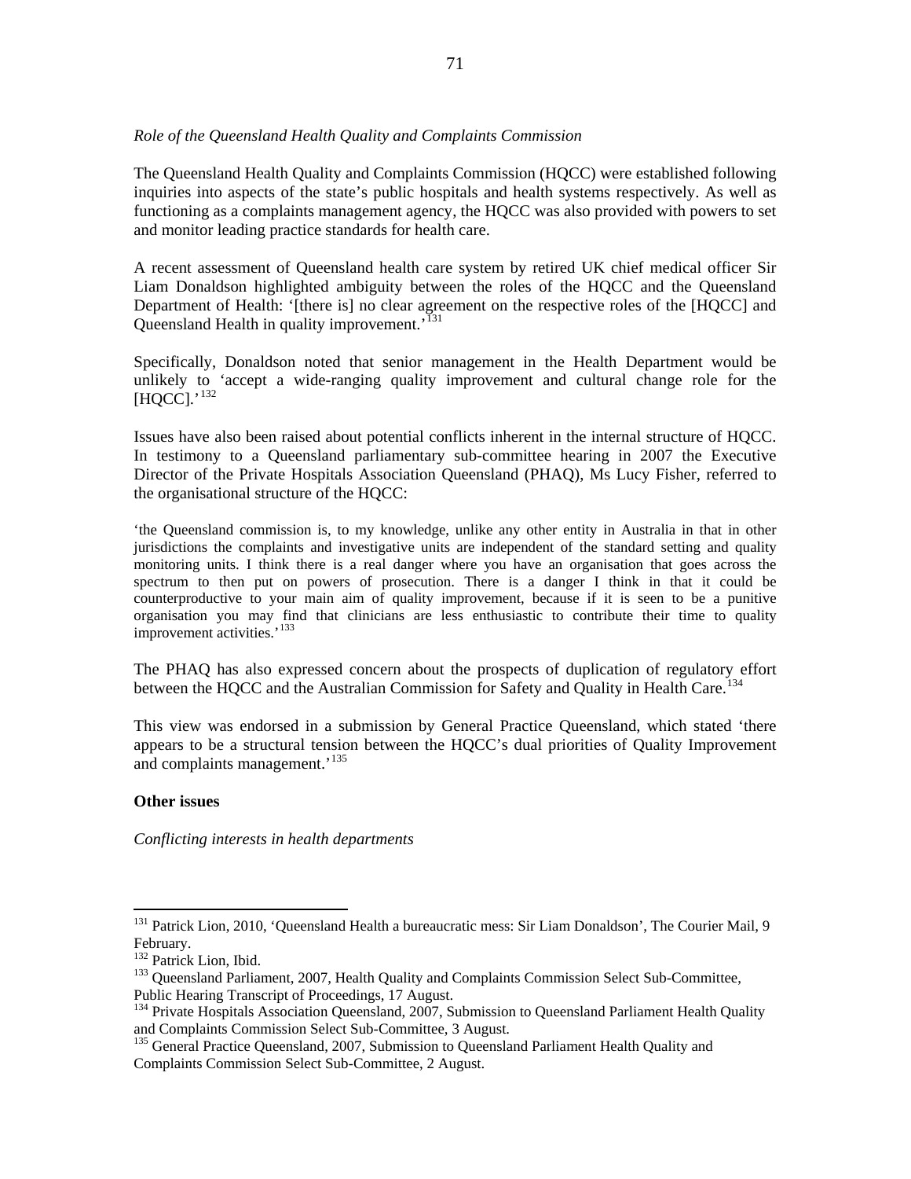*Role of the Queensland Health Quality and Complaints Commission*

The Queensland Health Quality and Complaints Commission (HQCC) were established following inquiries into aspects of the state's public hospitals and health systems respectively. As well as functioning as a complaints management agency, the HQCC was also provided with powers to set and monitor leading practice standards for health care.

A recent assessment of Queensland health care system by retired UK chief medical officer Sir Liam Donaldson highlighted ambiguity between the roles of the HQCC and the Queensland Department of Health: '[there is] no clear agreement on the respective roles of the [HQCC] and Queensland Health in quality improvement.'[131]

Specifically, Donaldson noted that senior management in the Health Department would be unlikely to 'accept a wide-ranging quality improvement and cultural change role for the [HQCC].'[132]

Issues have also been raised about potential conflicts inherent in the internal structure of HQCC. In testimony to a Queensland parliamentary sub-committee hearing in 2007 the Executive Director of the Private Hospitals Association Queensland (PHAQ), Ms Lucy Fisher, referred to the organisational structure of the HQCC:

> 'the Queensland commission is, to my knowledge, unlike any other entity in Australia in that in other jurisdictions the complaints and investigative units are independent of the standard setting and quality monitoring units. I think there is a real danger where you have an organisation that goes across the spectrum to then put on powers of prosecution. There is a danger I think in that it could be counterproductive to your main aim of quality improvement, because if it is seen to be a punitive organisation you may find that clinicians are less enthusiastic to contribute their time to quality improvement activities.'[133]

The PHAQ has also expressed concern about the prospects of duplication of regulatory effort between the HQCC and the Australian Commission for Safety and Quality in Health Care.[134]

This view was endorsed in a submission by General Practice Queensland, which stated 'there appears to be a structural tension between the HQCC's dual priorities of Quality Improvement and complaints management.'[135]

**Other issues**

*Conflicting interests in health departments*

---

[131] Patrick Lion, 2010, 'Queensland Health a bureaucratic mess: Sir Liam Donaldson', The Courier Mail, 9 February.

[132] Patrick Lion, Ibid.

[133] Queensland Parliament, 2007, Health Quality and Complaints Commission Select Sub-Committee, Public Hearing Transcript of Proceedings, 17 August.

[134] Private Hospitals Association Queensland, 2007, Submission to Queensland Parliament Health Quality and Complaints Commission Select Sub-Committee, 3 August.

[135] General Practice Queensland, 2007, Submission to Queensland Parliament Health Quality and Complaints Commission Select Sub-Committee, 2 August.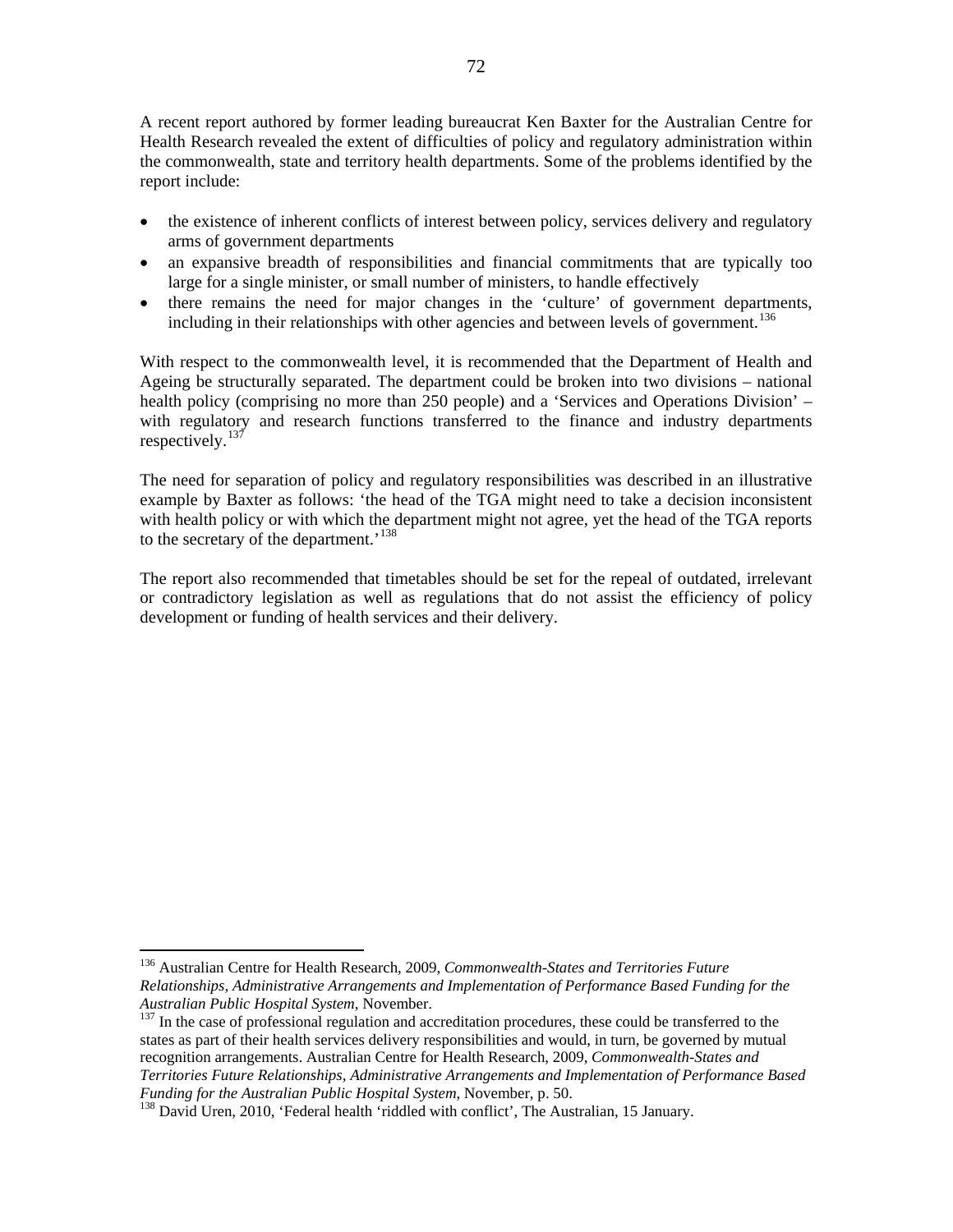A recent report authored by former leading bureaucrat Ken Baxter for the Australian Centre for Health Research revealed the extent of difficulties of policy and regulatory administration within the commonwealth, state and territory health departments. Some of the problems identified by the report include:

- the existence of inherent conflicts of interest between policy, services delivery and regulatory arms of government departments
- an expansive breadth of responsibilities and financial commitments that are typically too large for a single minister, or small number of ministers, to handle effectively
- there remains the need for major changes in the 'culture' of government departments, including in their relationships with other agencies and between levels of government.[136]

With respect to the commonwealth level, it is recommended that the Department of Health and Ageing be structurally separated. The department could be broken into two divisions – national health policy (comprising no more than 250 people) and a 'Services and Operations Division' – with regulatory and research functions transferred to the finance and industry departments respectively.[137]

The need for separation of policy and regulatory responsibilities was described in an illustrative example by Baxter as follows: 'the head of the TGA might need to take a decision inconsistent with health policy or with which the department might not agree, yet the head of the TGA reports to the secretary of the department.'[138]

The report also recommended that timetables should be set for the repeal of outdated, irrelevant or contradictory legislation as well as regulations that do not assist the efficiency of policy development or funding of health services and their delivery.

---

[136] Australian Centre for Health Research, 2009, *Commonwealth-States and Territories Future Relationships, Administrative Arrangements and Implementation of Performance Based Funding for the Australian Public Hospital System*, November.

[137] In the case of professional regulation and accreditation procedures, these could be transferred to the states as part of their health services delivery responsibilities and would, in turn, be governed by mutual recognition arrangements. Australian Centre for Health Research, 2009, *Commonwealth-States and Territories Future Relationships, Administrative Arrangements and Implementation of Performance Based Funding for the Australian Public Hospital System*, November, p. 50.

[138] David Uren, 2010, 'Federal health 'riddled with conflict', The Australian, 15 January.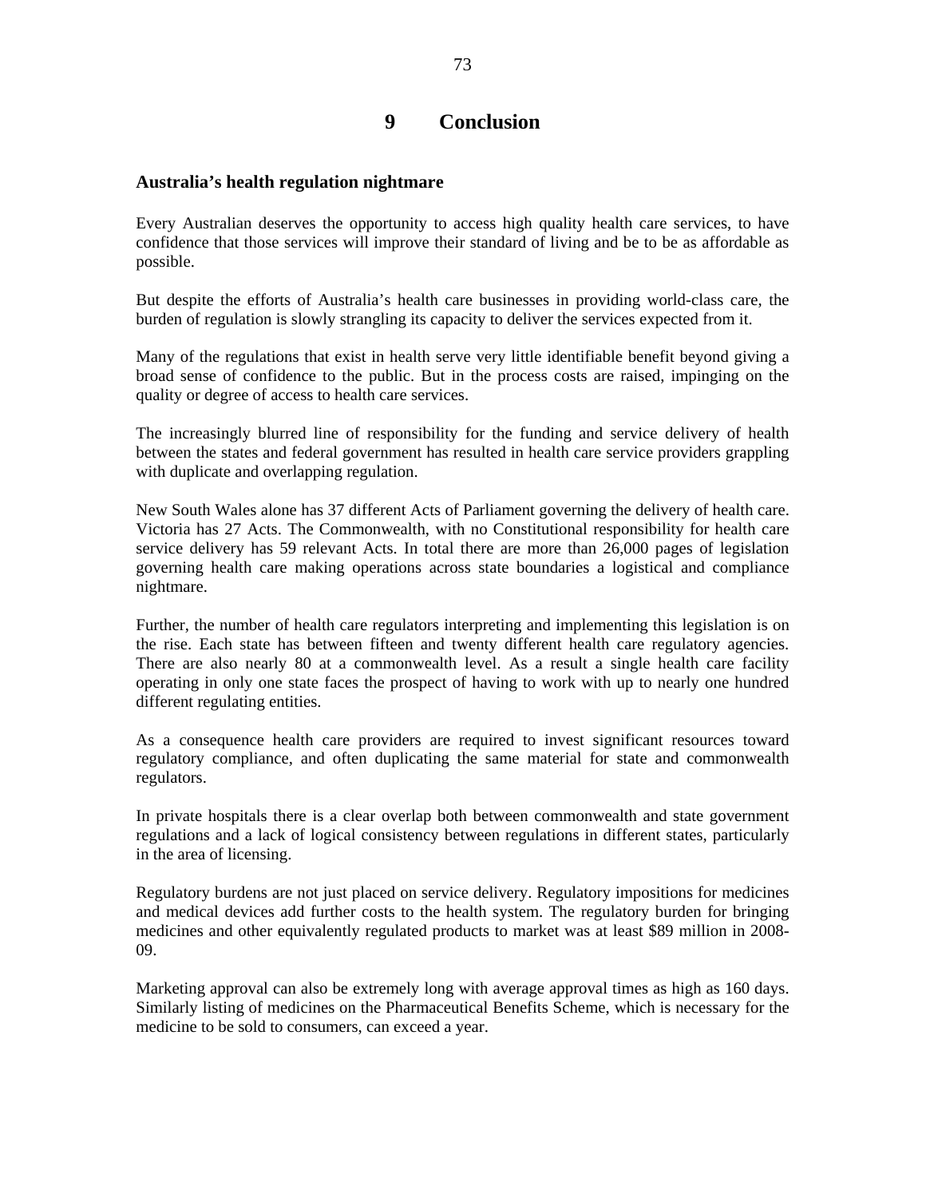# 9 Conclusion

## Australia's health regulation nightmare

Every Australian deserves the opportunity to access high quality health care services, to have confidence that those services will improve their standard of living and be to be as affordable as possible.

But despite the efforts of Australia's health care businesses in providing world-class care, the burden of regulation is slowly strangling its capacity to deliver the services expected from it.

Many of the regulations that exist in health serve very little identifiable benefit beyond giving a broad sense of confidence to the public. But in the process costs are raised, impinging on the quality or degree of access to health care services.

The increasingly blurred line of responsibility for the funding and service delivery of health between the states and federal government has resulted in health care service providers grappling with duplicate and overlapping regulation.

New South Wales alone has 37 different Acts of Parliament governing the delivery of health care. Victoria has 27 Acts. The Commonwealth, with no Constitutional responsibility for health care service delivery has 59 relevant Acts. In total there are more than 26,000 pages of legislation governing health care making operations across state boundaries a logistical and compliance nightmare.

Further, the number of health care regulators interpreting and implementing this legislation is on the rise. Each state has between fifteen and twenty different health care regulatory agencies. There are also nearly 80 at a commonwealth level. As a result a single health care facility operating in only one state faces the prospect of having to work with up to nearly one hundred different regulating entities.

As a consequence health care providers are required to invest significant resources toward regulatory compliance, and often duplicating the same material for state and commonwealth regulators.

In private hospitals there is a clear overlap both between commonwealth and state government regulations and a lack of logical consistency between regulations in different states, particularly in the area of licensing.

Regulatory burdens are not just placed on service delivery. Regulatory impositions for medicines and medical devices add further costs to the health system. The regulatory burden for bringing medicines and other equivalently regulated products to market was at least $89 million in 2008-09.

Marketing approval can also be extremely long with average approval times as high as 160 days. Similarly listing of medicines on the Pharmaceutical Benefits Scheme, which is necessary for the medicine to be sold to consumers, can exceed a year.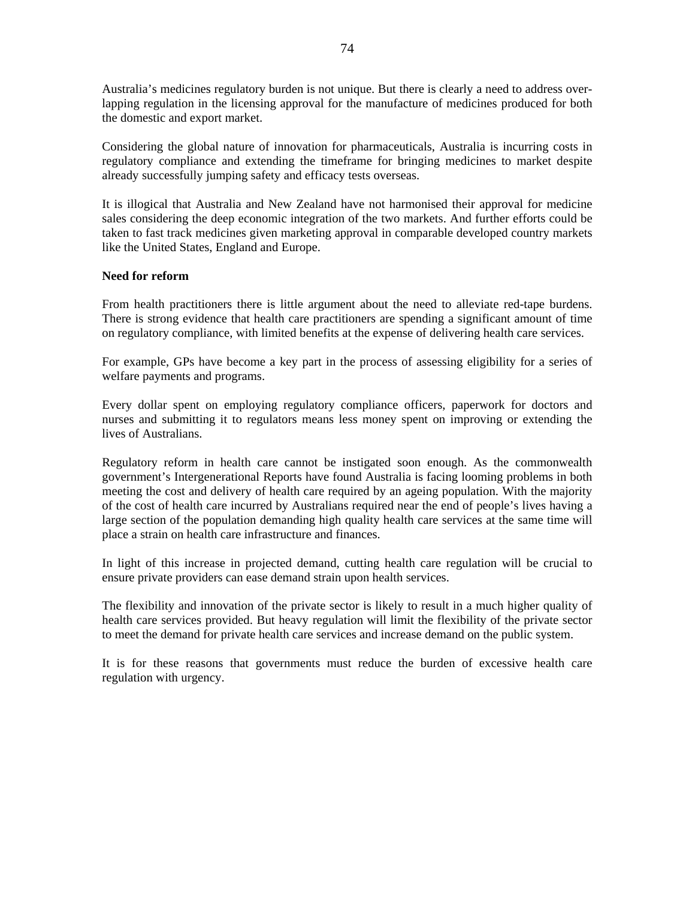Australia's medicines regulatory burden is not unique. But there is clearly a need to address over-lapping regulation in the licensing approval for the manufacture of medicines produced for both the domestic and export market.

Considering the global nature of innovation for pharmaceuticals, Australia is incurring costs in regulatory compliance and extending the timeframe for bringing medicines to market despite already successfully jumping safety and efficacy tests overseas.

It is illogical that Australia and New Zealand have not harmonised their approval for medicine sales considering the deep economic integration of the two markets. And further efforts could be taken to fast track medicines given marketing approval in comparable developed country markets like the United States, England and Europe.

**Need for reform**

From health practitioners there is little argument about the need to alleviate red-tape burdens. There is strong evidence that health care practitioners are spending a significant amount of time on regulatory compliance, with limited benefits at the expense of delivering health care services.

For example, GPs have become a key part in the process of assessing eligibility for a series of welfare payments and programs.

Every dollar spent on employing regulatory compliance officers, paperwork for doctors and nurses and submitting it to regulators means less money spent on improving or extending the lives of Australians.

Regulatory reform in health care cannot be instigated soon enough. As the commonwealth government's Intergenerational Reports have found Australia is facing looming problems in both meeting the cost and delivery of health care required by an ageing population. With the majority of the cost of health care incurred by Australians required near the end of people's lives having a large section of the population demanding high quality health care services at the same time will place a strain on health care infrastructure and finances.

In light of this increase in projected demand, cutting health care regulation will be crucial to ensure private providers can ease demand strain upon health services.

The flexibility and innovation of the private sector is likely to result in a much higher quality of health care services provided. But heavy regulation will limit the flexibility of the private sector to meet the demand for private health care services and increase demand on the public system.

It is for these reasons that governments must reduce the burden of excessive health care regulation with urgency.